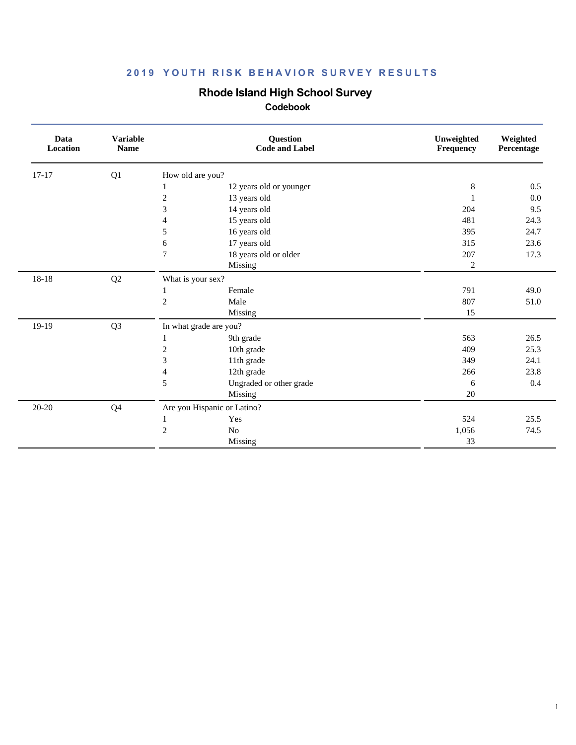# 2019 YOUTH RISK BEHAVIOR SURVEY RESULTS

## Rhode Island High School Survey

### Codebook

| Data Location | Variable Name | Question Code and Label | | Unweighted Frequency | Weighted Percentage |
|---|---|---|---|---|---|
| 17-17 | Q1 | How old are you? | | | |
| | | 1 | 12 years old or younger | 8 | 0.5 |
| | | 2 | 13 years old | 1 | 0.0 |
| | | 3 | 14 years old | 204 | 9.5 |
| | | 4 | 15 years old | 481 | 24.3 |
| | | 5 | 16 years old | 395 | 24.7 |
| | | 6 | 17 years old | 315 | 23.6 |
| | | 7 | 18 years old or older | 207 | 17.3 |
| | | | Missing | 2 | |
| 18-18 | Q2 | What is your sex? | | | |
| | | 1 | Female | 791 | 49.0 |
| | | 2 | Male | 807 | 51.0 |
| | | | Missing | 15 | |
| 19-19 | Q3 | In what grade are you? | | | |
| | | 1 | 9th grade | 563 | 26.5 |
| | | 2 | 10th grade | 409 | 25.3 |
| | | 3 | 11th grade | 349 | 24.1 |
| | | 4 | 12th grade | 266 | 23.8 |
| | | 5 | Ungraded or other grade | 6 | 0.4 |
| | | | Missing | 20 | |
| 20-20 | Q4 | Are you Hispanic or Latino? | | | |
| | | 1 | Yes | 524 | 25.5 |
| | | 2 | No | 1,056 | 74.5 |
| | | | Missing | 33 | |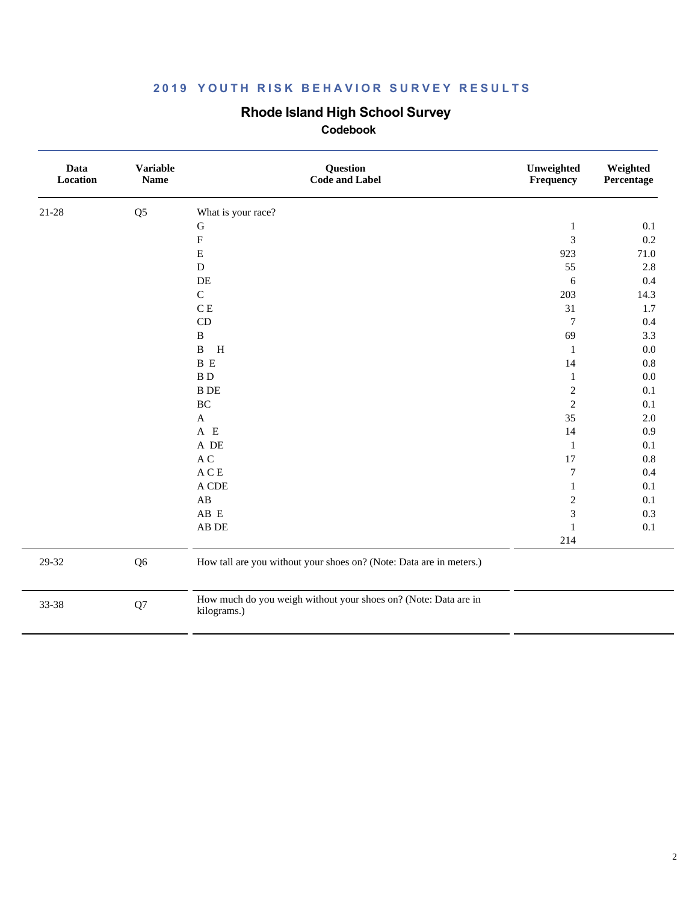## 2019 YOUTH RISK BEHAVIOR SURVEY RESULTS

### Rhode Island High School Survey

#### Codebook

| Data Location | Variable Name | Question Code and Label | Unweighted Frequency | Weighted Percentage |
|---|---|---|---|---|
| 21-28 | Q5 | What is your race? | | |
| | | G | 1 | 0.1 |
| | | F | 3 | 0.2 |
| | | E | 923 | 71.0 |
| | | D | 55 | 2.8 |
| | | DE | 6 | 0.4 |
| | | C | 203 | 14.3 |
| | | C E | 31 | 1.7 |
| | | CD | 7 | 0.4 |
| | | B | 69 | 3.3 |
| | | B H | 1 | 0.0 |
| | | B E | 14 | 0.8 |
| | | B D | 1 | 0.0 |
| | | B DE | 2 | 0.1 |
| | | BC | 2 | 0.1 |
| | | A | 35 | 2.0 |
| | | A E | 14 | 0.9 |
| | | A DE | 1 | 0.1 |
| | | A C | 17 | 0.8 |
| | | A C E | 7 | 0.4 |
| | | A CDE | 1 | 0.1 |
| | | AB | 2 | 0.1 |
| | | AB E | 3 | 0.3 |
| | | AB DE | 1 | 0.1 |
| | | | 214 | |
| 29-32 | Q6 | How tall are you without your shoes on? (Note: Data are in meters.) | | |
| 33-38 | Q7 | How much do you weigh without your shoes on? (Note: Data are in kilograms.) | | |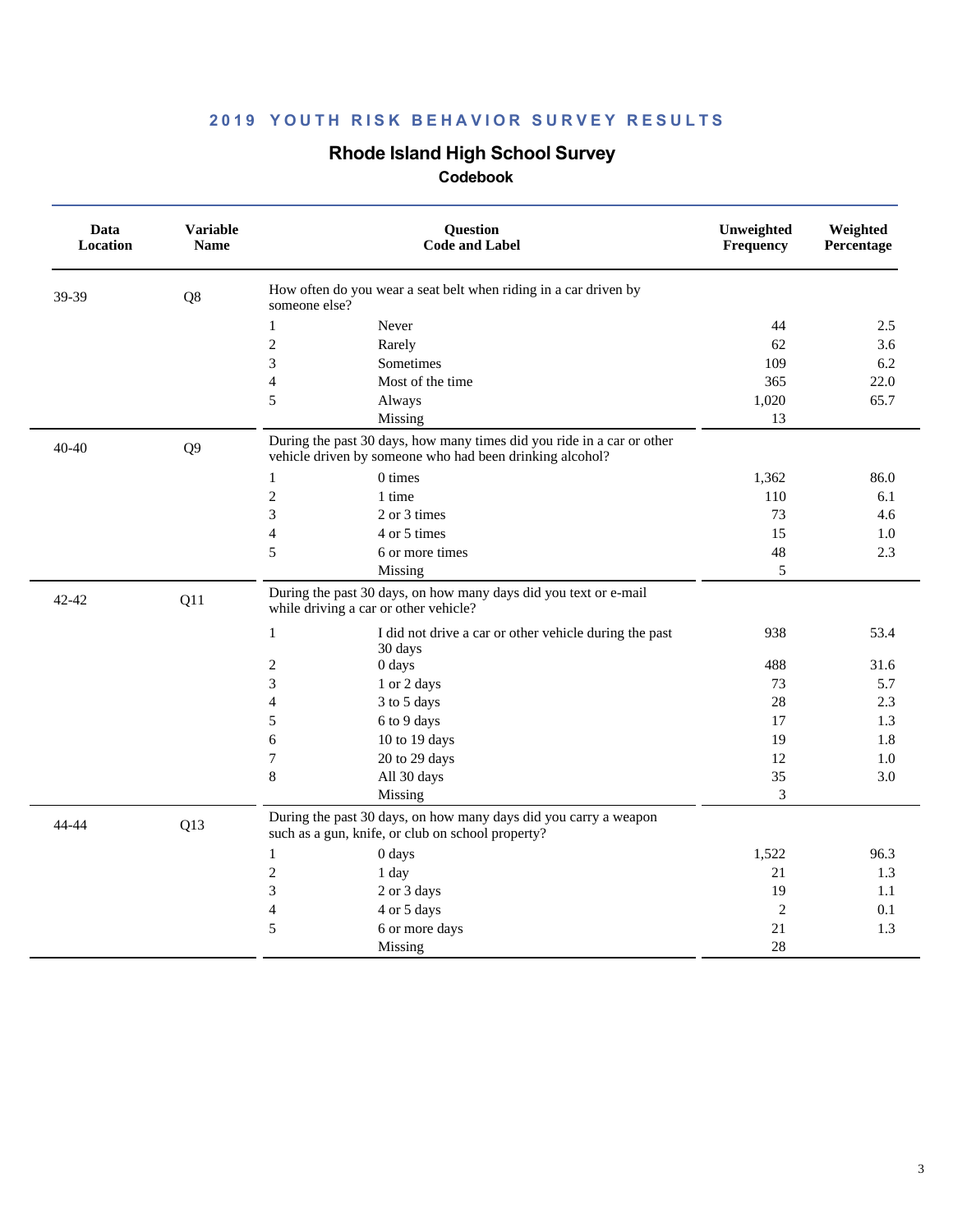**2019 YOUTH RISK BEHAVIOR SURVEY RESULTS**

## Rhode Island High School Survey

### Codebook

| Data Location | Variable Name | Question Code and Label | | Unweighted Frequency | Weighted Percentage |
|---|---|---|---|---|---|
| 39-39 | Q8 | How often do you wear a seat belt when riding in a car driven by someone else? | | | |
| | | 1 | Never | 44 | 2.5 |
| | | 2 | Rarely | 62 | 3.6 |
| | | 3 | Sometimes | 109 | 6.2 |
| | | 4 | Most of the time | 365 | 22.0 |
| | | 5 | Always | 1,020 | 65.7 |
| | | | Missing | 13 | |
| 40-40 | Q9 | During the past 30 days, how many times did you ride in a car or other vehicle driven by someone who had been drinking alcohol? | | | |
| | | 1 | 0 times | 1,362 | 86.0 |
| | | 2 | 1 time | 110 | 6.1 |
| | | 3 | 2 or 3 times | 73 | 4.6 |
| | | 4 | 4 or 5 times | 15 | 1.0 |
| | | 5 | 6 or more times | 48 | 2.3 |
| | | | Missing | 5 | |
| 42-42 | Q11 | During the past 30 days, on how many days did you text or e-mail while driving a car or other vehicle? | | | |
| | | 1 | I did not drive a car or other vehicle during the past 30 days | 938 | 53.4 |
| | | 2 | 0 days | 488 | 31.6 |
| | | 3 | 1 or 2 days | 73 | 5.7 |
| | | 4 | 3 to 5 days | 28 | 2.3 |
| | | 5 | 6 to 9 days | 17 | 1.3 |
| | | 6 | 10 to 19 days | 19 | 1.8 |
| | | 7 | 20 to 29 days | 12 | 1.0 |
| | | 8 | All 30 days | 35 | 3.0 |
| | | | Missing | 3 | |
| 44-44 | Q13 | During the past 30 days, on how many days did you carry a weapon such as a gun, knife, or club on school property? | | | |
| | | 1 | 0 days | 1,522 | 96.3 |
| | | 2 | 1 day | 21 | 1.3 |
| | | 3 | 2 or 3 days | 19 | 1.1 |
| | | 4 | 4 or 5 days | 2 | 0.1 |
| | | 5 | 6 or more days | 21 | 1.3 |
| | | | Missing | 28 | |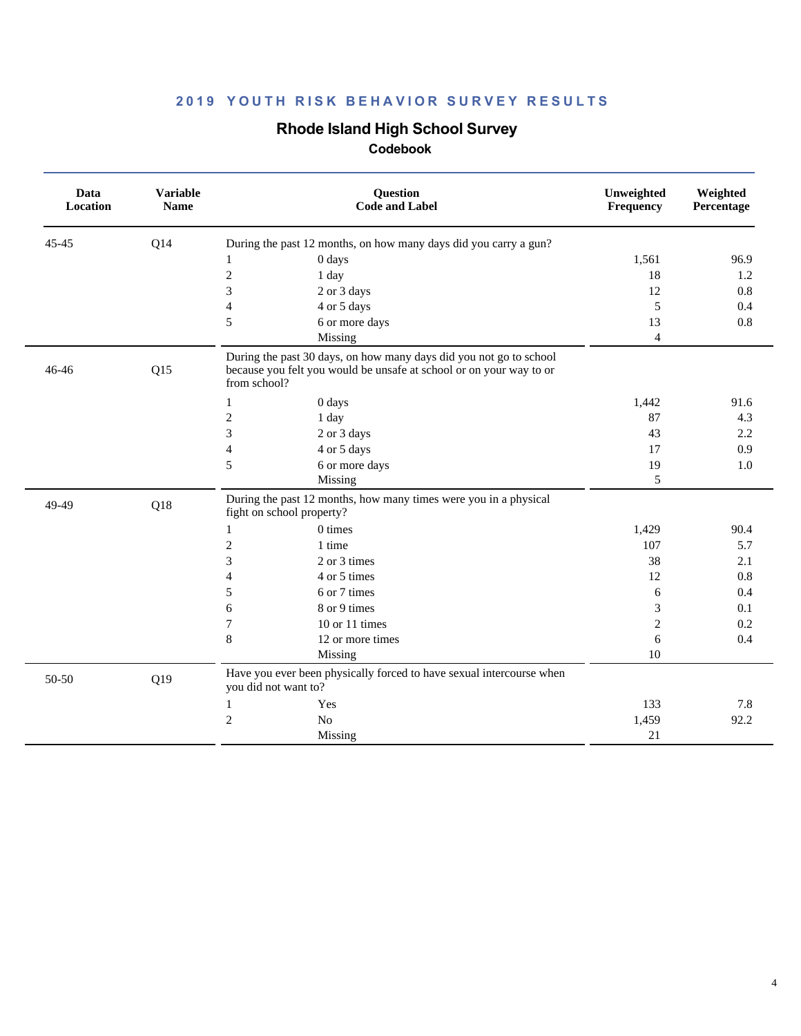**2019 YOUTH RISK BEHAVIOR SURVEY RESULTS**

## Rhode Island High School Survey

### Codebook

| Data Location | Variable Name | Question Code and Label | | Unweighted Frequency | Weighted Percentage |
|---|---|---|---|---|---|
| 45-45 | Q14 | During the past 12 months, on how many days did you carry a gun? | | | |
| | | 1 | 0 days | 1,561 | 96.9 |
| | | 2 | 1 day | 18 | 1.2 |
| | | 3 | 2 or 3 days | 12 | 0.8 |
| | | 4 | 4 or 5 days | 5 | 0.4 |
| | | 5 | 6 or more days | 13 | 0.8 |
| | | | Missing | 4 | |
| 46-46 | Q15 | During the past 30 days, on how many days did you not go to school because you felt you would be unsafe at school or on your way to or from school? | | | |
| | | 1 | 0 days | 1,442 | 91.6 |
| | | 2 | 1 day | 87 | 4.3 |
| | | 3 | 2 or 3 days | 43 | 2.2 |
| | | 4 | 4 or 5 days | 17 | 0.9 |
| | | 5 | 6 or more days | 19 | 1.0 |
| | | | Missing | 5 | |
| 49-49 | Q18 | During the past 12 months, how many times were you in a physical fight on school property? | | | |
| | | 1 | 0 times | 1,429 | 90.4 |
| | | 2 | 1 time | 107 | 5.7 |
| | | 3 | 2 or 3 times | 38 | 2.1 |
| | | 4 | 4 or 5 times | 12 | 0.8 |
| | | 5 | 6 or 7 times | 6 | 0.4 |
| | | 6 | 8 or 9 times | 3 | 0.1 |
| | | 7 | 10 or 11 times | 2 | 0.2 |
| | | 8 | 12 or more times | 6 | 0.4 |
| | | | Missing | 10 | |
| 50-50 | Q19 | Have you ever been physically forced to have sexual intercourse when you did not want to? | | | |
| | | 1 | Yes | 133 | 7.8 |
| | | 2 | No | 1,459 | 92.2 |
| | | | Missing | 21 | |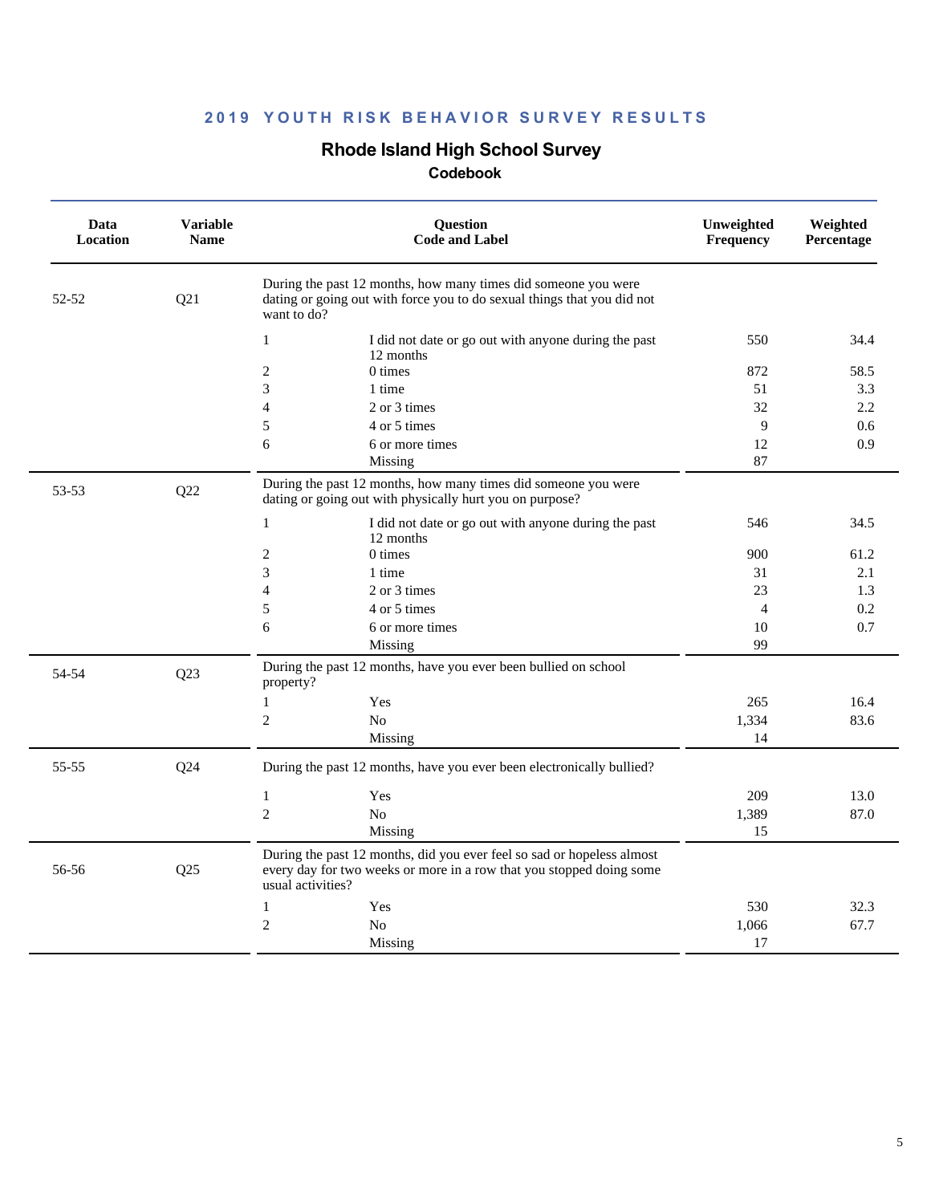## 2019 YOUTH RISK BEHAVIOR SURVEY RESULTS

### Rhode Island High School Survey

#### Codebook

| Data Location | Variable Name | Question Code and Label | | Unweighted Frequency | Weighted Percentage |
|---|---|---|---|---|---|
| 52-52 | Q21 | During the past 12 months, how many times did someone you were dating or going out with force you to do sexual things that you did not want to do? | | | |
| | | 1 | I did not date or go out with anyone during the past 12 months | 550 | 34.4 |
| | | 2 | 0 times | 872 | 58.5 |
| | | 3 | 1 time | 51 | 3.3 |
| | | 4 | 2 or 3 times | 32 | 2.2 |
| | | 5 | 4 or 5 times | 9 | 0.6 |
| | | 6 | 6 or more times | 12 | 0.9 |
| | | | Missing | 87 | |
| 53-53 | Q22 | During the past 12 months, how many times did someone you were dating or going out with physically hurt you on purpose? | | | |
| | | 1 | I did not date or go out with anyone during the past 12 months | 546 | 34.5 |
| | | 2 | 0 times | 900 | 61.2 |
| | | 3 | 1 time | 31 | 2.1 |
| | | 4 | 2 or 3 times | 23 | 1.3 |
| | | 5 | 4 or 5 times | 4 | 0.2 |
| | | 6 | 6 or more times | 10 | 0.7 |
| | | | Missing | 99 | |
| 54-54 | Q23 | During the past 12 months, have you ever been bullied on school property? | | | |
| | | 1 | Yes | 265 | 16.4 |
| | | 2 | No | 1,334 | 83.6 |
| | | | Missing | 14 | |
| 55-55 | Q24 | During the past 12 months, have you ever been electronically bullied? | | | |
| | | 1 | Yes | 209 | 13.0 |
| | | 2 | No | 1,389 | 87.0 |
| | | | Missing | 15 | |
| 56-56 | Q25 | During the past 12 months, did you ever feel so sad or hopeless almost every day for two weeks or more in a row that you stopped doing some usual activities? | | | |
| | | 1 | Yes | 530 | 32.3 |
| | | 2 | No | 1,066 | 67.7 |
| | | | Missing | 17 | |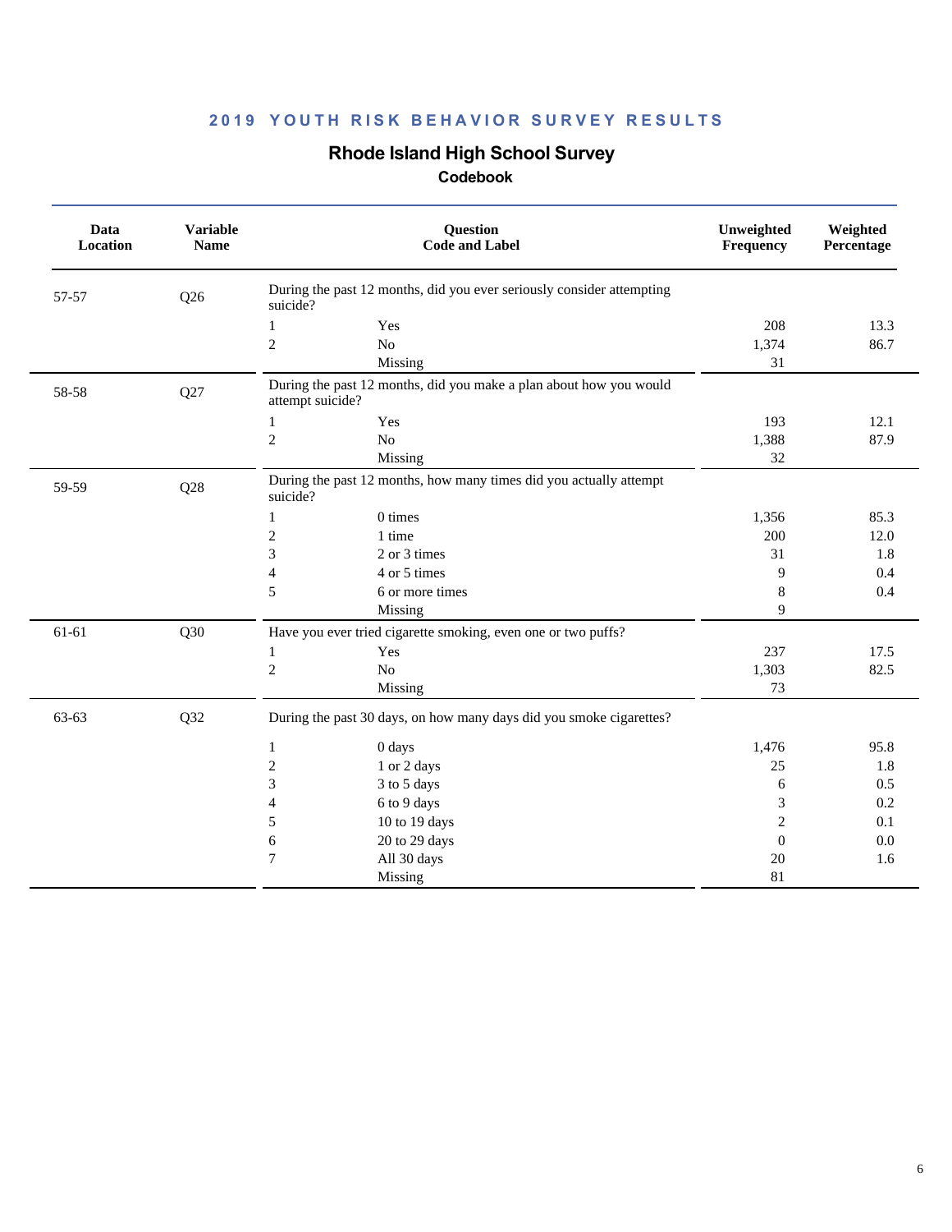# 2019 YOUTH RISK BEHAVIOR SURVEY RESULTS

## Rhode Island High School Survey

### Codebook

| Data Location | Variable Name | Question Code and Label | | Unweighted Frequency | Weighted Percentage |
|---|---|---|---|---|---|
| 57-57 | Q26 | During the past 12 months, did you ever seriously consider attempting suicide? | | | |
| | | 1 | Yes | 208 | 13.3 |
| | | 2 | No | 1,374 | 86.7 |
| | | | Missing | 31 | |
| 58-58 | Q27 | During the past 12 months, did you make a plan about how you would attempt suicide? | | | |
| | | 1 | Yes | 193 | 12.1 |
| | | 2 | No | 1,388 | 87.9 |
| | | | Missing | 32 | |
| 59-59 | Q28 | During the past 12 months, how many times did you actually attempt suicide? | | | |
| | | 1 | 0 times | 1,356 | 85.3 |
| | | 2 | 1 time | 200 | 12.0 |
| | | 3 | 2 or 3 times | 31 | 1.8 |
| | | 4 | 4 or 5 times | 9 | 0.4 |
| | | 5 | 6 or more times | 8 | 0.4 |
| | | | Missing | 9 | |
| 61-61 | Q30 | Have you ever tried cigarette smoking, even one or two puffs? | | | |
| | | 1 | Yes | 237 | 17.5 |
| | | 2 | No | 1,303 | 82.5 |
| | | | Missing | 73 | |
| 63-63 | Q32 | During the past 30 days, on how many days did you smoke cigarettes? | | | |
| | | 1 | 0 days | 1,476 | 95.8 |
| | | 2 | 1 or 2 days | 25 | 1.8 |
| | | 3 | 3 to 5 days | 6 | 0.5 |
| | | 4 | 6 to 9 days | 3 | 0.2 |
| | | 5 | 10 to 19 days | 2 | 0.1 |
| | | 6 | 20 to 29 days | 0 | 0.0 |
| | | 7 | All 30 days | 20 | 1.6 |
| | | | Missing | 81 | |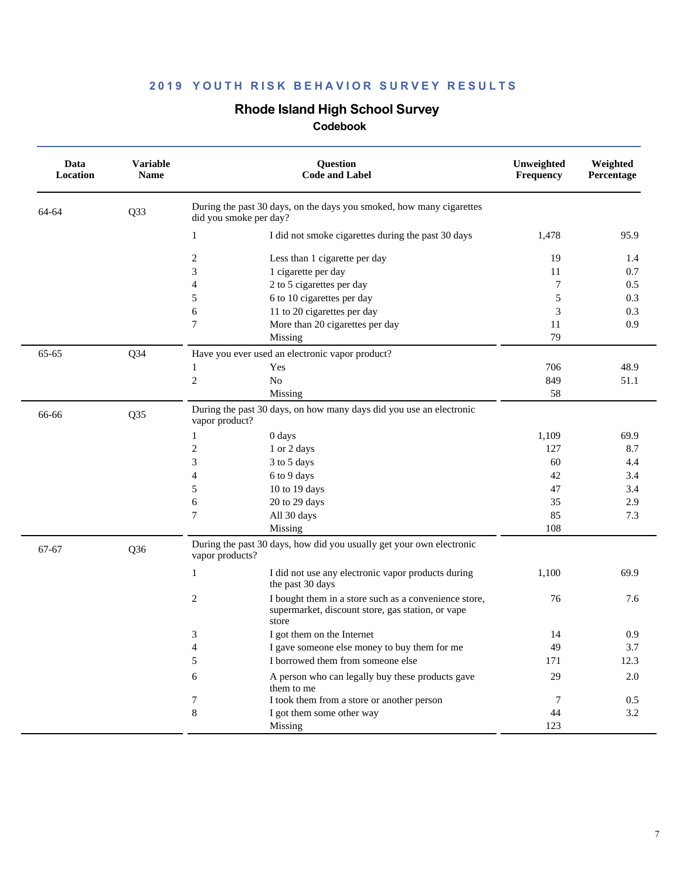## 2019 YOUTH RISK BEHAVIOR SURVEY RESULTS

### Rhode Island High School Survey

#### Codebook

| Data Location | Variable Name | Question Code | Label | Unweighted Frequency | Weighted Percentage |
|---|---|---|---|---|---|
| 64-64 | Q33 | During the past 30 days, on the days you smoked, how many cigarettes did you smoke per day? | | | |
| | | 1 | I did not smoke cigarettes during the past 30 days | 1,478 | 95.9 |
| | | 2 | Less than 1 cigarette per day | 19 | 1.4 |
| | | 3 | 1 cigarette per day | 11 | 0.7 |
| | | 4 | 2 to 5 cigarettes per day | 7 | 0.5 |
| | | 5 | 6 to 10 cigarettes per day | 5 | 0.3 |
| | | 6 | 11 to 20 cigarettes per day | 3 | 0.3 |
| | | 7 | More than 20 cigarettes per day | 11 | 0.9 |
| | | | Missing | 79 | |
| 65-65 | Q34 | Have you ever used an electronic vapor product? | | | |
| | | 1 | Yes | 706 | 48.9 |
| | | 2 | No | 849 | 51.1 |
| | | | Missing | 58 | |
| 66-66 | Q35 | During the past 30 days, on how many days did you use an electronic vapor product? | | | |
| | | 1 | 0 days | 1,109 | 69.9 |
| | | 2 | 1 or 2 days | 127 | 8.7 |
| | | 3 | 3 to 5 days | 60 | 4.4 |
| | | 4 | 6 to 9 days | 42 | 3.4 |
| | | 5 | 10 to 19 days | 47 | 3.4 |
| | | 6 | 20 to 29 days | 35 | 2.9 |
| | | 7 | All 30 days | 85 | 7.3 |
| | | | Missing | 108 | |
| 67-67 | Q36 | During the past 30 days, how did you usually get your own electronic vapor products? | | | |
| | | 1 | I did not use any electronic vapor products during the past 30 days | 1,100 | 69.9 |
| | | 2 | I bought them in a store such as a convenience store, supermarket, discount store, gas station, or vape store | 76 | 7.6 |
| | | 3 | I got them on the Internet | 14 | 0.9 |
| | | 4 | I gave someone else money to buy them for me | 49 | 3.7 |
| | | 5 | I borrowed them from someone else | 171 | 12.3 |
| | | 6 | A person who can legally buy these products gave them to me | 29 | 2.0 |
| | | 7 | I took them from a store or another person | 7 | 0.5 |
| | | 8 | I got them some other way | 44 | 3.2 |
| | | | Missing | 123 | |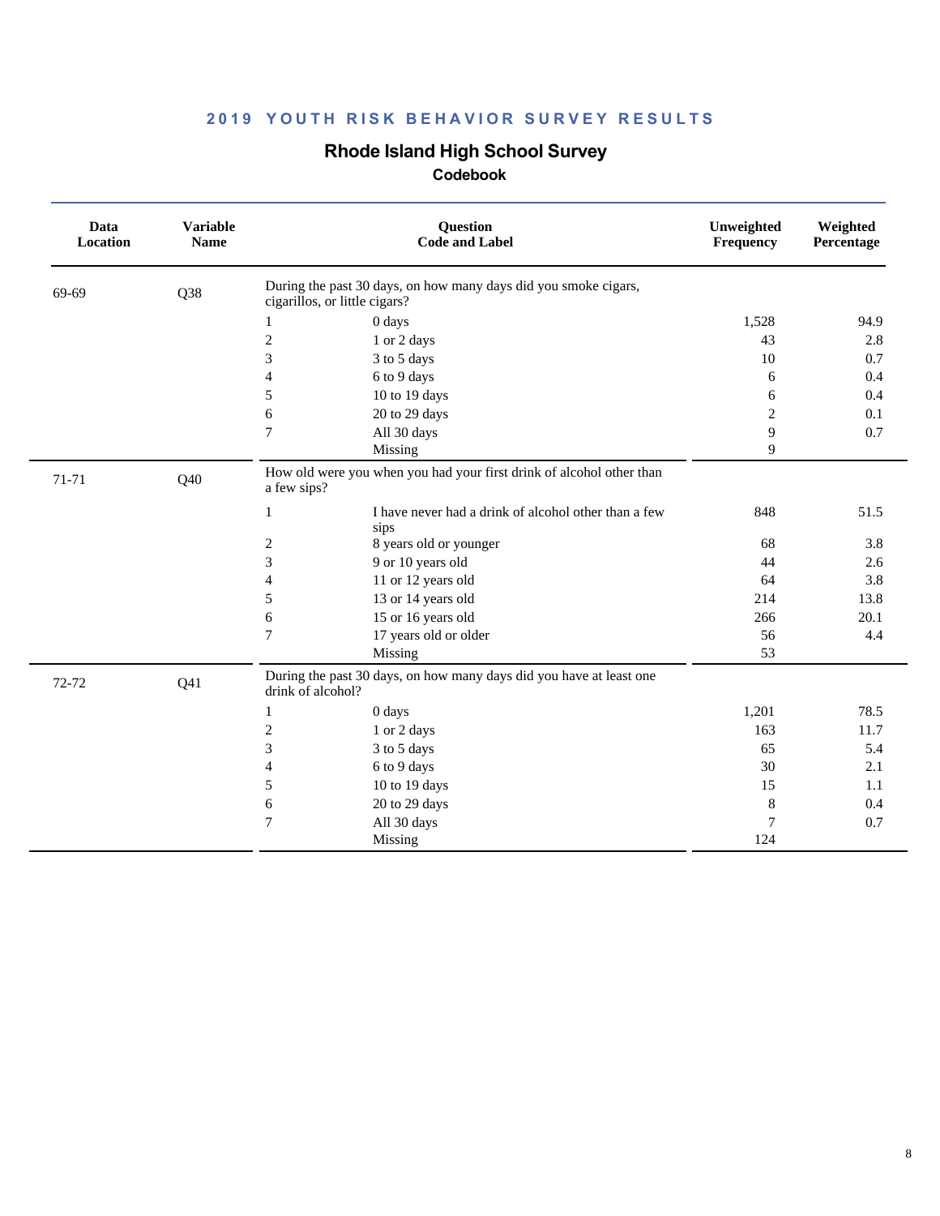**2019 YOUTH RISK BEHAVIOR SURVEY RESULTS**

## Rhode Island High School Survey

### Codebook

| Data Location | Variable Name | Question Code and Label | | Unweighted Frequency | Weighted Percentage |
|---|---|---|---|---|---|
| 69-69 | Q38 | During the past 30 days, on how many days did you smoke cigars, cigarillos, or little cigars? | | | |
| | | 1 | 0 days | 1,528 | 94.9 |
| | | 2 | 1 or 2 days | 43 | 2.8 |
| | | 3 | 3 to 5 days | 10 | 0.7 |
| | | 4 | 6 to 9 days | 6 | 0.4 |
| | | 5 | 10 to 19 days | 6 | 0.4 |
| | | 6 | 20 to 29 days | 2 | 0.1 |
| | | 7 | All 30 days | 9 | 0.7 |
| | | | Missing | 9 | |
| 71-71 | Q40 | How old were you when you had your first drink of alcohol other than a few sips? | | | |
| | | 1 | I have never had a drink of alcohol other than a few sips | 848 | 51.5 |
| | | 2 | 8 years old or younger | 68 | 3.8 |
| | | 3 | 9 or 10 years old | 44 | 2.6 |
| | | 4 | 11 or 12 years old | 64 | 3.8 |
| | | 5 | 13 or 14 years old | 214 | 13.8 |
| | | 6 | 15 or 16 years old | 266 | 20.1 |
| | | 7 | 17 years old or older | 56 | 4.4 |
| | | | Missing | 53 | |
| 72-72 | Q41 | During the past 30 days, on how many days did you have at least one drink of alcohol? | | | |
| | | 1 | 0 days | 1,201 | 78.5 |
| | | 2 | 1 or 2 days | 163 | 11.7 |
| | | 3 | 3 to 5 days | 65 | 5.4 |
| | | 4 | 6 to 9 days | 30 | 2.1 |
| | | 5 | 10 to 19 days | 15 | 1.1 |
| | | 6 | 20 to 29 days | 8 | 0.4 |
| | | 7 | All 30 days | 7 | 0.7 |
| | | | Missing | 124 | |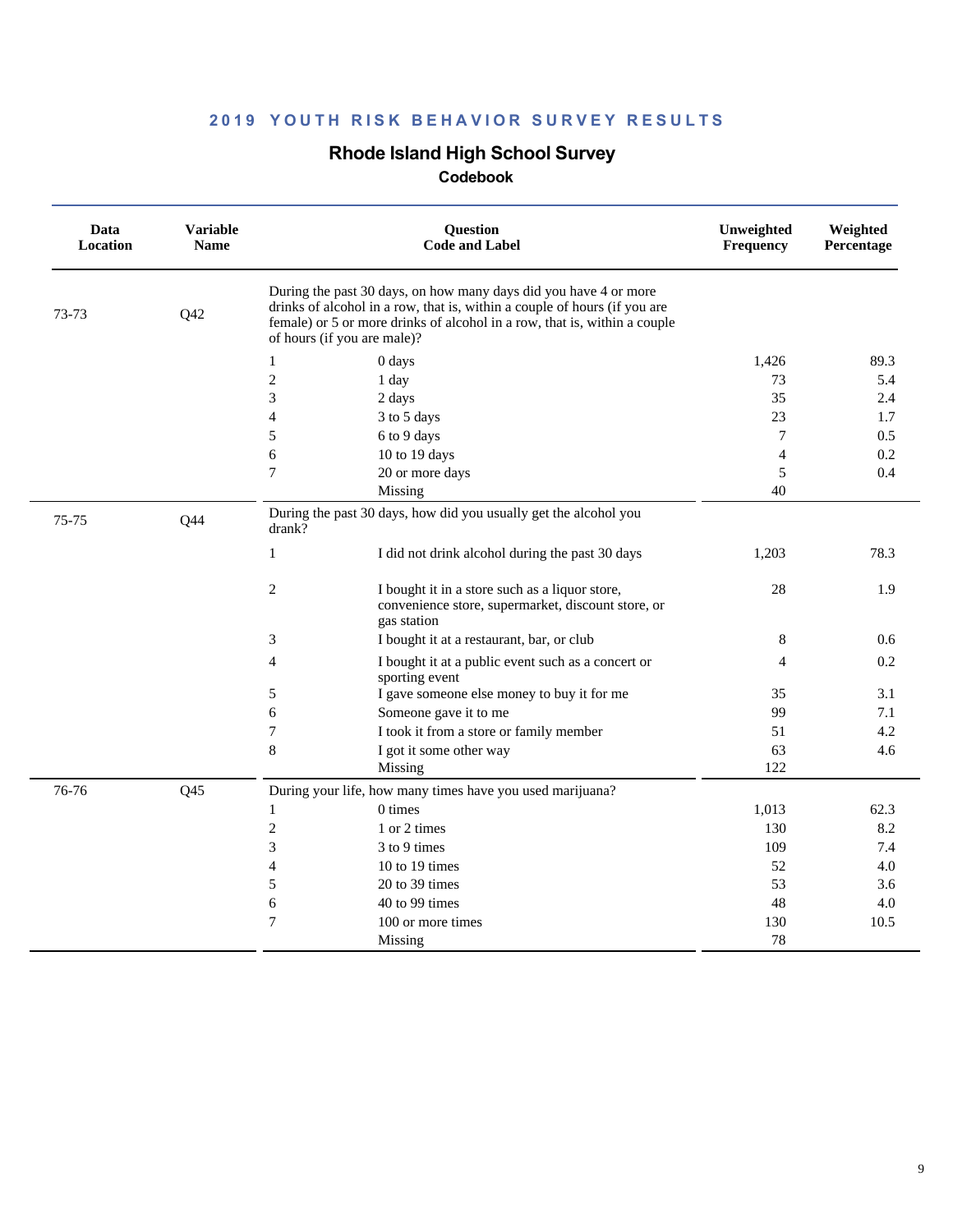## 2019 YOUTH RISK BEHAVIOR SURVEY RESULTS

# Rhode Island High School Survey

### Codebook

| Data Location | Variable Name | Question Code and Label | | Unweighted Frequency | Weighted Percentage |
|---|---|---|---|---|---|
| 73-73 | Q42 | During the past 30 days, on how many days did you have 4 or more drinks of alcohol in a row, that is, within a couple of hours (if you are female) or 5 or more drinks of alcohol in a row, that is, within a couple of hours (if you are male)? | | | |
| | | 1 | 0 days | 1,426 | 89.3 |
| | | 2 | 1 day | 73 | 5.4 |
| | | 3 | 2 days | 35 | 2.4 |
| | | 4 | 3 to 5 days | 23 | 1.7 |
| | | 5 | 6 to 9 days | 7 | 0.5 |
| | | 6 | 10 to 19 days | 4 | 0.2 |
| | | 7 | 20 or more days | 5 | 0.4 |
| | | | Missing | 40 | |
| 75-75 | Q44 | During the past 30 days, how did you usually get the alcohol you drank? | | | |
| | | 1 | I did not drink alcohol during the past 30 days | 1,203 | 78.3 |
| | | 2 | I bought it in a store such as a liquor store, convenience store, supermarket, discount store, or gas station | 28 | 1.9 |
| | | 3 | I bought it at a restaurant, bar, or club | 8 | 0.6 |
| | | 4 | I bought it at a public event such as a concert or sporting event | 4 | 0.2 |
| | | 5 | I gave someone else money to buy it for me | 35 | 3.1 |
| | | 6 | Someone gave it to me | 99 | 7.1 |
| | | 7 | I took it from a store or family member | 51 | 4.2 |
| | | 8 | I got it some other way | 63 | 4.6 |
| | | | Missing | 122 | |
| 76-76 | Q45 | During your life, how many times have you used marijuana? | | | |
| | | 1 | 0 times | 1,013 | 62.3 |
| | | 2 | 1 or 2 times | 130 | 8.2 |
| | | 3 | 3 to 9 times | 109 | 7.4 |
| | | 4 | 10 to 19 times | 52 | 4.0 |
| | | 5 | 20 to 39 times | 53 | 3.6 |
| | | 6 | 40 to 99 times | 48 | 4.0 |
| | | 7 | 100 or more times | 130 | 10.5 |
| | | | Missing | 78 | |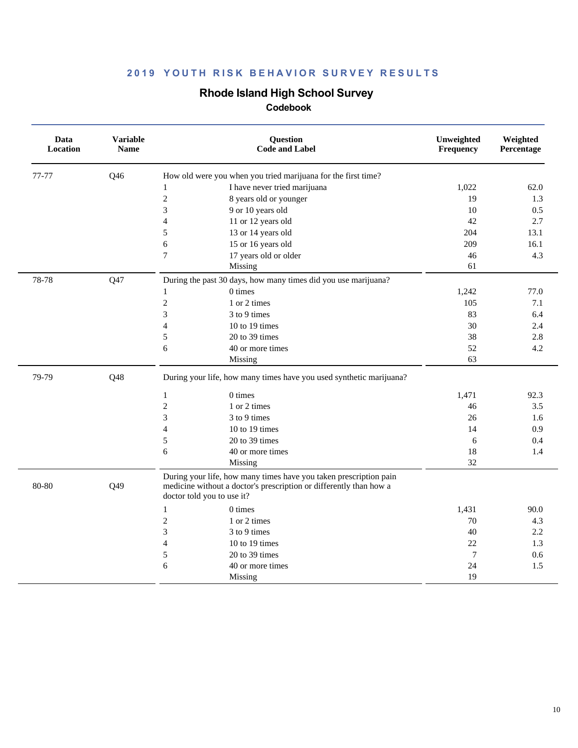## 2019 YOUTH RISK BEHAVIOR SURVEY RESULTS

### Rhode Island High School Survey

#### Codebook

| Data Location | Variable Name | Question Code and Label | | Unweighted Frequency | Weighted Percentage |
|---|---|---|---|---|---|
| 77-77 | Q46 | How old were you when you tried marijuana for the first time? | | | |
| | | 1 | I have never tried marijuana | 1,022 | 62.0 |
| | | 2 | 8 years old or younger | 19 | 1.3 |
| | | 3 | 9 or 10 years old | 10 | 0.5 |
| | | 4 | 11 or 12 years old | 42 | 2.7 |
| | | 5 | 13 or 14 years old | 204 | 13.1 |
| | | 6 | 15 or 16 years old | 209 | 16.1 |
| | | 7 | 17 years old or older | 46 | 4.3 |
| | | | Missing | 61 | |
| 78-78 | Q47 | During the past 30 days, how many times did you use marijuana? | | | |
| | | 1 | 0 times | 1,242 | 77.0 |
| | | 2 | 1 or 2 times | 105 | 7.1 |
| | | 3 | 3 to 9 times | 83 | 6.4 |
| | | 4 | 10 to 19 times | 30 | 2.4 |
| | | 5 | 20 to 39 times | 38 | 2.8 |
| | | 6 | 40 or more times | 52 | 4.2 |
| | | | Missing | 63 | |
| 79-79 | Q48 | During your life, how many times have you used synthetic marijuana? | | | |
| | | 1 | 0 times | 1,471 | 92.3 |
| | | 2 | 1 or 2 times | 46 | 3.5 |
| | | 3 | 3 to 9 times | 26 | 1.6 |
| | | 4 | 10 to 19 times | 14 | 0.9 |
| | | 5 | 20 to 39 times | 6 | 0.4 |
| | | 6 | 40 or more times | 18 | 1.4 |
| | | | Missing | 32 | |
| 80-80 | Q49 | During your life, how many times have you taken prescription pain medicine without a doctor's prescription or differently than how a doctor told you to use it? | | | |
| | | 1 | 0 times | 1,431 | 90.0 |
| | | 2 | 1 or 2 times | 70 | 4.3 |
| | | 3 | 3 to 9 times | 40 | 2.2 |
| | | 4 | 10 to 19 times | 22 | 1.3 |
| | | 5 | 20 to 39 times | 7 | 0.6 |
| | | 6 | 40 or more times | 24 | 1.5 |
| | | | Missing | 19 | |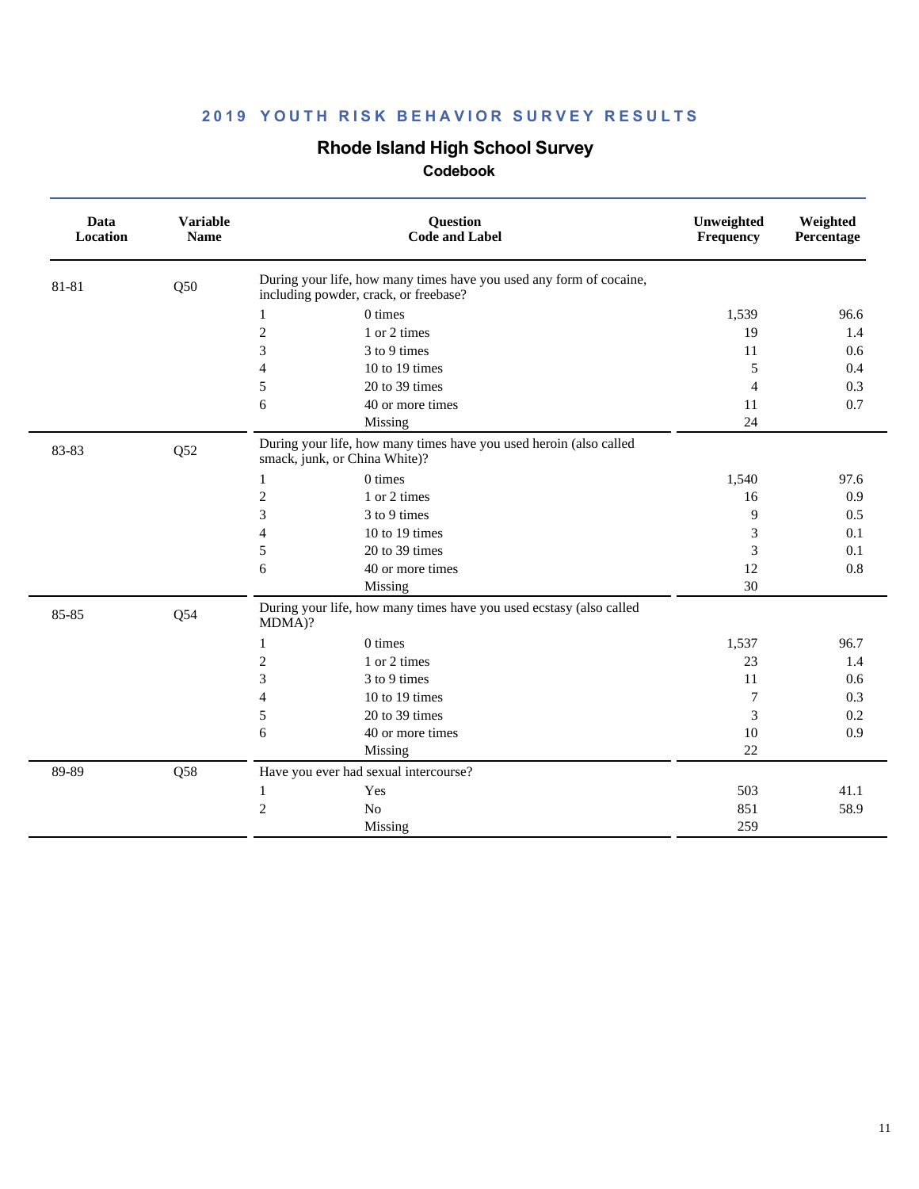# 2019 YOUTH RISK BEHAVIOR SURVEY RESULTS

## Rhode Island High School Survey

### Codebook

| Data Location | Variable Name | Question Code and Label | | Unweighted Frequency | Weighted Percentage |
|---|---|---|---|---|---|
| 81-81 | Q50 | During your life, how many times have you used any form of cocaine, including powder, crack, or freebase? | | | |
| | | 1 | 0 times | 1,539 | 96.6 |
| | | 2 | 1 or 2 times | 19 | 1.4 |
| | | 3 | 3 to 9 times | 11 | 0.6 |
| | | 4 | 10 to 19 times | 5 | 0.4 |
| | | 5 | 20 to 39 times | 4 | 0.3 |
| | | 6 | 40 or more times | 11 | 0.7 |
| | | | Missing | 24 | |
| 83-83 | Q52 | During your life, how many times have you used heroin (also called smack, junk, or China White)? | | | |
| | | 1 | 0 times | 1,540 | 97.6 |
| | | 2 | 1 or 2 times | 16 | 0.9 |
| | | 3 | 3 to 9 times | 9 | 0.5 |
| | | 4 | 10 to 19 times | 3 | 0.1 |
| | | 5 | 20 to 39 times | 3 | 0.1 |
| | | 6 | 40 or more times | 12 | 0.8 |
| | | | Missing | 30 | |
| 85-85 | Q54 | During your life, how many times have you used ecstasy (also called MDMA)? | | | |
| | | 1 | 0 times | 1,537 | 96.7 |
| | | 2 | 1 or 2 times | 23 | 1.4 |
| | | 3 | 3 to 9 times | 11 | 0.6 |
| | | 4 | 10 to 19 times | 7 | 0.3 |
| | | 5 | 20 to 39 times | 3 | 0.2 |
| | | 6 | 40 or more times | 10 | 0.9 |
| | | | Missing | 22 | |
| 89-89 | Q58 | Have you ever had sexual intercourse? | | | |
| | | 1 | Yes | 503 | 41.1 |
| | | 2 | No | 851 | 58.9 |
| | | | Missing | 259 | |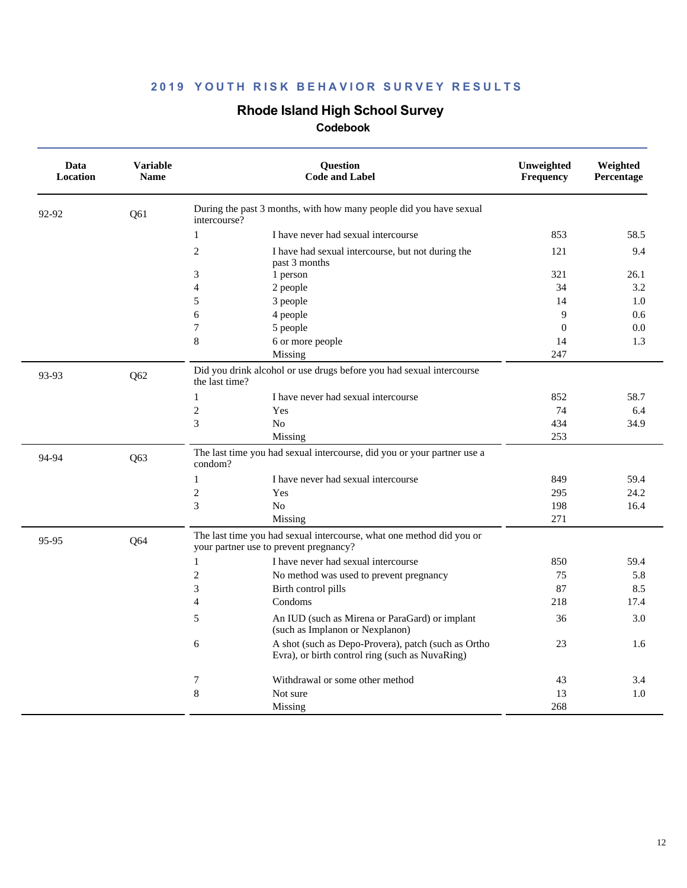## 2019 YOUTH RISK BEHAVIOR SURVEY RESULTS

# Rhode Island High School Survey

### Codebook

| Data Location | Variable Name | Question Code and Label | | Unweighted Frequency | Weighted Percentage |
|---|---|---|---|---|---|
| 92-92 | Q61 | During the past 3 months, with how many people did you have sexual intercourse? | | | |
| | | 1 | I have never had sexual intercourse | 853 | 58.5 |
| | | 2 | I have had sexual intercourse, but not during the past 3 months | 121 | 9.4 |
| | | 3 | 1 person | 321 | 26.1 |
| | | 4 | 2 people | 34 | 3.2 |
| | | 5 | 3 people | 14 | 1.0 |
| | | 6 | 4 people | 9 | 0.6 |
| | | 7 | 5 people | 0 | 0.0 |
| | | 8 | 6 or more people | 14 | 1.3 |
| | | | Missing | 247 | |
| 93-93 | Q62 | Did you drink alcohol or use drugs before you had sexual intercourse the last time? | | | |
| | | 1 | I have never had sexual intercourse | 852 | 58.7 |
| | | 2 | Yes | 74 | 6.4 |
| | | 3 | No | 434 | 34.9 |
| | | | Missing | 253 | |
| 94-94 | Q63 | The last time you had sexual intercourse, did you or your partner use a condom? | | | |
| | | 1 | I have never had sexual intercourse | 849 | 59.4 |
| | | 2 | Yes | 295 | 24.2 |
| | | 3 | No | 198 | 16.4 |
| | | | Missing | 271 | |
| 95-95 | Q64 | The last time you had sexual intercourse, what one method did you or your partner use to prevent pregnancy? | | | |
| | | 1 | I have never had sexual intercourse | 850 | 59.4 |
| | | 2 | No method was used to prevent pregnancy | 75 | 5.8 |
| | | 3 | Birth control pills | 87 | 8.5 |
| | | 4 | Condoms | 218 | 17.4 |
| | | 5 | An IUD (such as Mirena or ParaGard) or implant (such as Implanon or Nexplanon) | 36 | 3.0 |
| | | 6 | A shot (such as Depo-Provera), patch (such as Ortho Evra), or birth control ring (such as NuvaRing) | 23 | 1.6 |
| | | 7 | Withdrawal or some other method | 43 | 3.4 |
| | | 8 | Not sure | 13 | 1.0 |
| | | | Missing | 268 | |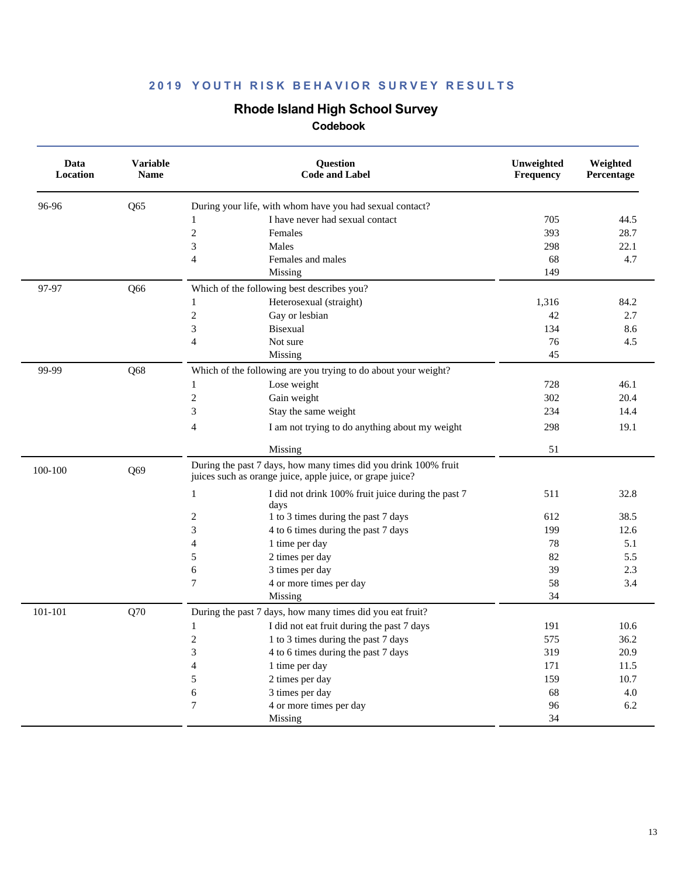## 2019 YOUTH RISK BEHAVIOR SURVEY RESULTS

### Rhode Island High School Survey

#### Codebook

| Data Location | Variable Name | Question Code and Label | | Unweighted Frequency | Weighted Percentage |
|---|---|---|---|---|---|
| 96-96 | Q65 | During your life, with whom have you had sexual contact? | | | |
| | | 1 | I have never had sexual contact | 705 | 44.5 |
| | | 2 | Females | 393 | 28.7 |
| | | 3 | Males | 298 | 22.1 |
| | | 4 | Females and males | 68 | 4.7 |
| | | | Missing | 149 | |
| 97-97 | Q66 | Which of the following best describes you? | | | |
| | | 1 | Heterosexual (straight) | 1,316 | 84.2 |
| | | 2 | Gay or lesbian | 42 | 2.7 |
| | | 3 | Bisexual | 134 | 8.6 |
| | | 4 | Not sure | 76 | 4.5 |
| | | | Missing | 45 | |
| 99-99 | Q68 | Which of the following are you trying to do about your weight? | | | |
| | | 1 | Lose weight | 728 | 46.1 |
| | | 2 | Gain weight | 302 | 20.4 |
| | | 3 | Stay the same weight | 234 | 14.4 |
| | | 4 | I am not trying to do anything about my weight | 298 | 19.1 |
| | | | Missing | 51 | |
| 100-100 | Q69 | During the past 7 days, how many times did you drink 100% fruit juices such as orange juice, apple juice, or grape juice? | | | |
| | | 1 | I did not drink 100% fruit juice during the past 7 days | 511 | 32.8 |
| | | 2 | 1 to 3 times during the past 7 days | 612 | 38.5 |
| | | 3 | 4 to 6 times during the past 7 days | 199 | 12.6 |
| | | 4 | 1 time per day | 78 | 5.1 |
| | | 5 | 2 times per day | 82 | 5.5 |
| | | 6 | 3 times per day | 39 | 2.3 |
| | | 7 | 4 or more times per day | 58 | 3.4 |
| | | | Missing | 34 | |
| 101-101 | Q70 | During the past 7 days, how many times did you eat fruit? | | | |
| | | 1 | I did not eat fruit during the past 7 days | 191 | 10.6 |
| | | 2 | 1 to 3 times during the past 7 days | 575 | 36.2 |
| | | 3 | 4 to 6 times during the past 7 days | 319 | 20.9 |
| | | 4 | 1 time per day | 171 | 11.5 |
| | | 5 | 2 times per day | 159 | 10.7 |
| | | 6 | 3 times per day | 68 | 4.0 |
| | | 7 | 4 or more times per day | 96 | 6.2 |
| | | | Missing | 34 | |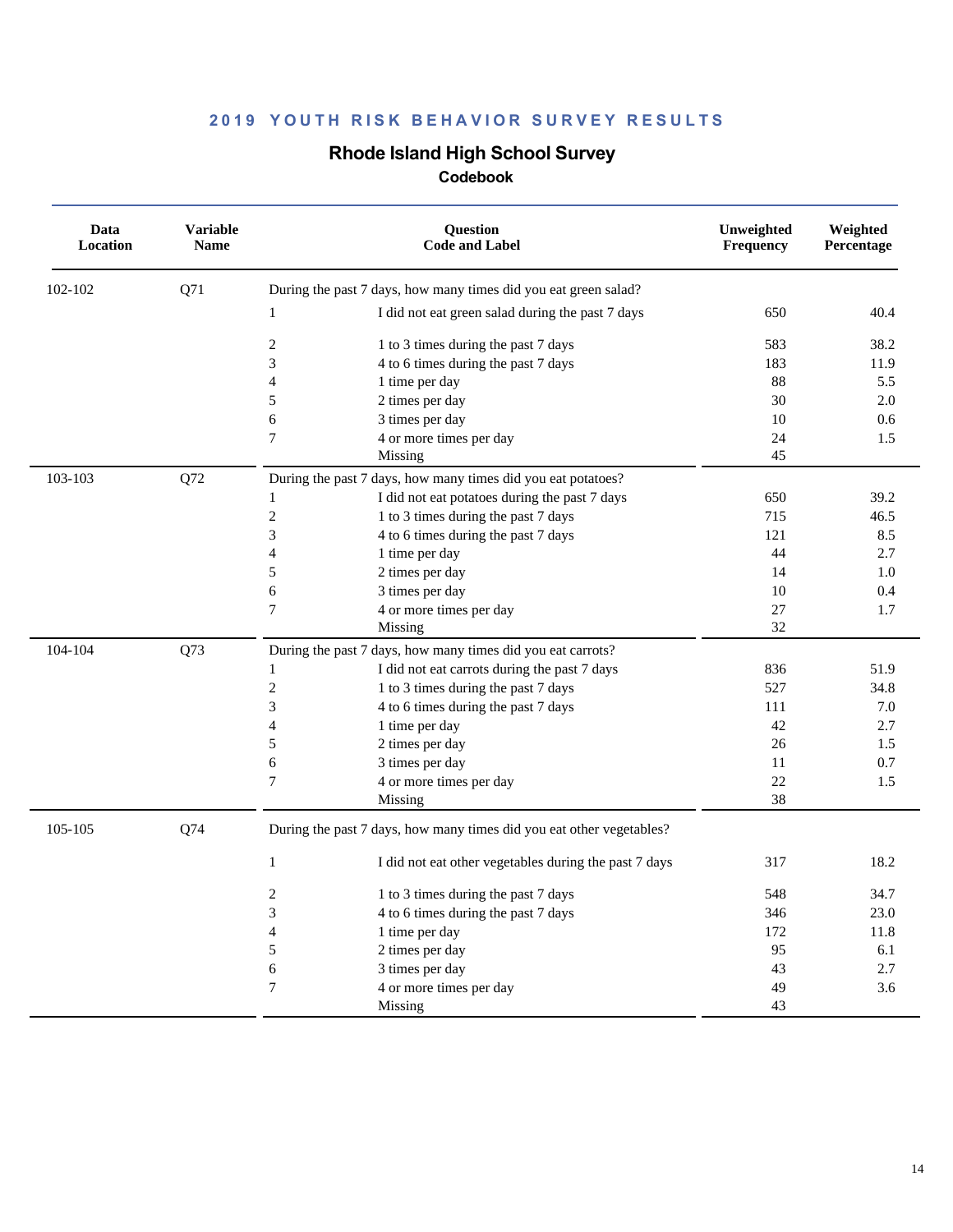## 2019 YOUTH RISK BEHAVIOR SURVEY RESULTS

### Rhode Island High School Survey

#### Codebook

| Data Location | Variable Name | Question Code and Label | | Unweighted Frequency | Weighted Percentage |
|---|---|---|---|---|---|
| 102-102 | Q71 | During the past 7 days, how many times did you eat green salad? | | | |
| | | 1 | I did not eat green salad during the past 7 days | 650 | 40.4 |
| | | 2 | 1 to 3 times during the past 7 days | 583 | 38.2 |
| | | 3 | 4 to 6 times during the past 7 days | 183 | 11.9 |
| | | 4 | 1 time per day | 88 | 5.5 |
| | | 5 | 2 times per day | 30 | 2.0 |
| | | 6 | 3 times per day | 10 | 0.6 |
| | | 7 | 4 or more times per day | 24 | 1.5 |
| | | | Missing | 45 | |
| 103-103 | Q72 | During the past 7 days, how many times did you eat potatoes? | | | |
| | | 1 | I did not eat potatoes during the past 7 days | 650 | 39.2 |
| | | 2 | 1 to 3 times during the past 7 days | 715 | 46.5 |
| | | 3 | 4 to 6 times during the past 7 days | 121 | 8.5 |
| | | 4 | 1 time per day | 44 | 2.7 |
| | | 5 | 2 times per day | 14 | 1.0 |
| | | 6 | 3 times per day | 10 | 0.4 |
| | | 7 | 4 or more times per day | 27 | 1.7 |
| | | | Missing | 32 | |
| 104-104 | Q73 | During the past 7 days, how many times did you eat carrots? | | | |
| | | 1 | I did not eat carrots during the past 7 days | 836 | 51.9 |
| | | 2 | 1 to 3 times during the past 7 days | 527 | 34.8 |
| | | 3 | 4 to 6 times during the past 7 days | 111 | 7.0 |
| | | 4 | 1 time per day | 42 | 2.7 |
| | | 5 | 2 times per day | 26 | 1.5 |
| | | 6 | 3 times per day | 11 | 0.7 |
| | | 7 | 4 or more times per day | 22 | 1.5 |
| | | | Missing | 38 | |
| 105-105 | Q74 | During the past 7 days, how many times did you eat other vegetables? | | | |
| | | 1 | I did not eat other vegetables during the past 7 days | 317 | 18.2 |
| | | 2 | 1 to 3 times during the past 7 days | 548 | 34.7 |
| | | 3 | 4 to 6 times during the past 7 days | 346 | 23.0 |
| | | 4 | 1 time per day | 172 | 11.8 |
| | | 5 | 2 times per day | 95 | 6.1 |
| | | 6 | 3 times per day | 43 | 2.7 |
| | | 7 | 4 or more times per day | 49 | 3.6 |
| | | | Missing | 43 | |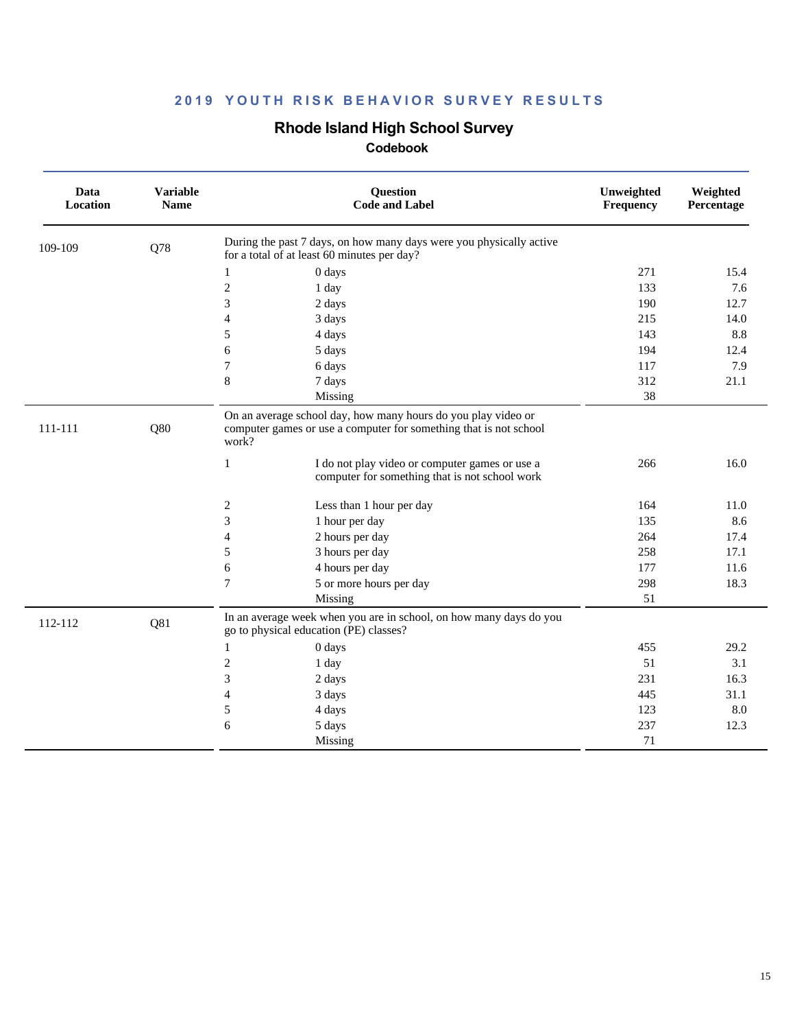## 2019 YOUTH RISK BEHAVIOR SURVEY RESULTS

# Rhode Island High School Survey

### Codebook

| Data Location | Variable Name | Question Code and Label | | Unweighted Frequency | Weighted Percentage |
|---|---|---|---|---|---|
| 109-109 | Q78 | During the past 7 days, on how many days were you physically active for a total of at least 60 minutes per day? | | | |
| | | 1 | 0 days | 271 | 15.4 |
| | | 2 | 1 day | 133 | 7.6 |
| | | 3 | 2 days | 190 | 12.7 |
| | | 4 | 3 days | 215 | 14.0 |
| | | 5 | 4 days | 143 | 8.8 |
| | | 6 | 5 days | 194 | 12.4 |
| | | 7 | 6 days | 117 | 7.9 |
| | | 8 | 7 days | 312 | 21.1 |
| | | | Missing | 38 | |
| 111-111 | Q80 | On an average school day, how many hours do you play video or computer games or use a computer for something that is not school work? | | | |
| | | 1 | I do not play video or computer games or use a computer for something that is not school work | 266 | 16.0 |
| | | 2 | Less than 1 hour per day | 164 | 11.0 |
| | | 3 | 1 hour per day | 135 | 8.6 |
| | | 4 | 2 hours per day | 264 | 17.4 |
| | | 5 | 3 hours per day | 258 | 17.1 |
| | | 6 | 4 hours per day | 177 | 11.6 |
| | | 7 | 5 or more hours per day | 298 | 18.3 |
| | | | Missing | 51 | |
| 112-112 | Q81 | In an average week when you are in school, on how many days do you go to physical education (PE) classes? | | | |
| | | 1 | 0 days | 455 | 29.2 |
| | | 2 | 1 day | 51 | 3.1 |
| | | 3 | 2 days | 231 | 16.3 |
| | | 4 | 3 days | 445 | 31.1 |
| | | 5 | 4 days | 123 | 8.0 |
| | | 6 | 5 days | 237 | 12.3 |
| | | | Missing | 71 | |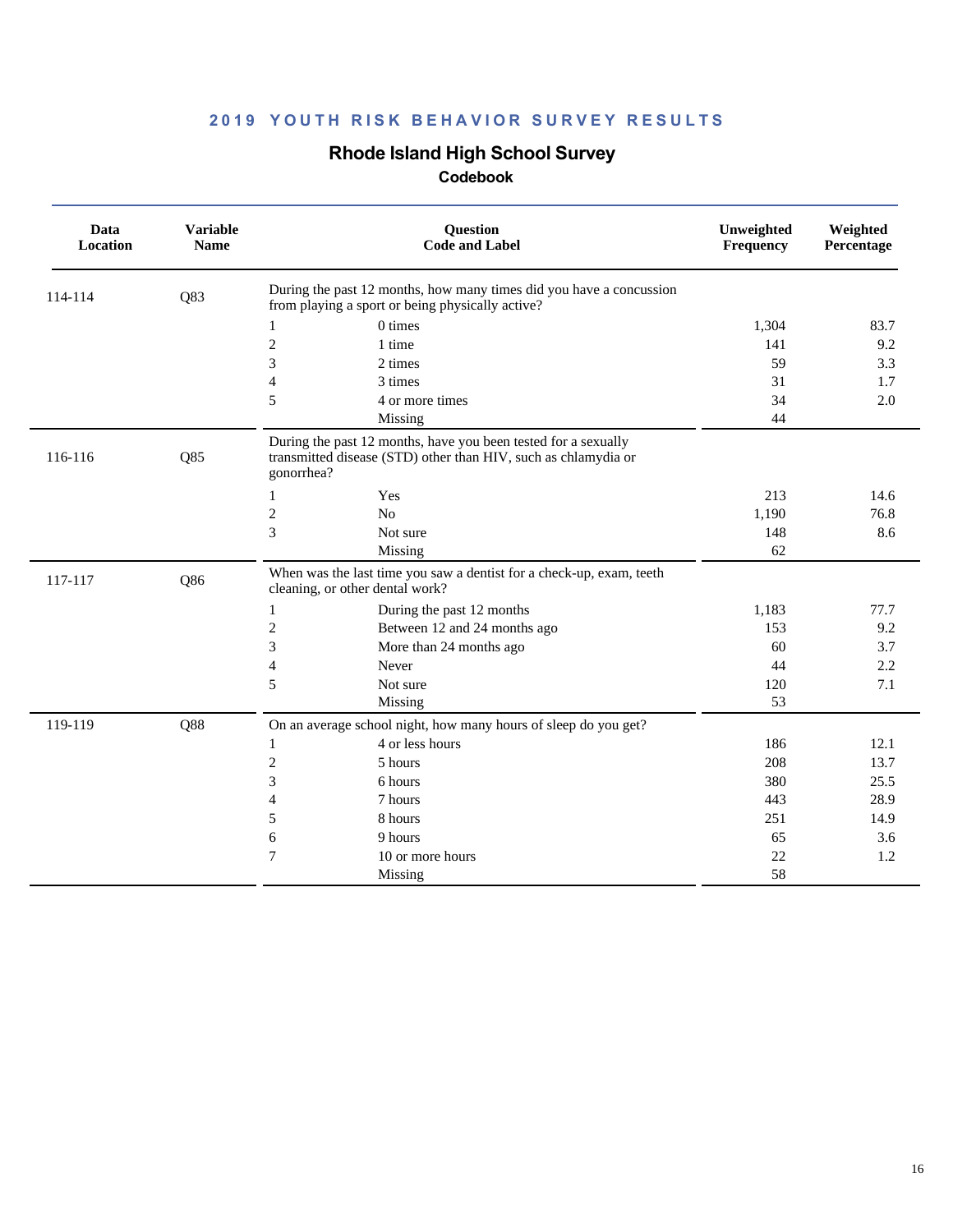## 2019 YOUTH RISK BEHAVIOR SURVEY RESULTS

### Rhode Island High School Survey

#### Codebook

| Data Location | Variable Name | Question Code and Label | | Unweighted Frequency | Weighted Percentage |
|---|---|---|---|---|---|
| 114-114 | Q83 | During the past 12 months, how many times did you have a concussion from playing a sport or being physically active? | | | |
| | | 1 | 0 times | 1,304 | 83.7 |
| | | 2 | 1 time | 141 | 9.2 |
| | | 3 | 2 times | 59 | 3.3 |
| | | 4 | 3 times | 31 | 1.7 |
| | | 5 | 4 or more times | 34 | 2.0 |
| | | | Missing | 44 | |
| 116-116 | Q85 | During the past 12 months, have you been tested for a sexually transmitted disease (STD) other than HIV, such as chlamydia or gonorrhea? | | | |
| | | 1 | Yes | 213 | 14.6 |
| | | 2 | No | 1,190 | 76.8 |
| | | 3 | Not sure | 148 | 8.6 |
| | | | Missing | 62 | |
| 117-117 | Q86 | When was the last time you saw a dentist for a check-up, exam, teeth cleaning, or other dental work? | | | |
| | | 1 | During the past 12 months | 1,183 | 77.7 |
| | | 2 | Between 12 and 24 months ago | 153 | 9.2 |
| | | 3 | More than 24 months ago | 60 | 3.7 |
| | | 4 | Never | 44 | 2.2 |
| | | 5 | Not sure | 120 | 7.1 |
| | | | Missing | 53 | |
| 119-119 | Q88 | On an average school night, how many hours of sleep do you get? | | | |
| | | 1 | 4 or less hours | 186 | 12.1 |
| | | 2 | 5 hours | 208 | 13.7 |
| | | 3 | 6 hours | 380 | 25.5 |
| | | 4 | 7 hours | 443 | 28.9 |
| | | 5 | 8 hours | 251 | 14.9 |
| | | 6 | 9 hours | 65 | 3.6 |
| | | 7 | 10 or more hours | 22 | 1.2 |
| | | | Missing | 58 | |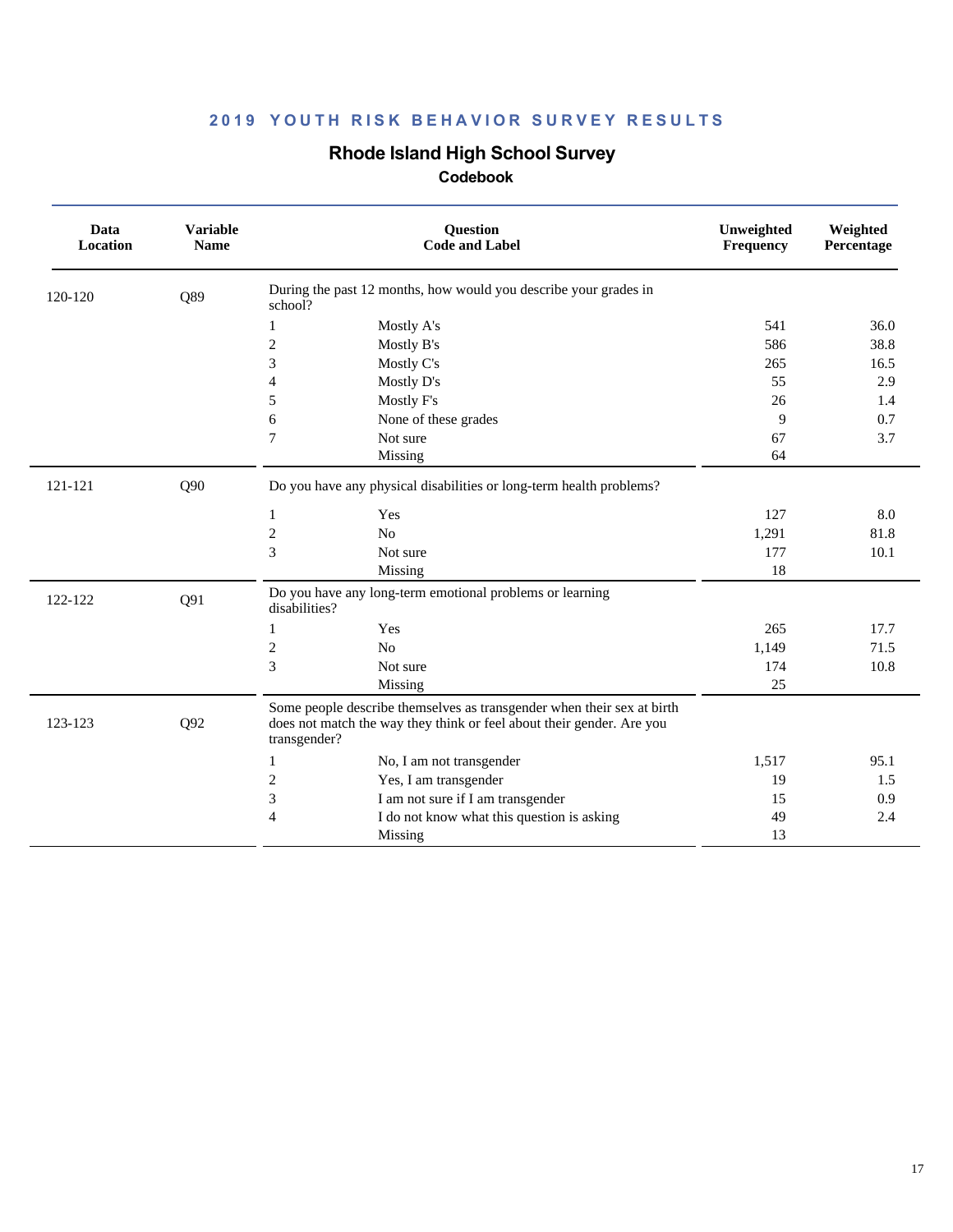## 2019 YOUTH RISK BEHAVIOR SURVEY RESULTS

# Rhode Island High School Survey

### Codebook

| Data Location | Variable Name | Question Code and Label | | Unweighted Frequency | Weighted Percentage |
|---|---|---|---|---|---|
| 120-120 | Q89 | During the past 12 months, how would you describe your grades in school? | | | |
| | | 1 | Mostly A's | 541 | 36.0 |
| | | 2 | Mostly B's | 586 | 38.8 |
| | | 3 | Mostly C's | 265 | 16.5 |
| | | 4 | Mostly D's | 55 | 2.9 |
| | | 5 | Mostly F's | 26 | 1.4 |
| | | 6 | None of these grades | 9 | 0.7 |
| | | 7 | Not sure | 67 | 3.7 |
| | | | Missing | 64 | |
| 121-121 | Q90 | Do you have any physical disabilities or long-term health problems? | | | |
| | | 1 | Yes | 127 | 8.0 |
| | | 2 | No | 1,291 | 81.8 |
| | | 3 | Not sure | 177 | 10.1 |
| | | | Missing | 18 | |
| 122-122 | Q91 | Do you have any long-term emotional problems or learning disabilities? | | | |
| | | 1 | Yes | 265 | 17.7 |
| | | 2 | No | 1,149 | 71.5 |
| | | 3 | Not sure | 174 | 10.8 |
| | | | Missing | 25 | |
| 123-123 | Q92 | Some people describe themselves as transgender when their sex at birth does not match the way they think or feel about their gender. Are you transgender? | | | |
| | | 1 | No, I am not transgender | 1,517 | 95.1 |
| | | 2 | Yes, I am transgender | 19 | 1.5 |
| | | 3 | I am not sure if I am transgender | 15 | 0.9 |
| | | 4 | I do not know what this question is asking | 49 | 2.4 |
| | | | Missing | 13 | |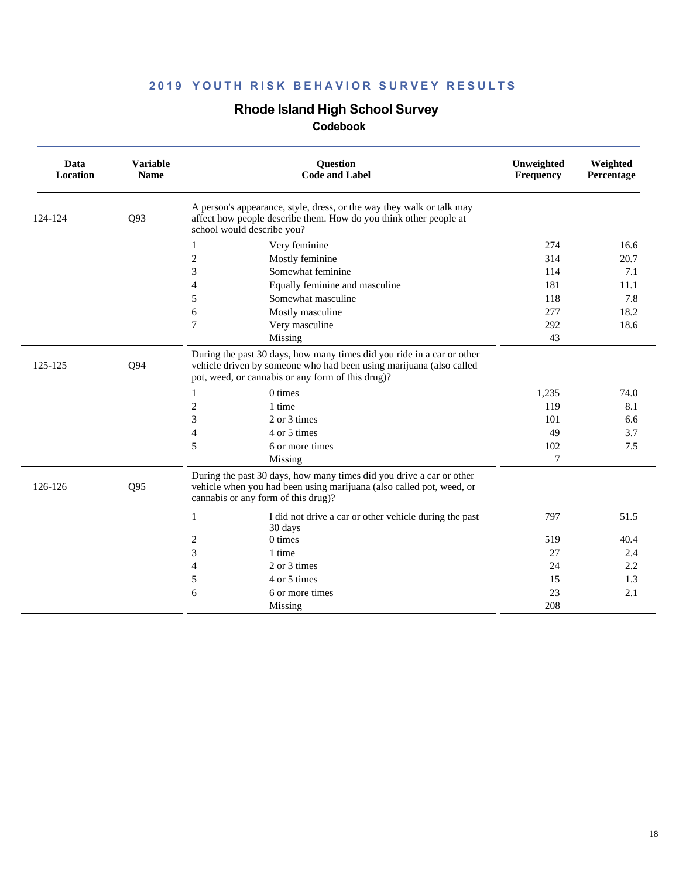**2019 YOUTH RISK BEHAVIOR SURVEY RESULTS**

## Rhode Island High School Survey

### Codebook

| Data Location | Variable Name | Question Code and Label | | Unweighted Frequency | Weighted Percentage |
|---|---|---|---|---|---|
| 124-124 | Q93 | A person's appearance, style, dress, or the way they walk or talk may affect how people describe them. How do you think other people at school would describe you? | | | |
| | | 1 | Very feminine | 274 | 16.6 |
| | | 2 | Mostly feminine | 314 | 20.7 |
| | | 3 | Somewhat feminine | 114 | 7.1 |
| | | 4 | Equally feminine and masculine | 181 | 11.1 |
| | | 5 | Somewhat masculine | 118 | 7.8 |
| | | 6 | Mostly masculine | 277 | 18.2 |
| | | 7 | Very masculine | 292 | 18.6 |
| | | | Missing | 43 | |
| 125-125 | Q94 | During the past 30 days, how many times did you ride in a car or other vehicle driven by someone who had been using marijuana (also called pot, weed, or cannabis or any form of this drug)? | | | |
| | | 1 | 0 times | 1,235 | 74.0 |
| | | 2 | 1 time | 119 | 8.1 |
| | | 3 | 2 or 3 times | 101 | 6.6 |
| | | 4 | 4 or 5 times | 49 | 3.7 |
| | | 5 | 6 or more times | 102 | 7.5 |
| | | | Missing | 7 | |
| 126-126 | Q95 | During the past 30 days, how many times did you drive a car or other vehicle when you had been using marijuana (also called pot, weed, or cannabis or any form of this drug)? | | | |
| | | 1 | I did not drive a car or other vehicle during the past 30 days | 797 | 51.5 |
| | | 2 | 0 times | 519 | 40.4 |
| | | 3 | 1 time | 27 | 2.4 |
| | | 4 | 2 or 3 times | 24 | 2.2 |
| | | 5 | 4 or 5 times | 15 | 1.3 |
| | | 6 | 6 or more times | 23 | 2.1 |
| | | | Missing | 208 | |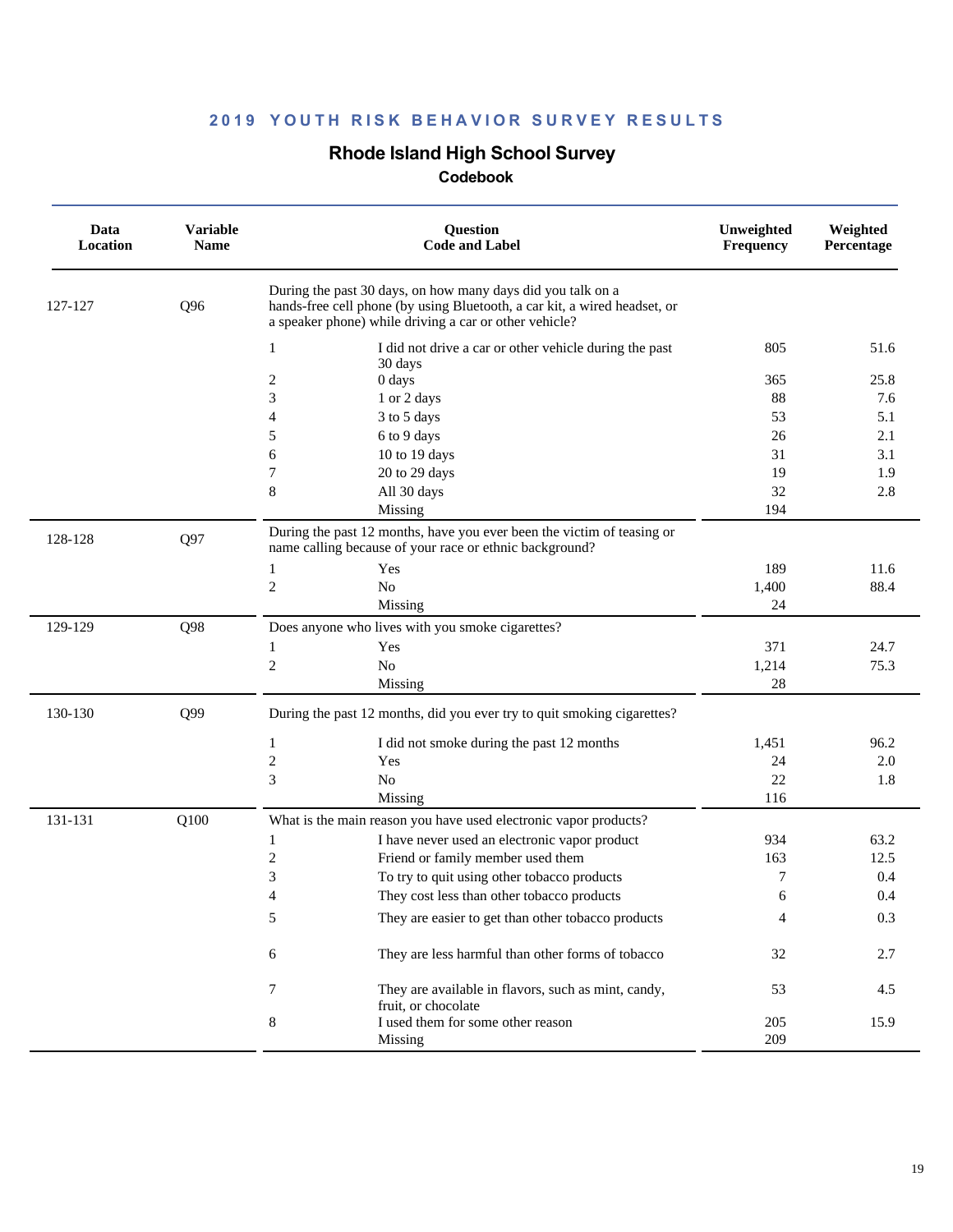## 2019 YOUTH RISK BEHAVIOR SURVEY RESULTS

# Rhode Island High School Survey

### Codebook

| Data Location | Variable Name | Question Code and Label | | Unweighted Frequency | Weighted Percentage |
|---|---|---|---|---|---|
| 127-127 | Q96 | During the past 30 days, on how many days did you talk on a hands-free cell phone (by using Bluetooth, a car kit, a wired headset, or a speaker phone) while driving a car or other vehicle? | | | |
| | | 1 | I did not drive a car or other vehicle during the past 30 days | 805 | 51.6 |
| | | 2 | 0 days | 365 | 25.8 |
| | | 3 | 1 or 2 days | 88 | 7.6 |
| | | 4 | 3 to 5 days | 53 | 5.1 |
| | | 5 | 6 to 9 days | 26 | 2.1 |
| | | 6 | 10 to 19 days | 31 | 3.1 |
| | | 7 | 20 to 29 days | 19 | 1.9 |
| | | 8 | All 30 days | 32 | 2.8 |
| | | | Missing | 194 | |
| 128-128 | Q97 | During the past 12 months, have you ever been the victim of teasing or name calling because of your race or ethnic background? | | | |
| | | 1 | Yes | 189 | 11.6 |
| | | 2 | No | 1,400 | 88.4 |
| | | | Missing | 24 | |
| 129-129 | Q98 | Does anyone who lives with you smoke cigarettes? | | | |
| | | 1 | Yes | 371 | 24.7 |
| | | 2 | No | 1,214 | 75.3 |
| | | | Missing | 28 | |
| 130-130 | Q99 | During the past 12 months, did you ever try to quit smoking cigarettes? | | | |
| | | 1 | I did not smoke during the past 12 months | 1,451 | 96.2 |
| | | 2 | Yes | 24 | 2.0 |
| | | 3 | No | 22 | 1.8 |
| | | | Missing | 116 | |
| 131-131 | Q100 | What is the main reason you have used electronic vapor products? | | | |
| | | 1 | I have never used an electronic vapor product | 934 | 63.2 |
| | | 2 | Friend or family member used them | 163 | 12.5 |
| | | 3 | To try to quit using other tobacco products | 7 | 0.4 |
| | | 4 | They cost less than other tobacco products | 6 | 0.4 |
| | | 5 | They are easier to get than other tobacco products | 4 | 0.3 |
| | | 6 | They are less harmful than other forms of tobacco | 32 | 2.7 |
| | | 7 | They are available in flavors, such as mint, candy, fruit, or chocolate | 53 | 4.5 |
| | | 8 | I used them for some other reason | 205 | 15.9 |
| | | | Missing | 209 | |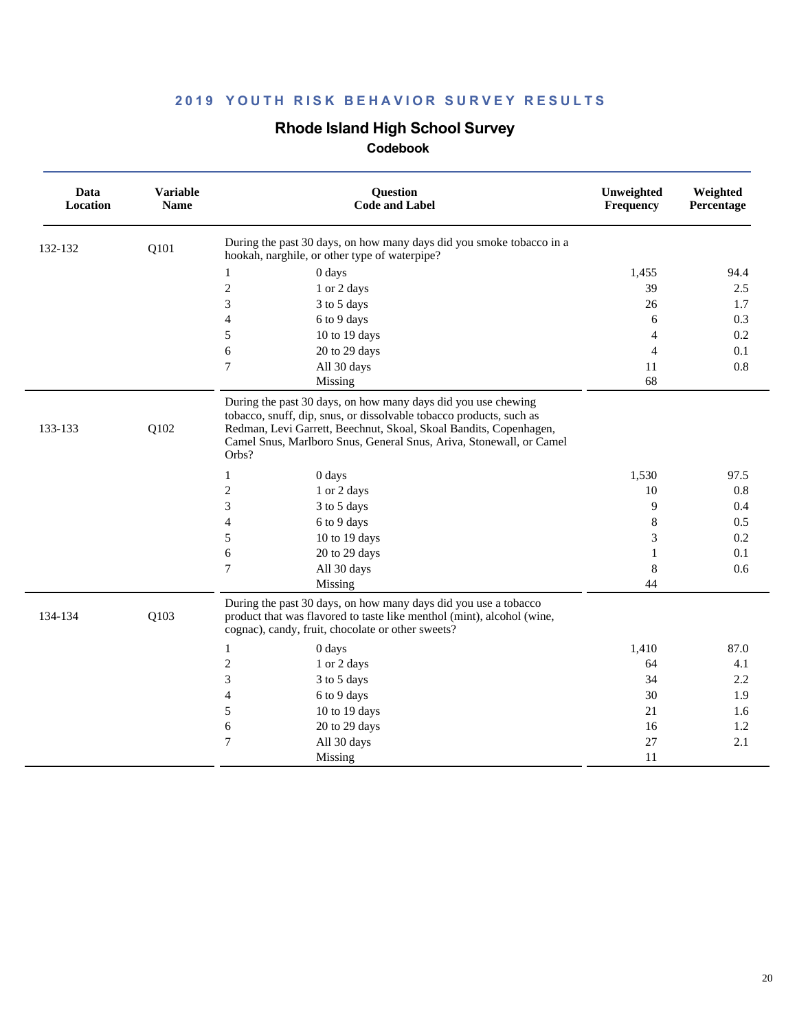## 2019 YOUTH RISK BEHAVIOR SURVEY RESULTS

### Rhode Island High School Survey

#### Codebook

| Data Location | Variable Name | Question Code and Label | | Unweighted Frequency | Weighted Percentage |
|---|---|---|---|---|---|
| 132-132 | Q101 | During the past 30 days, on how many days did you smoke tobacco in a hookah, narghile, or other type of waterpipe? | | | |
| | | 1 | 0 days | 1,455 | 94.4 |
| | | 2 | 1 or 2 days | 39 | 2.5 |
| | | 3 | 3 to 5 days | 26 | 1.7 |
| | | 4 | 6 to 9 days | 6 | 0.3 |
| | | 5 | 10 to 19 days | 4 | 0.2 |
| | | 6 | 20 to 29 days | 4 | 0.1 |
| | | 7 | All 30 days | 11 | 0.8 |
| | | | Missing | 68 | |
| 133-133 | Q102 | During the past 30 days, on how many days did you use chewing tobacco, snuff, dip, snus, or dissolvable tobacco products, such as Redman, Levi Garrett, Beechnut, Skoal, Skoal Bandits, Copenhagen, Camel Snus, Marlboro Snus, General Snus, Ariva, Stonewall, or Camel Orbs? | | | |
| | | 1 | 0 days | 1,530 | 97.5 |
| | | 2 | 1 or 2 days | 10 | 0.8 |
| | | 3 | 3 to 5 days | 9 | 0.4 |
| | | 4 | 6 to 9 days | 8 | 0.5 |
| | | 5 | 10 to 19 days | 3 | 0.2 |
| | | 6 | 20 to 29 days | 1 | 0.1 |
| | | 7 | All 30 days | 8 | 0.6 |
| | | | Missing | 44 | |
| 134-134 | Q103 | During the past 30 days, on how many days did you use a tobacco product that was flavored to taste like menthol (mint), alcohol (wine, cognac), candy, fruit, chocolate or other sweets? | | | |
| | | 1 | 0 days | 1,410 | 87.0 |
| | | 2 | 1 or 2 days | 64 | 4.1 |
| | | 3 | 3 to 5 days | 34 | 2.2 |
| | | 4 | 6 to 9 days | 30 | 1.9 |
| | | 5 | 10 to 19 days | 21 | 1.6 |
| | | 6 | 20 to 29 days | 16 | 1.2 |
| | | 7 | All 30 days | 27 | 2.1 |
| | | | Missing | 11 | |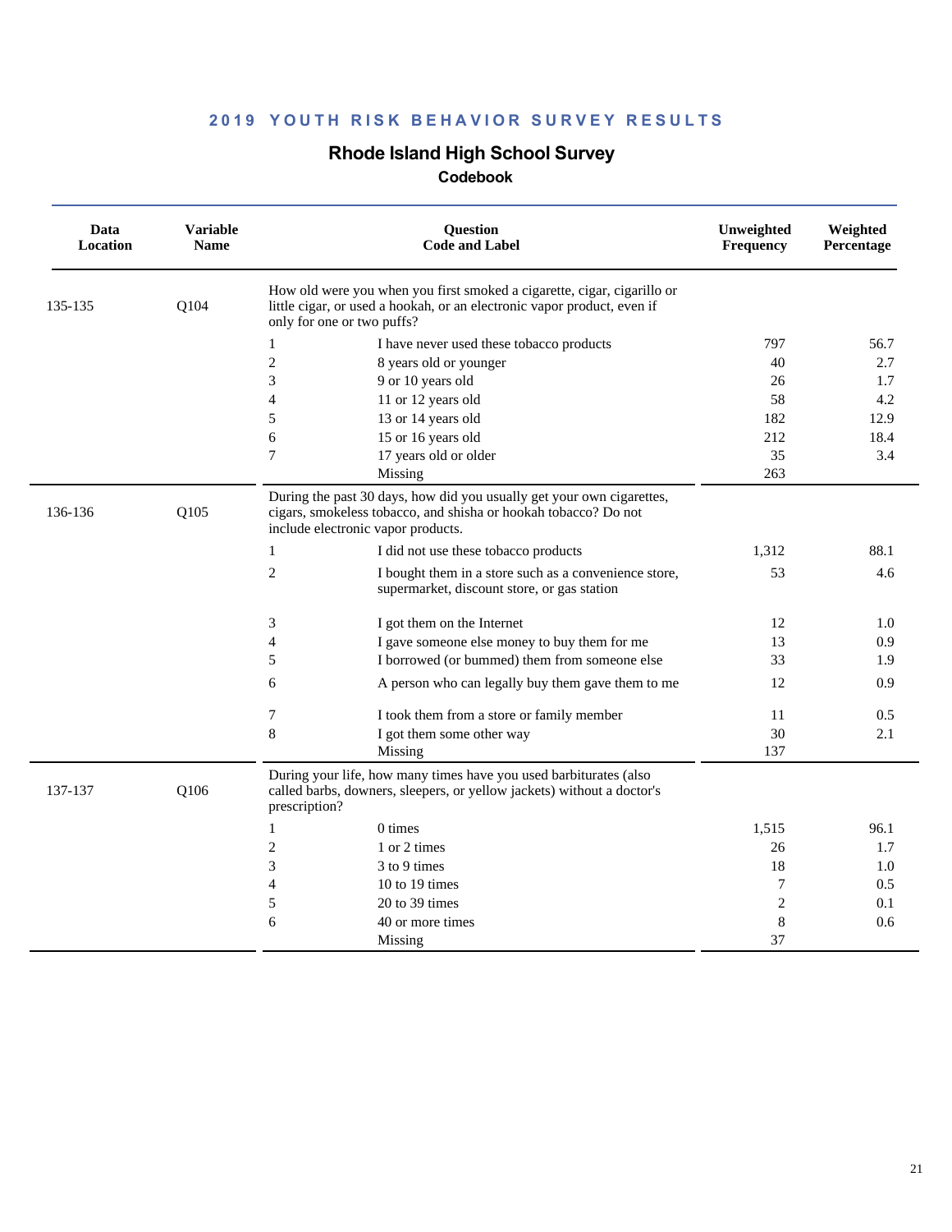## 2019 YOUTH RISK BEHAVIOR SURVEY RESULTS

### Rhode Island High School Survey

#### Codebook

| Data Location | Variable Name | Question Code and Label | | Unweighted Frequency | Weighted Percentage |
|---|---|---|---|---|---|
| 135-135 | Q104 | How old were you when you first smoked a cigarette, cigar, cigarillo or little cigar, or used a hookah, or an electronic vapor product, even if only for one or two puffs? | | | |
| | | 1 | I have never used these tobacco products | 797 | 56.7 |
| | | 2 | 8 years old or younger | 40 | 2.7 |
| | | 3 | 9 or 10 years old | 26 | 1.7 |
| | | 4 | 11 or 12 years old | 58 | 4.2 |
| | | 5 | 13 or 14 years old | 182 | 12.9 |
| | | 6 | 15 or 16 years old | 212 | 18.4 |
| | | 7 | 17 years old or older | 35 | 3.4 |
| | | | Missing | 263 | |
| 136-136 | Q105 | During the past 30 days, how did you usually get your own cigarettes, cigars, smokeless tobacco, and shisha or hookah tobacco? Do not include electronic vapor products. | | | |
| | | 1 | I did not use these tobacco products | 1,312 | 88.1 |
| | | 2 | I bought them in a store such as a convenience store, supermarket, discount store, or gas station | 53 | 4.6 |
| | | 3 | I got them on the Internet | 12 | 1.0 |
| | | 4 | I gave someone else money to buy them for me | 13 | 0.9 |
| | | 5 | I borrowed (or bummed) them from someone else | 33 | 1.9 |
| | | 6 | A person who can legally buy them gave them to me | 12 | 0.9 |
| | | 7 | I took them from a store or family member | 11 | 0.5 |
| | | 8 | I got them some other way | 30 | 2.1 |
| | | | Missing | 137 | |
| 137-137 | Q106 | During your life, how many times have you used barbiturates (also called barbs, downers, sleepers, or yellow jackets) without a doctor's prescription? | | | |
| | | 1 | 0 times | 1,515 | 96.1 |
| | | 2 | 1 or 2 times | 26 | 1.7 |
| | | 3 | 3 to 9 times | 18 | 1.0 |
| | | 4 | 10 to 19 times | 7 | 0.5 |
| | | 5 | 20 to 39 times | 2 | 0.1 |
| | | 6 | 40 or more times | 8 | 0.6 |
| | | | Missing | 37 | |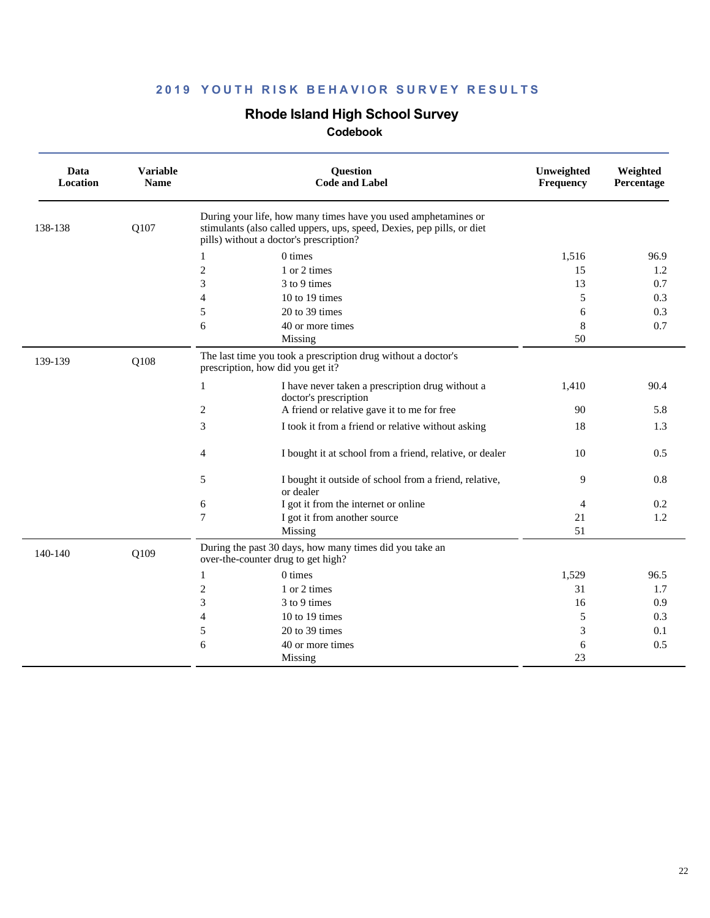## 2019 YOUTH RISK BEHAVIOR SURVEY RESULTS

### Rhode Island High School Survey

**Codebook**

| Data Location | Variable Name | Question Code and Label | | Unweighted Frequency | Weighted Percentage |
|---|---|---|---|---|---|
| 138-138 | Q107 | During your life, how many times have you used amphetamines or stimulants (also called uppers, ups, speed, Dexies, pep pills, or diet pills) without a doctor's prescription? | | | |
| | | 1 | 0 times | 1,516 | 96.9 |
| | | 2 | 1 or 2 times | 15 | 1.2 |
| | | 3 | 3 to 9 times | 13 | 0.7 |
| | | 4 | 10 to 19 times | 5 | 0.3 |
| | | 5 | 20 to 39 times | 6 | 0.3 |
| | | 6 | 40 or more times | 8 | 0.7 |
| | | | Missing | 50 | |
| 139-139 | Q108 | The last time you took a prescription drug without a doctor's prescription, how did you get it? | | | |
| | | 1 | I have never taken a prescription drug without a doctor's prescription | 1,410 | 90.4 |
| | | 2 | A friend or relative gave it to me for free | 90 | 5.8 |
| | | 3 | I took it from a friend or relative without asking | 18 | 1.3 |
| | | 4 | I bought it at school from a friend, relative, or dealer | 10 | 0.5 |
| | | 5 | I bought it outside of school from a friend, relative, or dealer | 9 | 0.8 |
| | | 6 | I got it from the internet or online | 4 | 0.2 |
| | | 7 | I got it from another source | 21 | 1.2 |
| | | | Missing | 51 | |
| 140-140 | Q109 | During the past 30 days, how many times did you take an over-the-counter drug to get high? | | | |
| | | 1 | 0 times | 1,529 | 96.5 |
| | | 2 | 1 or 2 times | 31 | 1.7 |
| | | 3 | 3 to 9 times | 16 | 0.9 |
| | | 4 | 10 to 19 times | 5 | 0.3 |
| | | 5 | 20 to 39 times | 3 | 0.1 |
| | | 6 | 40 or more times | 6 | 0.5 |
| | | | Missing | 23 | |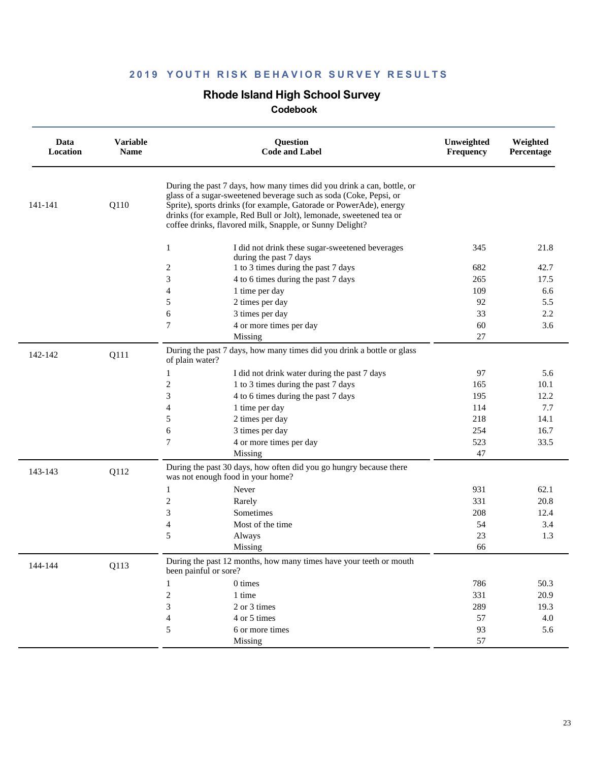**2019 YOUTH RISK BEHAVIOR SURVEY RESULTS**

## Rhode Island High School Survey

### Codebook

| Data Location | Variable Name | Question Code and Label | | Unweighted Frequency | Weighted Percentage |
|---|---|---|---|---|---|
| 141-141 | Q110 | During the past 7 days, how many times did you drink a can, bottle, or glass of a sugar-sweetened beverage such as soda (Coke, Pepsi, or Sprite), sports drinks (for example, Gatorade or PowerAde), energy drinks (for example, Red Bull or Jolt), lemonade, sweetened tea or coffee drinks, flavored milk, Snapple, or Sunny Delight? | | | |
| | | 1 | I did not drink these sugar-sweetened beverages during the past 7 days | 345 | 21.8 |
| | | 2 | 1 to 3 times during the past 7 days | 682 | 42.7 |
| | | 3 | 4 to 6 times during the past 7 days | 265 | 17.5 |
| | | 4 | 1 time per day | 109 | 6.6 |
| | | 5 | 2 times per day | 92 | 5.5 |
| | | 6 | 3 times per day | 33 | 2.2 |
| | | 7 | 4 or more times per day | 60 | 3.6 |
| | | | Missing | 27 | |
| 142-142 | Q111 | During the past 7 days, how many times did you drink a bottle or glass of plain water? | | | |
| | | 1 | I did not drink water during the past 7 days | 97 | 5.6 |
| | | 2 | 1 to 3 times during the past 7 days | 165 | 10.1 |
| | | 3 | 4 to 6 times during the past 7 days | 195 | 12.2 |
| | | 4 | 1 time per day | 114 | 7.7 |
| | | 5 | 2 times per day | 218 | 14.1 |
| | | 6 | 3 times per day | 254 | 16.7 |
| | | 7 | 4 or more times per day | 523 | 33.5 |
| | | | Missing | 47 | |
| 143-143 | Q112 | During the past 30 days, how often did you go hungry because there was not enough food in your home? | | | |
| | | 1 | Never | 931 | 62.1 |
| | | 2 | Rarely | 331 | 20.8 |
| | | 3 | Sometimes | 208 | 12.4 |
| | | 4 | Most of the time | 54 | 3.4 |
| | | 5 | Always | 23 | 1.3 |
| | | | Missing | 66 | |
| 144-144 | Q113 | During the past 12 months, how many times have your teeth or mouth been painful or sore? | | | |
| | | 1 | 0 times | 786 | 50.3 |
| | | 2 | 1 time | 331 | 20.9 |
| | | 3 | 2 or 3 times | 289 | 19.3 |
| | | 4 | 4 or 5 times | 57 | 4.0 |
| | | 5 | 6 or more times | 93 | 5.6 |
| | | | Missing | 57 | |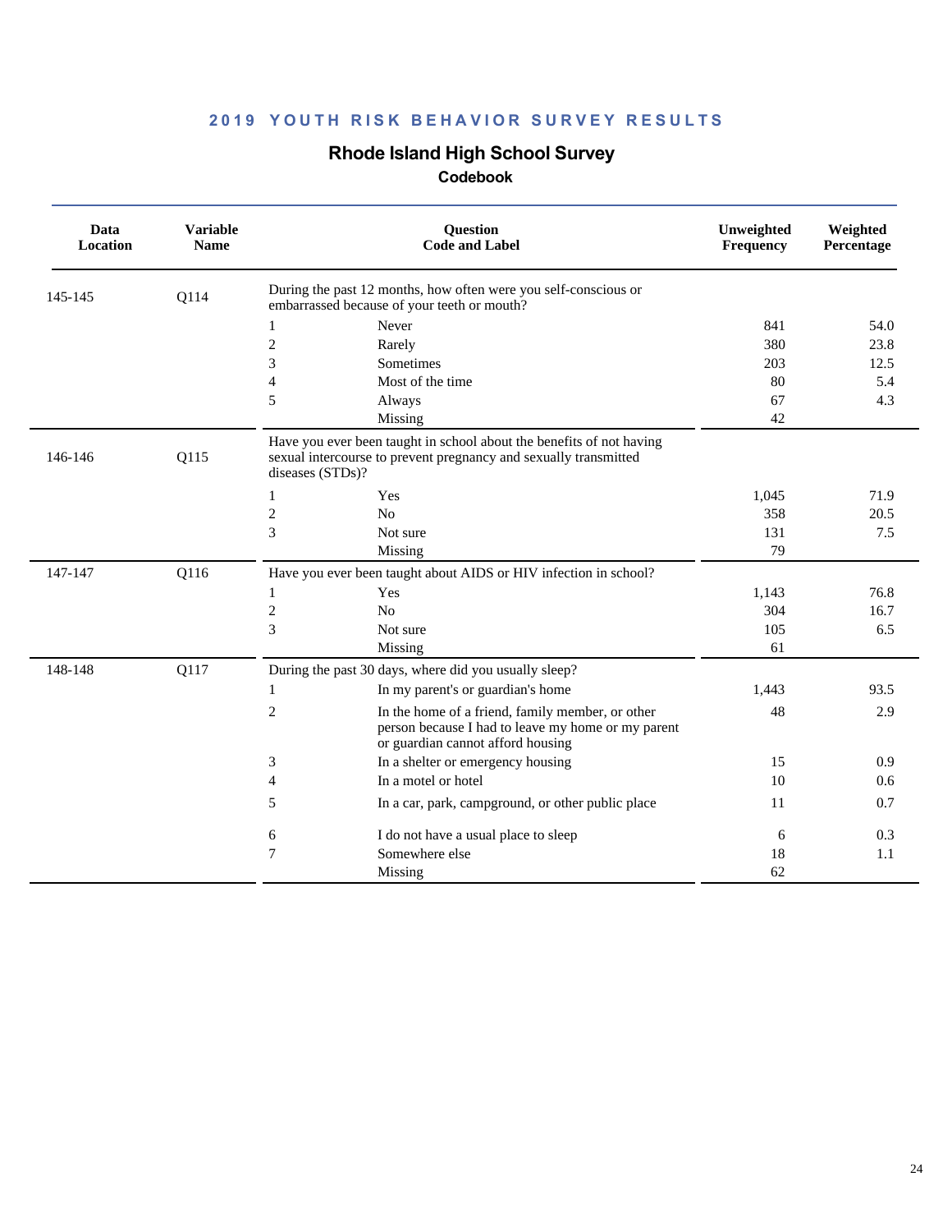## 2019 YOUTH RISK BEHAVIOR SURVEY RESULTS

### Rhode Island High School Survey

#### Codebook

| Data Location | Variable Name | Question Code and Label | | Unweighted Frequency | Weighted Percentage |
|---|---|---|---|---|---|
| 145-145 | Q114 | During the past 12 months, how often were you self-conscious or embarrassed because of your teeth or mouth? | | | |
| | | 1 | Never | 841 | 54.0 |
| | | 2 | Rarely | 380 | 23.8 |
| | | 3 | Sometimes | 203 | 12.5 |
| | | 4 | Most of the time | 80 | 5.4 |
| | | 5 | Always | 67 | 4.3 |
| | | | Missing | 42 | |
| 146-146 | Q115 | Have you ever been taught in school about the benefits of not having sexual intercourse to prevent pregnancy and sexually transmitted diseases (STDs)? | | | |
| | | 1 | Yes | 1,045 | 71.9 |
| | | 2 | No | 358 | 20.5 |
| | | 3 | Not sure | 131 | 7.5 |
| | | | Missing | 79 | |
| 147-147 | Q116 | Have you ever been taught about AIDS or HIV infection in school? | | | |
| | | 1 | Yes | 1,143 | 76.8 |
| | | 2 | No | 304 | 16.7 |
| | | 3 | Not sure | 105 | 6.5 |
| | | | Missing | 61 | |
| 148-148 | Q117 | During the past 30 days, where did you usually sleep? | | | |
| | | 1 | In my parent's or guardian's home | 1,443 | 93.5 |
| | | 2 | In the home of a friend, family member, or other person because I had to leave my home or my parent or guardian cannot afford housing | 48 | 2.9 |
| | | 3 | In a shelter or emergency housing | 15 | 0.9 |
| | | 4 | In a motel or hotel | 10 | 0.6 |
| | | 5 | In a car, park, campground, or other public place | 11 | 0.7 |
| | | 6 | I do not have a usual place to sleep | 6 | 0.3 |
| | | 7 | Somewhere else | 18 | 1.1 |
| | | | Missing | 62 | |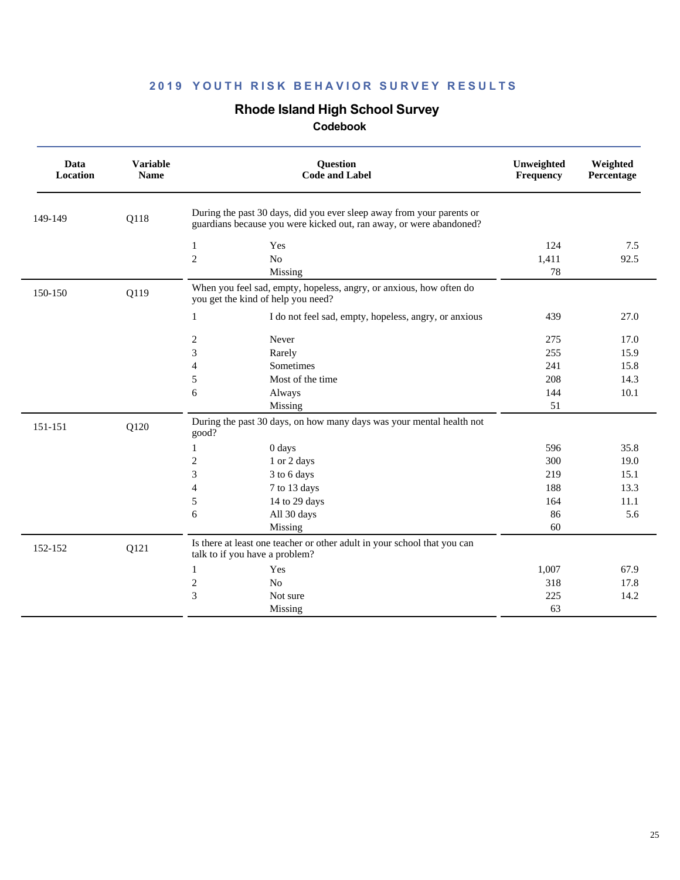## 2019 YOUTH RISK BEHAVIOR SURVEY RESULTS

# Rhode Island High School Survey

### Codebook

| Data Location | Variable Name | Question Code and Label | | Unweighted Frequency | Weighted Percentage |
|---|---|---|---|---|---|
| 149-149 | Q118 | During the past 30 days, did you ever sleep away from your parents or guardians because you were kicked out, ran away, or were abandoned? | | | |
| | | 1 | Yes | 124 | 7.5 |
| | | 2 | No | 1,411 | 92.5 |
| | | | Missing | 78 | |
| 150-150 | Q119 | When you feel sad, empty, hopeless, angry, or anxious, how often do you get the kind of help you need? | | | |
| | | 1 | I do not feel sad, empty, hopeless, angry, or anxious | 439 | 27.0 |
| | | 2 | Never | 275 | 17.0 |
| | | 3 | Rarely | 255 | 15.9 |
| | | 4 | Sometimes | 241 | 15.8 |
| | | 5 | Most of the time | 208 | 14.3 |
| | | 6 | Always | 144 | 10.1 |
| | | | Missing | 51 | |
| 151-151 | Q120 | During the past 30 days, on how many days was your mental health not good? | | | |
| | | 1 | 0 days | 596 | 35.8 |
| | | 2 | 1 or 2 days | 300 | 19.0 |
| | | 3 | 3 to 6 days | 219 | 15.1 |
| | | 4 | 7 to 13 days | 188 | 13.3 |
| | | 5 | 14 to 29 days | 164 | 11.1 |
| | | 6 | All 30 days | 86 | 5.6 |
| | | | Missing | 60 | |
| 152-152 | Q121 | Is there at least one teacher or other adult in your school that you can talk to if you have a problem? | | | |
| | | 1 | Yes | 1,007 | 67.9 |
| | | 2 | No | 318 | 17.8 |
| | | 3 | Not sure | 225 | 14.2 |
| | | | Missing | 63 | |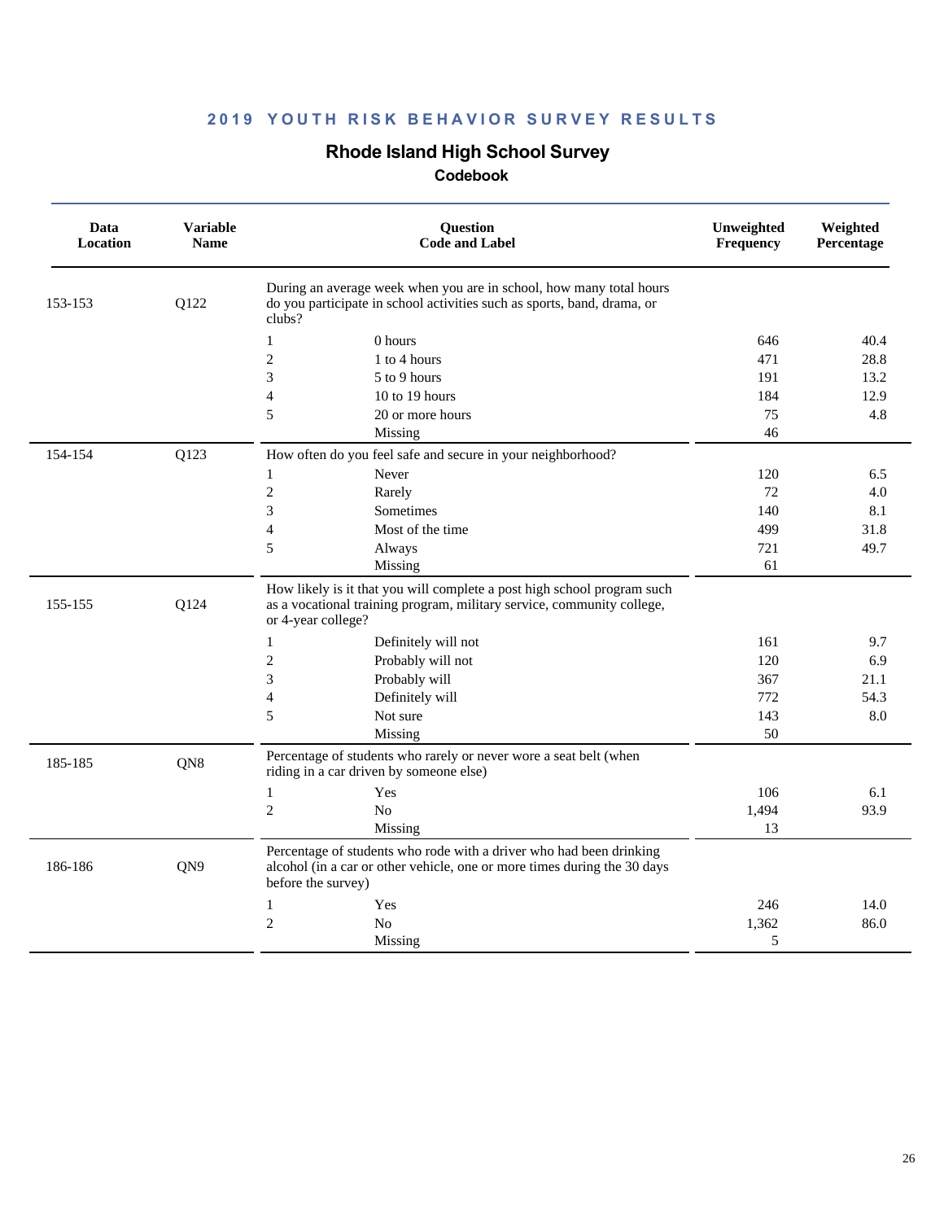## 2019 YOUTH RISK BEHAVIOR SURVEY RESULTS

### Rhode Island High School Survey

#### Codebook

| Data Location | Variable Name | Question Code and Label | | Unweighted Frequency | Weighted Percentage |
|---|---|---|---|---|---|
| 153-153 | Q122 | During an average week when you are in school, how many total hours do you participate in school activities such as sports, band, drama, or clubs? | | | |
| | | 1 | 0 hours | 646 | 40.4 |
| | | 2 | 1 to 4 hours | 471 | 28.8 |
| | | 3 | 5 to 9 hours | 191 | 13.2 |
| | | 4 | 10 to 19 hours | 184 | 12.9 |
| | | 5 | 20 or more hours | 75 | 4.8 |
| | | | Missing | 46 | |
| 154-154 | Q123 | How often do you feel safe and secure in your neighborhood? | | | |
| | | 1 | Never | 120 | 6.5 |
| | | 2 | Rarely | 72 | 4.0 |
| | | 3 | Sometimes | 140 | 8.1 |
| | | 4 | Most of the time | 499 | 31.8 |
| | | 5 | Always | 721 | 49.7 |
| | | | Missing | 61 | |
| 155-155 | Q124 | How likely is it that you will complete a post high school program such as a vocational training program, military service, community college, or 4-year college? | | | |
| | | 1 | Definitely will not | 161 | 9.7 |
| | | 2 | Probably will not | 120 | 6.9 |
| | | 3 | Probably will | 367 | 21.1 |
| | | 4 | Definitely will | 772 | 54.3 |
| | | 5 | Not sure | 143 | 8.0 |
| | | | Missing | 50 | |
| 185-185 | QN8 | Percentage of students who rarely or never wore a seat belt (when riding in a car driven by someone else) | | | |
| | | 1 | Yes | 106 | 6.1 |
| | | 2 | No | 1,494 | 93.9 |
| | | | Missing | 13 | |
| 186-186 | QN9 | Percentage of students who rode with a driver who had been drinking alcohol (in a car or other vehicle, one or more times during the 30 days before the survey) | | | |
| | | 1 | Yes | 246 | 14.0 |
| | | 2 | No | 1,362 | 86.0 |
| | | | Missing | 5 | |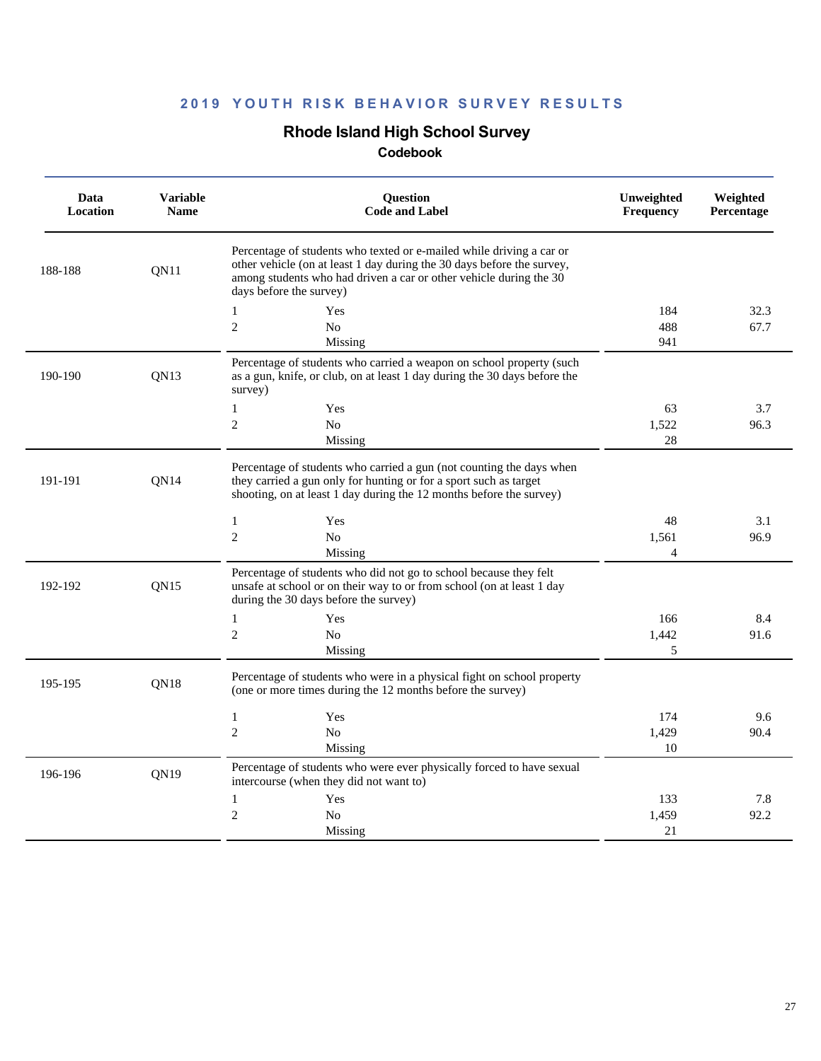## 2019 YOUTH RISK BEHAVIOR SURVEY RESULTS

### Rhode Island High School Survey

#### Codebook

| Data Location | Variable Name | Question Code and Label | | Unweighted Frequency | Weighted Percentage |
|---|---|---|---|---|---|
| 188-188 | QN11 | Percentage of students who texted or e-mailed while driving a car or other vehicle (on at least 1 day during the 30 days before the survey, among students who had driven a car or other vehicle during the 30 days before the survey) | | | |
| | | 1 | Yes | 184 | 32.3 |
| | | 2 | No | 488 | 67.7 |
| | | | Missing | 941 | |
| 190-190 | QN13 | Percentage of students who carried a weapon on school property (such as a gun, knife, or club, on at least 1 day during the 30 days before the survey) | | | |
| | | 1 | Yes | 63 | 3.7 |
| | | 2 | No | 1,522 | 96.3 |
| | | | Missing | 28 | |
| 191-191 | QN14 | Percentage of students who carried a gun (not counting the days when they carried a gun only for hunting or for a sport such as target shooting, on at least 1 day during the 12 months before the survey) | | | |
| | | 1 | Yes | 48 | 3.1 |
| | | 2 | No | 1,561 | 96.9 |
| | | | Missing | 4 | |
| 192-192 | QN15 | Percentage of students who did not go to school because they felt unsafe at school or on their way to or from school (on at least 1 day during the 30 days before the survey) | | | |
| | | 1 | Yes | 166 | 8.4 |
| | | 2 | No | 1,442 | 91.6 |
| | | | Missing | 5 | |
| 195-195 | QN18 | Percentage of students who were in a physical fight on school property (one or more times during the 12 months before the survey) | | | |
| | | 1 | Yes | 174 | 9.6 |
| | | 2 | No | 1,429 | 90.4 |
| | | | Missing | 10 | |
| 196-196 | QN19 | Percentage of students who were ever physically forced to have sexual intercourse (when they did not want to) | | | |
| | | 1 | Yes | 133 | 7.8 |
| | | 2 | No | 1,459 | 92.2 |
| | | | Missing | 21 | |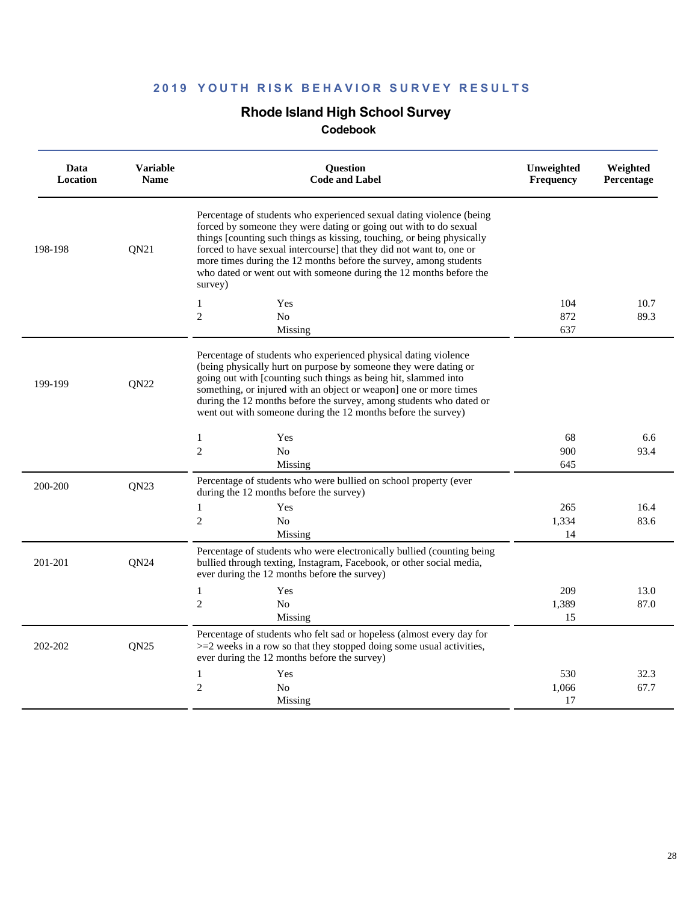## 2019 YOUTH RISK BEHAVIOR SURVEY RESULTS

### Rhode Island High School Survey

#### Codebook

| Data Location | Variable Name | Question Code and Label | | Unweighted Frequency | Weighted Percentage |
|---|---|---|---|---|---|
| 198-198 | QN21 | Percentage of students who experienced sexual dating violence (being forced by someone they were dating or going out with to do sexual things [counting such things as kissing, touching, or being physically forced to have sexual intercourse] that they did not want to, one or more times during the 12 months before the survey, among students who dated or went out with someone during the 12 months before the survey) | | | |
| | | 1 | Yes | 104 | 10.7 |
| | | 2 | No | 872 | 89.3 |
| | | | Missing | 637 | |
| 199-199 | QN22 | Percentage of students who experienced physical dating violence (being physically hurt on purpose by someone they were dating or going out with [counting such things as being hit, slammed into something, or injured with an object or weapon] one or more times during the 12 months before the survey, among students who dated or went out with someone during the 12 months before the survey) | | | |
| | | 1 | Yes | 68 | 6.6 |
| | | 2 | No | 900 | 93.4 |
| | | | Missing | 645 | |
| 200-200 | QN23 | Percentage of students who were bullied on school property (ever during the 12 months before the survey) | | | |
| | | 1 | Yes | 265 | 16.4 |
| | | 2 | No | 1,334 | 83.6 |
| | | | Missing | 14 | |
| 201-201 | QN24 | Percentage of students who were electronically bullied (counting being bullied through texting, Instagram, Facebook, or other social media, ever during the 12 months before the survey) | | | |
| | | 1 | Yes | 209 | 13.0 |
| | | 2 | No | 1,389 | 87.0 |
| | | | Missing | 15 | |
| 202-202 | QN25 | Percentage of students who felt sad or hopeless (almost every day for >=2 weeks in a row so that they stopped doing some usual activities, ever during the 12 months before the survey) | | | |
| | | 1 | Yes | 530 | 32.3 |
| | | 2 | No | 1,066 | 67.7 |
| | | | Missing | 17 | |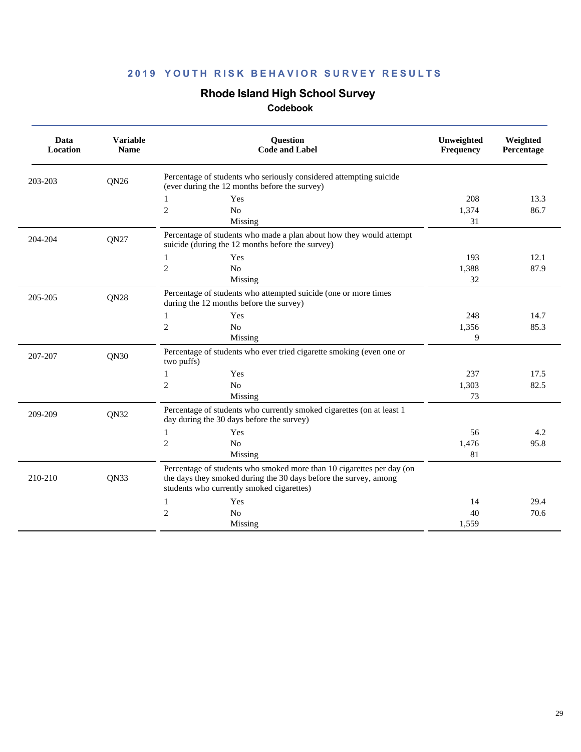# 2019 YOUTH RISK BEHAVIOR SURVEY RESULTS

## Rhode Island High School Survey

### Codebook

| Data Location | Variable Name | Question Code and Label | | Unweighted Frequency | Weighted Percentage |
|---|---|---|---|---|---|
| 203-203 | QN26 | Percentage of students who seriously considered attempting suicide (ever during the 12 months before the survey) | | | |
| | | 1 | Yes | 208 | 13.3 |
| | | 2 | No | 1,374 | 86.7 |
| | | | Missing | 31 | |
| 204-204 | QN27 | Percentage of students who made a plan about how they would attempt suicide (during the 12 months before the survey) | | | |
| | | 1 | Yes | 193 | 12.1 |
| | | 2 | No | 1,388 | 87.9 |
| | | | Missing | 32 | |
| 205-205 | QN28 | Percentage of students who attempted suicide (one or more times during the 12 months before the survey) | | | |
| | | 1 | Yes | 248 | 14.7 |
| | | 2 | No | 1,356 | 85.3 |
| | | | Missing | 9 | |
| 207-207 | QN30 | Percentage of students who ever tried cigarette smoking (even one or two puffs) | | | |
| | | 1 | Yes | 237 | 17.5 |
| | | 2 | No | 1,303 | 82.5 |
| | | | Missing | 73 | |
| 209-209 | QN32 | Percentage of students who currently smoked cigarettes (on at least 1 day during the 30 days before the survey) | | | |
| | | 1 | Yes | 56 | 4.2 |
| | | 2 | No | 1,476 | 95.8 |
| | | | Missing | 81 | |
| 210-210 | QN33 | Percentage of students who smoked more than 10 cigarettes per day (on the days they smoked during the 30 days before the survey, among students who currently smoked cigarettes) | | | |
| | | 1 | Yes | 14 | 29.4 |
| | | 2 | No | 40 | 70.6 |
| | | | Missing | 1,559 | |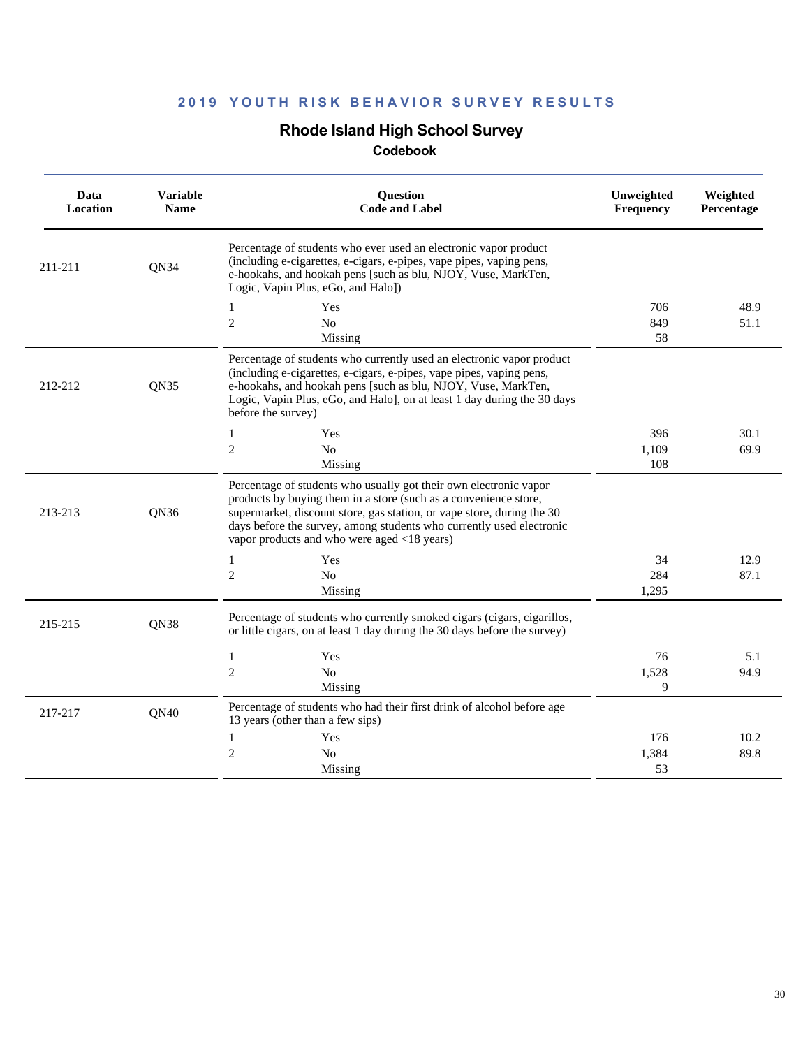## 2019 YOUTH RISK BEHAVIOR SURVEY RESULTS

### Rhode Island High School Survey

#### Codebook

| Data Location | Variable Name | Question Code and Label | | Unweighted Frequency | Weighted Percentage |
|---|---|---|---|---|---|
| 211-211 | QN34 | Percentage of students who ever used an electronic vapor product (including e-cigarettes, e-cigars, e-pipes, vape pipes, vaping pens, e-hookahs, and hookah pens [such as blu, NJOY, Vuse, MarkTen, Logic, Vapin Plus, eGo, and Halo]) | | | |
| | | 1 | Yes | 706 | 48.9 |
| | | 2 | No | 849 | 51.1 |
| | | | Missing | 58 | |
| 212-212 | QN35 | Percentage of students who currently used an electronic vapor product (including e-cigarettes, e-cigars, e-pipes, vape pipes, vaping pens, e-hookahs, and hookah pens [such as blu, NJOY, Vuse, MarkTen, Logic, Vapin Plus, eGo, and Halo], on at least 1 day during the 30 days before the survey) | | | |
| | | 1 | Yes | 396 | 30.1 |
| | | 2 | No | 1,109 | 69.9 |
| | | | Missing | 108 | |
| 213-213 | QN36 | Percentage of students who usually got their own electronic vapor products by buying them in a store (such as a convenience store, supermarket, discount store, gas station, or vape store, during the 30 days before the survey, among students who currently used electronic vapor products and who were aged <18 years) | | | |
| | | 1 | Yes | 34 | 12.9 |
| | | 2 | No | 284 | 87.1 |
| | | | Missing | 1,295 | |
| 215-215 | QN38 | Percentage of students who currently smoked cigars (cigars, cigarillos, or little cigars, on at least 1 day during the 30 days before the survey) | | | |
| | | 1 | Yes | 76 | 5.1 |
| | | 2 | No | 1,528 | 94.9 |
| | | | Missing | 9 | |
| 217-217 | QN40 | Percentage of students who had their first drink of alcohol before age 13 years (other than a few sips) | | | |
| | | 1 | Yes | 176 | 10.2 |
| | | 2 | No | 1,384 | 89.8 |
| | | | Missing | 53 | |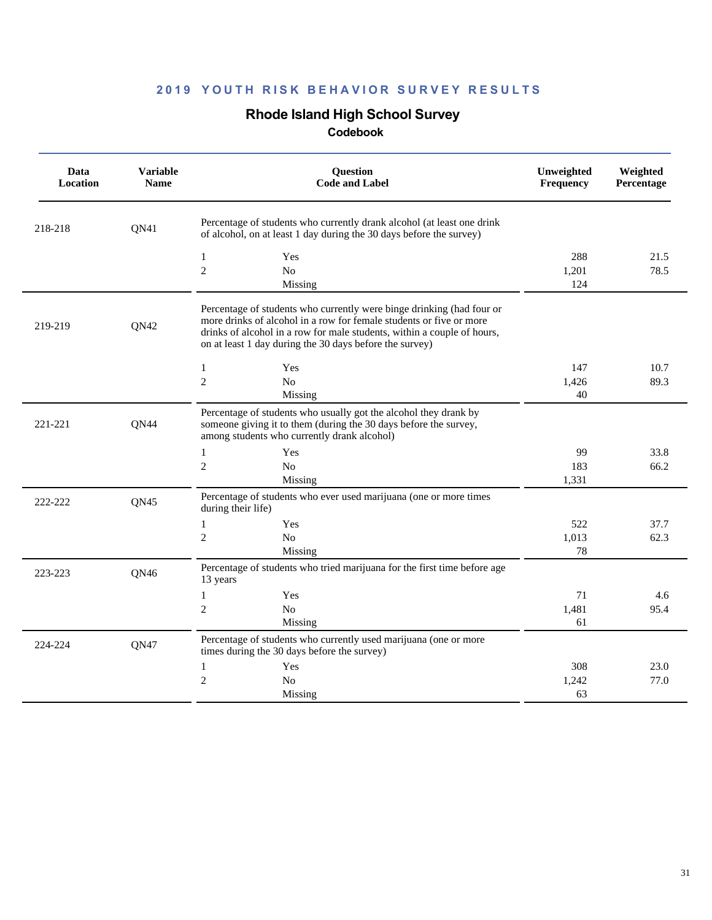## 2019 YOUTH RISK BEHAVIOR SURVEY RESULTS

### Rhode Island High School Survey

**Codebook**

| Data Location | Variable Name | Question Code and Label | | Unweighted Frequency | Weighted Percentage |
|---|---|---|---|---|---|
| 218-218 | QN41 | Percentage of students who currently drank alcohol (at least one drink of alcohol, on at least 1 day during the 30 days before the survey) | | | |
| | | 1 | Yes | 288 | 21.5 |
| | | 2 | No | 1,201 | 78.5 |
| | | | Missing | 124 | |
| 219-219 | QN42 | Percentage of students who currently were binge drinking (had four or more drinks of alcohol in a row for female students or five or more drinks of alcohol in a row for male students, within a couple of hours, on at least 1 day during the 30 days before the survey) | | | |
| | | 1 | Yes | 147 | 10.7 |
| | | 2 | No | 1,426 | 89.3 |
| | | | Missing | 40 | |
| 221-221 | QN44 | Percentage of students who usually got the alcohol they drank by someone giving it to them (during the 30 days before the survey, among students who currently drank alcohol) | | | |
| | | 1 | Yes | 99 | 33.8 |
| | | 2 | No | 183 | 66.2 |
| | | | Missing | 1,331 | |
| 222-222 | QN45 | Percentage of students who ever used marijuana (one or more times during their life) | | | |
| | | 1 | Yes | 522 | 37.7 |
| | | 2 | No | 1,013 | 62.3 |
| | | | Missing | 78 | |
| 223-223 | QN46 | Percentage of students who tried marijuana for the first time before age 13 years | | | |
| | | 1 | Yes | 71 | 4.6 |
| | | 2 | No | 1,481 | 95.4 |
| | | | Missing | 61 | |
| 224-224 | QN47 | Percentage of students who currently used marijuana (one or more times during the 30 days before the survey) | | | |
| | | 1 | Yes | 308 | 23.0 |
| | | 2 | No | 1,242 | 77.0 |
| | | | Missing | 63 | |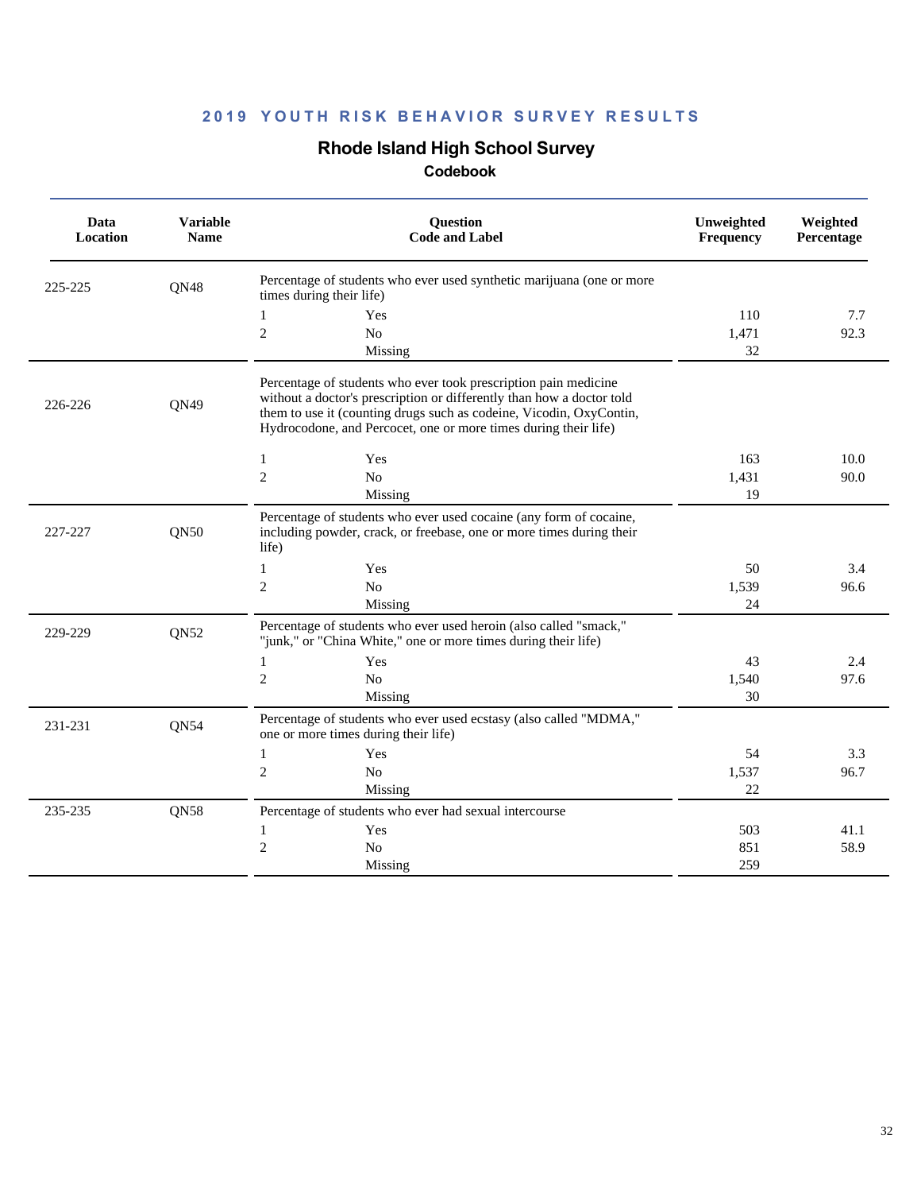## 2019 YOUTH RISK BEHAVIOR SURVEY RESULTS

# Rhode Island High School Survey

### Codebook

| Data Location | Variable Name | Question Code and Label | | Unweighted Frequency | Weighted Percentage |
|---|---|---|---|---|---|
| 225-225 | QN48 | Percentage of students who ever used synthetic marijuana (one or more times during their life) | | | |
| | | 1 | Yes | 110 | 7.7 |
| | | 2 | No | 1,471 | 92.3 |
| | | | Missing | 32 | |
| 226-226 | QN49 | Percentage of students who ever took prescription pain medicine without a doctor's prescription or differently than how a doctor told them to use it (counting drugs such as codeine, Vicodin, OxyContin, Hydrocodone, and Percocet, one or more times during their life) | | | |
| | | 1 | Yes | 163 | 10.0 |
| | | 2 | No | 1,431 | 90.0 |
| | | | Missing | 19 | |
| 227-227 | QN50 | Percentage of students who ever used cocaine (any form of cocaine, including powder, crack, or freebase, one or more times during their life) | | | |
| | | 1 | Yes | 50 | 3.4 |
| | | 2 | No | 1,539 | 96.6 |
| | | | Missing | 24 | |
| 229-229 | QN52 | Percentage of students who ever used heroin (also called "smack," "junk," or "China White," one or more times during their life) | | | |
| | | 1 | Yes | 43 | 2.4 |
| | | 2 | No | 1,540 | 97.6 |
| | | | Missing | 30 | |
| 231-231 | QN54 | Percentage of students who ever used ecstasy (also called "MDMA," one or more times during their life) | | | |
| | | 1 | Yes | 54 | 3.3 |
| | | 2 | No | 1,537 | 96.7 |
| | | | Missing | 22 | |
| 235-235 | QN58 | Percentage of students who ever had sexual intercourse | | | |
| | | 1 | Yes | 503 | 41.1 |
| | | 2 | No | 851 | 58.9 |
| | | | Missing | 259 | |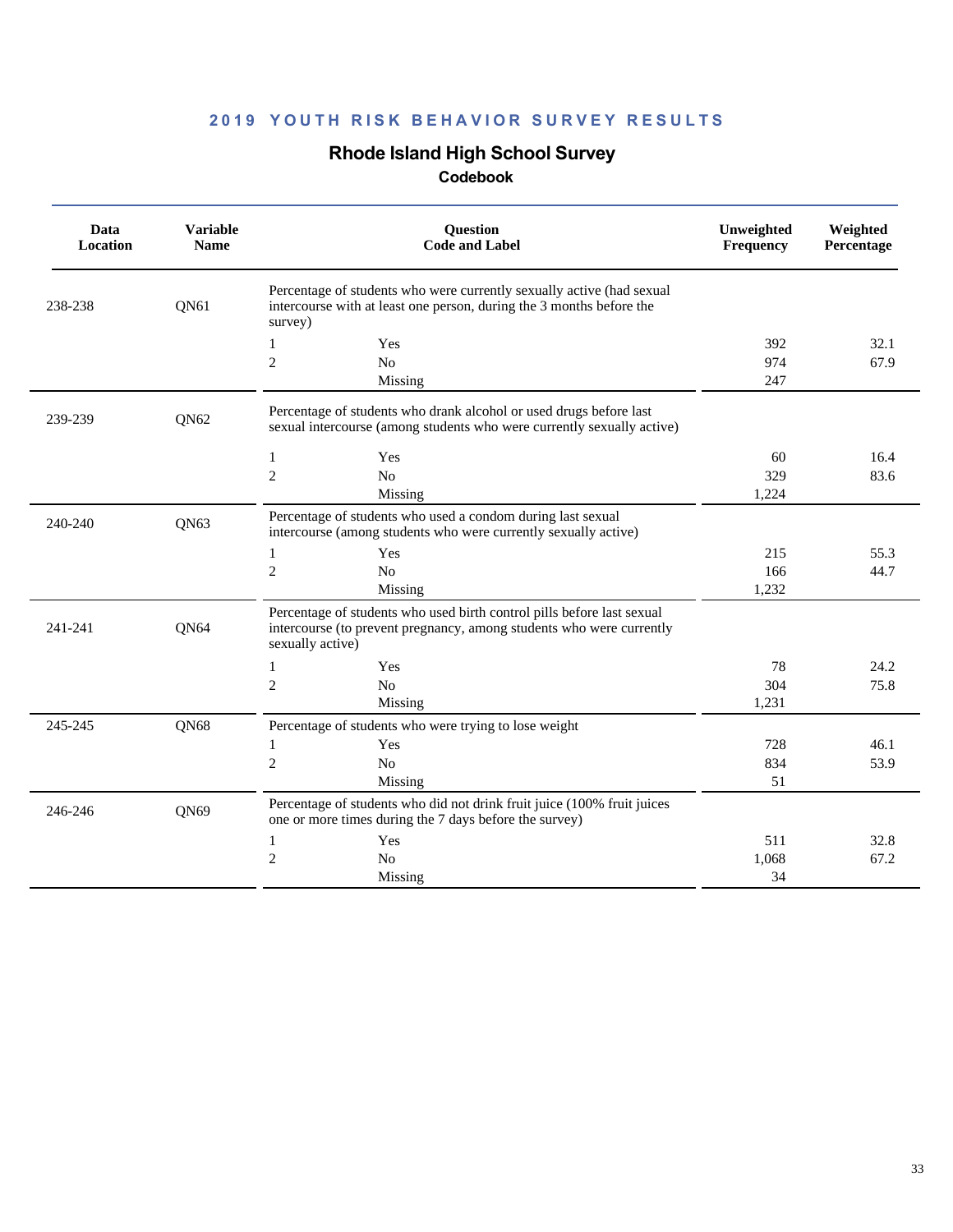## 2019 YOUTH RISK BEHAVIOR SURVEY RESULTS

# Rhode Island High School Survey

### Codebook

| Data Location | Variable Name | Question Code and Label | | Unweighted Frequency | Weighted Percentage |
|---|---|---|---|---|---|
| 238-238 | QN61 | Percentage of students who were currently sexually active (had sexual intercourse with at least one person, during the 3 months before the survey) | | | |
| | | 1 | Yes | 392 | 32.1 |
| | | 2 | No | 974 | 67.9 |
| | | | Missing | 247 | |
| 239-239 | QN62 | Percentage of students who drank alcohol or used drugs before last sexual intercourse (among students who were currently sexually active) | | | |
| | | 1 | Yes | 60 | 16.4 |
| | | 2 | No | 329 | 83.6 |
| | | | Missing | 1,224 | |
| 240-240 | QN63 | Percentage of students who used a condom during last sexual intercourse (among students who were currently sexually active) | | | |
| | | 1 | Yes | 215 | 55.3 |
| | | 2 | No | 166 | 44.7 |
| | | | Missing | 1,232 | |
| 241-241 | QN64 | Percentage of students who used birth control pills before last sexual intercourse (to prevent pregnancy, among students who were currently sexually active) | | | |
| | | 1 | Yes | 78 | 24.2 |
| | | 2 | No | 304 | 75.8 |
| | | | Missing | 1,231 | |
| 245-245 | QN68 | Percentage of students who were trying to lose weight | | | |
| | | 1 | Yes | 728 | 46.1 |
| | | 2 | No | 834 | 53.9 |
| | | | Missing | 51 | |
| 246-246 | QN69 | Percentage of students who did not drink fruit juice (100% fruit juices one or more times during the 7 days before the survey) | | | |
| | | 1 | Yes | 511 | 32.8 |
| | | 2 | No | 1,068 | 67.2 |
| | | | Missing | 34 | |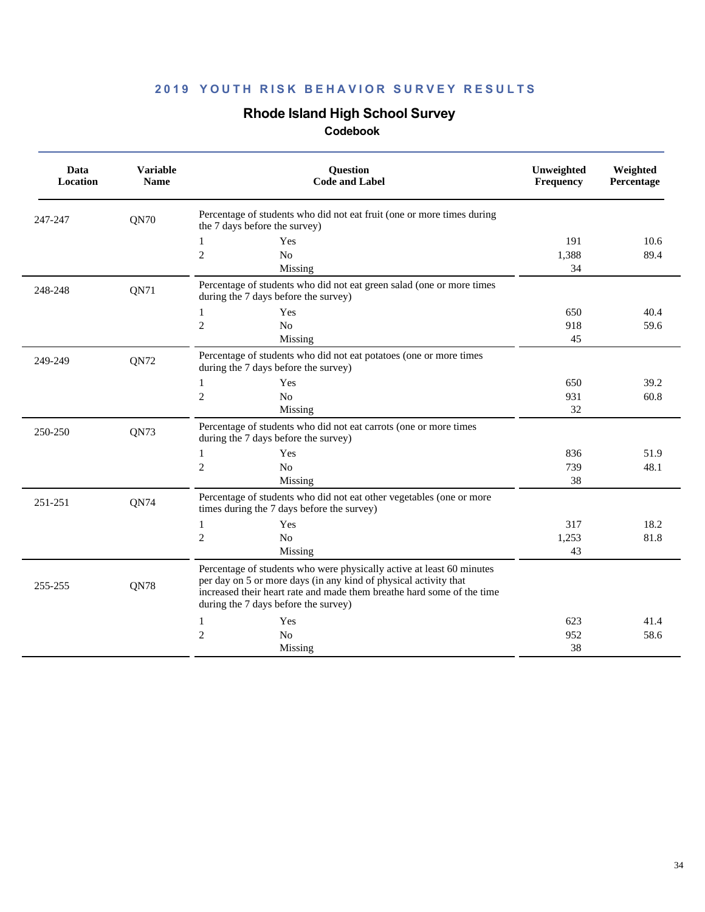## 2019 YOUTH RISK BEHAVIOR SURVEY RESULTS

# Rhode Island High School Survey

### Codebook

| Data Location | Variable Name | Question Code and Label | | Unweighted Frequency | Weighted Percentage |
|---|---|---|---|---|---|
| 247-247 | QN70 | Percentage of students who did not eat fruit (one or more times during the 7 days before the survey) | | | |
| | | 1 | Yes | 191 | 10.6 |
| | | 2 | No | 1,388 | 89.4 |
| | | | Missing | 34 | |
| 248-248 | QN71 | Percentage of students who did not eat green salad (one or more times during the 7 days before the survey) | | | |
| | | 1 | Yes | 650 | 40.4 |
| | | 2 | No | 918 | 59.6 |
| | | | Missing | 45 | |
| 249-249 | QN72 | Percentage of students who did not eat potatoes (one or more times during the 7 days before the survey) | | | |
| | | 1 | Yes | 650 | 39.2 |
| | | 2 | No | 931 | 60.8 |
| | | | Missing | 32 | |
| 250-250 | QN73 | Percentage of students who did not eat carrots (one or more times during the 7 days before the survey) | | | |
| | | 1 | Yes | 836 | 51.9 |
| | | 2 | No | 739 | 48.1 |
| | | | Missing | 38 | |
| 251-251 | QN74 | Percentage of students who did not eat other vegetables (one or more times during the 7 days before the survey) | | | |
| | | 1 | Yes | 317 | 18.2 |
| | | 2 | No | 1,253 | 81.8 |
| | | | Missing | 43 | |
| 255-255 | QN78 | Percentage of students who were physically active at least 60 minutes per day on 5 or more days (in any kind of physical activity that increased their heart rate and made them breathe hard some of the time during the 7 days before the survey) | | | |
| | | 1 | Yes | 623 | 41.4 |
| | | 2 | No | 952 | 58.6 |
| | | | Missing | 38 | |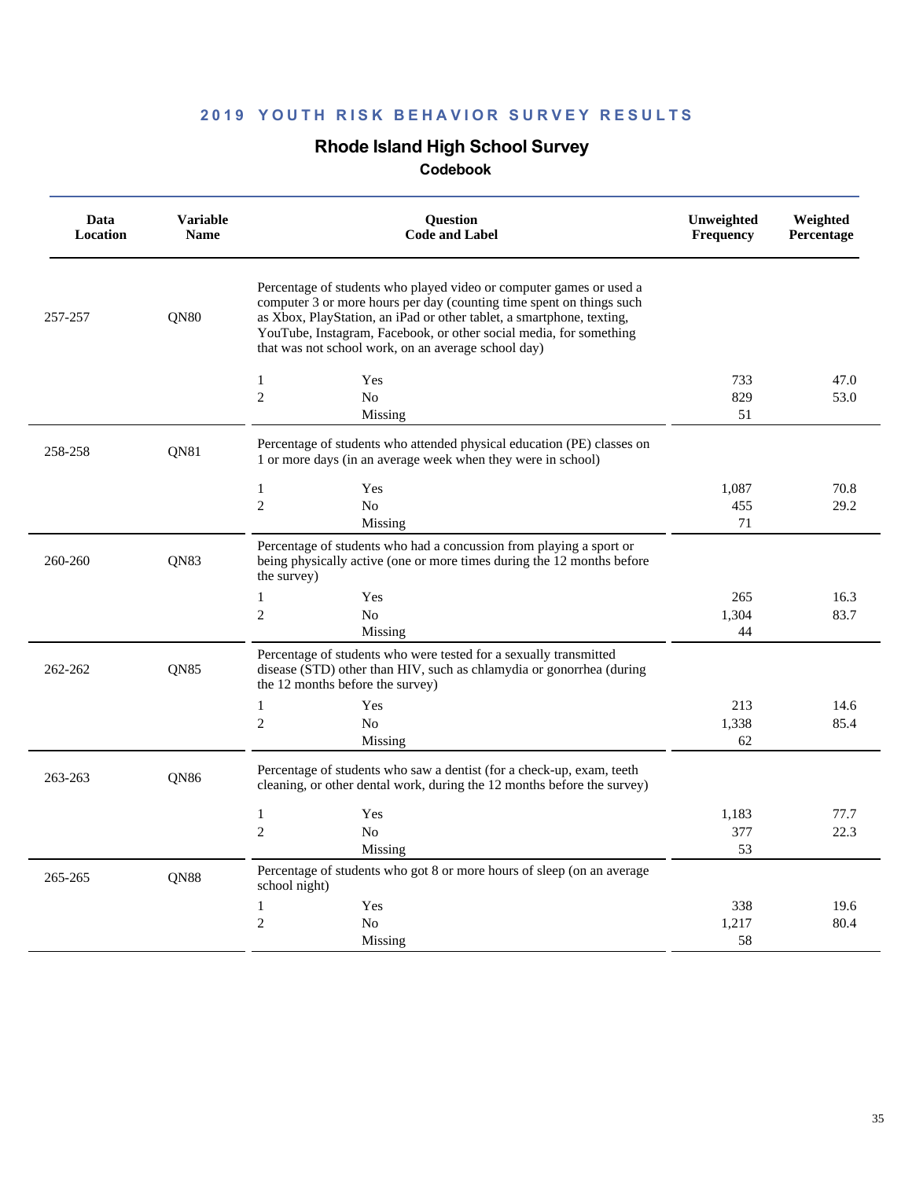## 2019 YOUTH RISK BEHAVIOR SURVEY RESULTS

### Rhode Island High School Survey

#### Codebook

| Data Location | Variable Name | Question Code and Label | | Unweighted Frequency | Weighted Percentage |
|---|---|---|---|---|---|
| 257-257 | QN80 | Percentage of students who played video or computer games or used a computer 3 or more hours per day (counting time spent on things such as Xbox, PlayStation, an iPad or other tablet, a smartphone, texting, YouTube, Instagram, Facebook, or other social media, for something that was not school work, on an average school day) | | | |
| | | 1 | Yes | 733 | 47.0 |
| | | 2 | No | 829 | 53.0 |
| | | | Missing | 51 | |
| 258-258 | QN81 | Percentage of students who attended physical education (PE) classes on 1 or more days (in an average week when they were in school) | | | |
| | | 1 | Yes | 1,087 | 70.8 |
| | | 2 | No | 455 | 29.2 |
| | | | Missing | 71 | |
| 260-260 | QN83 | Percentage of students who had a concussion from playing a sport or being physically active (one or more times during the 12 months before the survey) | | | |
| | | 1 | Yes | 265 | 16.3 |
| | | 2 | No | 1,304 | 83.7 |
| | | | Missing | 44 | |
| 262-262 | QN85 | Percentage of students who were tested for a sexually transmitted disease (STD) other than HIV, such as chlamydia or gonorrhea (during the 12 months before the survey) | | | |
| | | 1 | Yes | 213 | 14.6 |
| | | 2 | No | 1,338 | 85.4 |
| | | | Missing | 62 | |
| 263-263 | QN86 | Percentage of students who saw a dentist (for a check-up, exam, teeth cleaning, or other dental work, during the 12 months before the survey) | | | |
| | | 1 | Yes | 1,183 | 77.7 |
| | | 2 | No | 377 | 22.3 |
| | | | Missing | 53 | |
| 265-265 | QN88 | Percentage of students who got 8 or more hours of sleep (on an average school night) | | | |
| | | 1 | Yes | 338 | 19.6 |
| | | 2 | No | 1,217 | 80.4 |
| | | | Missing | 58 | |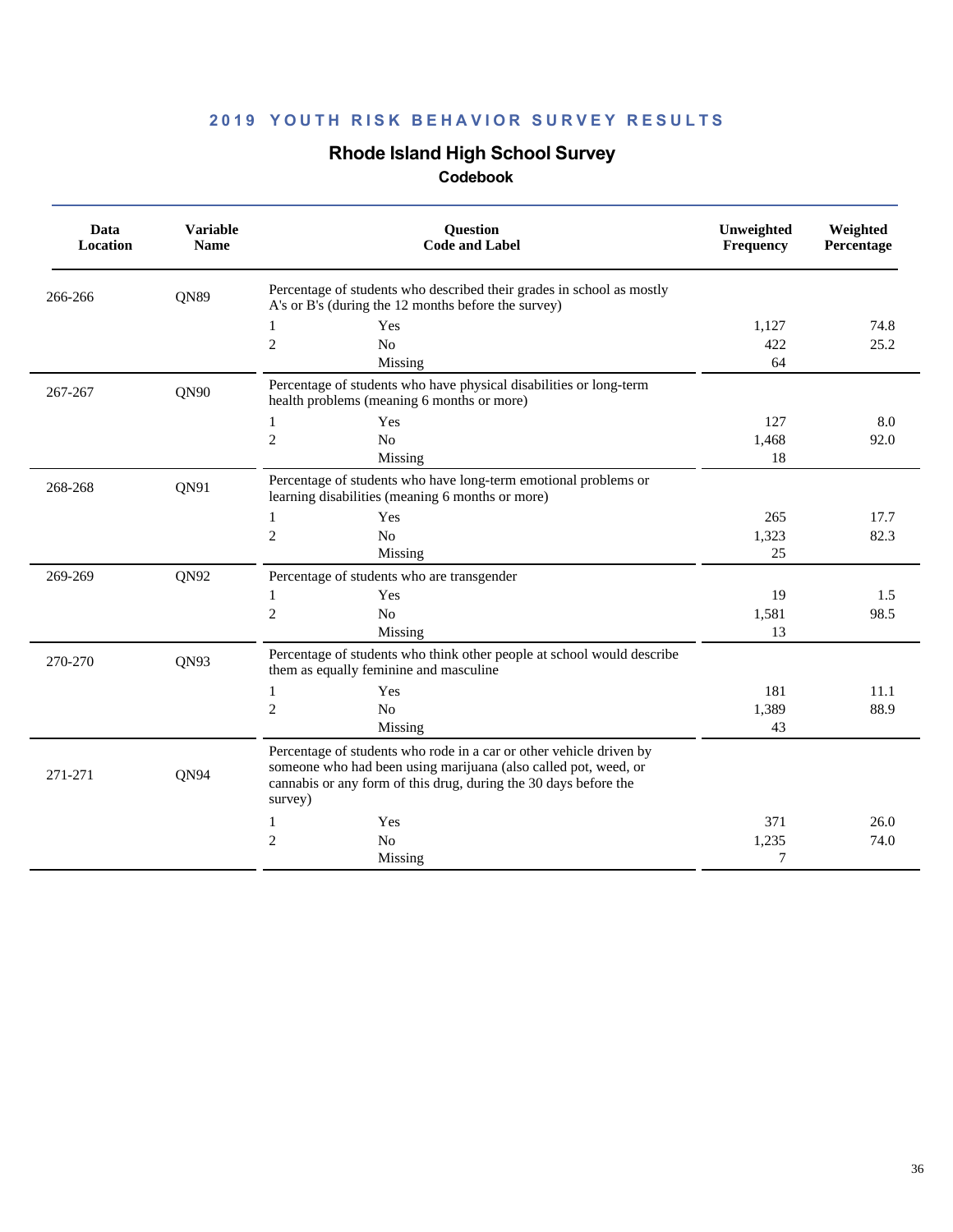## 2019 YOUTH RISK BEHAVIOR SURVEY RESULTS

# Rhode Island High School Survey

### Codebook

| Data Location | Variable Name | Question Code and Label | | Unweighted Frequency | Weighted Percentage |
|---|---|---|---|---|---|
| 266-266 | QN89 | Percentage of students who described their grades in school as mostly A's or B's (during the 12 months before the survey) | | | |
| | | 1 | Yes | 1,127 | 74.8 |
| | | 2 | No | 422 | 25.2 |
| | | | Missing | 64 | |
| 267-267 | QN90 | Percentage of students who have physical disabilities or long-term health problems (meaning 6 months or more) | | | |
| | | 1 | Yes | 127 | 8.0 |
| | | 2 | No | 1,468 | 92.0 |
| | | | Missing | 18 | |
| 268-268 | QN91 | Percentage of students who have long-term emotional problems or learning disabilities (meaning 6 months or more) | | | |
| | | 1 | Yes | 265 | 17.7 |
| | | 2 | No | 1,323 | 82.3 |
| | | | Missing | 25 | |
| 269-269 | QN92 | Percentage of students who are transgender | | | |
| | | 1 | Yes | 19 | 1.5 |
| | | 2 | No | 1,581 | 98.5 |
| | | | Missing | 13 | |
| 270-270 | QN93 | Percentage of students who think other people at school would describe them as equally feminine and masculine | | | |
| | | 1 | Yes | 181 | 11.1 |
| | | 2 | No | 1,389 | 88.9 |
| | | | Missing | 43 | |
| 271-271 | QN94 | Percentage of students who rode in a car or other vehicle driven by someone who had been using marijuana (also called pot, weed, or cannabis or any form of this drug, during the 30 days before the survey) | | | |
| | | 1 | Yes | 371 | 26.0 |
| | | 2 | No | 1,235 | 74.0 |
| | | | Missing | 7 | |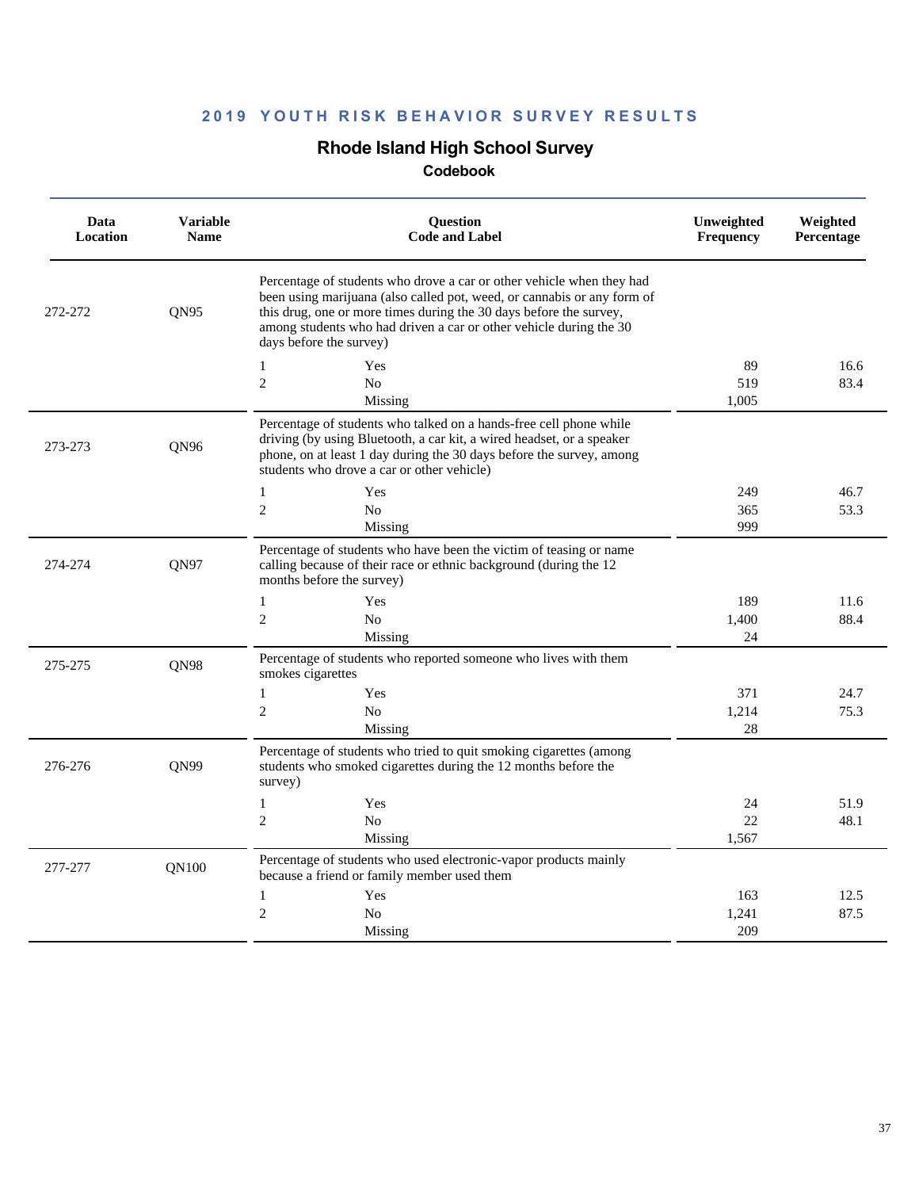## 2019 YOUTH RISK BEHAVIOR SURVEY RESULTS

### Rhode Island High School Survey

#### Codebook

| Data Location | Variable Name | Question Code and Label | | Unweighted Frequency | Weighted Percentage |
|---|---|---|---|---|---|
| 272-272 | QN95 | Percentage of students who drove a car or other vehicle when they had been using marijuana (also called pot, weed, or cannabis or any form of this drug, one or more times during the 30 days before the survey, among students who had driven a car or other vehicle during the 30 days before the survey) | | | |
| | | 1 | Yes | 89 | 16.6 |
| | | 2 | No | 519 | 83.4 |
| | | | Missing | 1,005 | |
| 273-273 | QN96 | Percentage of students who talked on a hands-free cell phone while driving (by using Bluetooth, a car kit, a wired headset, or a speaker phone, on at least 1 day during the 30 days before the survey, among students who drove a car or other vehicle) | | | |
| | | 1 | Yes | 249 | 46.7 |
| | | 2 | No | 365 | 53.3 |
| | | | Missing | 999 | |
| 274-274 | QN97 | Percentage of students who have been the victim of teasing or name calling because of their race or ethnic background (during the 12 months before the survey) | | | |
| | | 1 | Yes | 189 | 11.6 |
| | | 2 | No | 1,400 | 88.4 |
| | | | Missing | 24 | |
| 275-275 | QN98 | Percentage of students who reported someone who lives with them smokes cigarettes | | | |
| | | 1 | Yes | 371 | 24.7 |
| | | 2 | No | 1,214 | 75.3 |
| | | | Missing | 28 | |
| 276-276 | QN99 | Percentage of students who tried to quit smoking cigarettes (among students who smoked cigarettes during the 12 months before the survey) | | | |
| | | 1 | Yes | 24 | 51.9 |
| | | 2 | No | 22 | 48.1 |
| | | | Missing | 1,567 | |
| 277-277 | QN100 | Percentage of students who used electronic-vapor products mainly because a friend or family member used them | | | |
| | | 1 | Yes | 163 | 12.5 |
| | | 2 | No | 1,241 | 87.5 |
| | | | Missing | 209 | |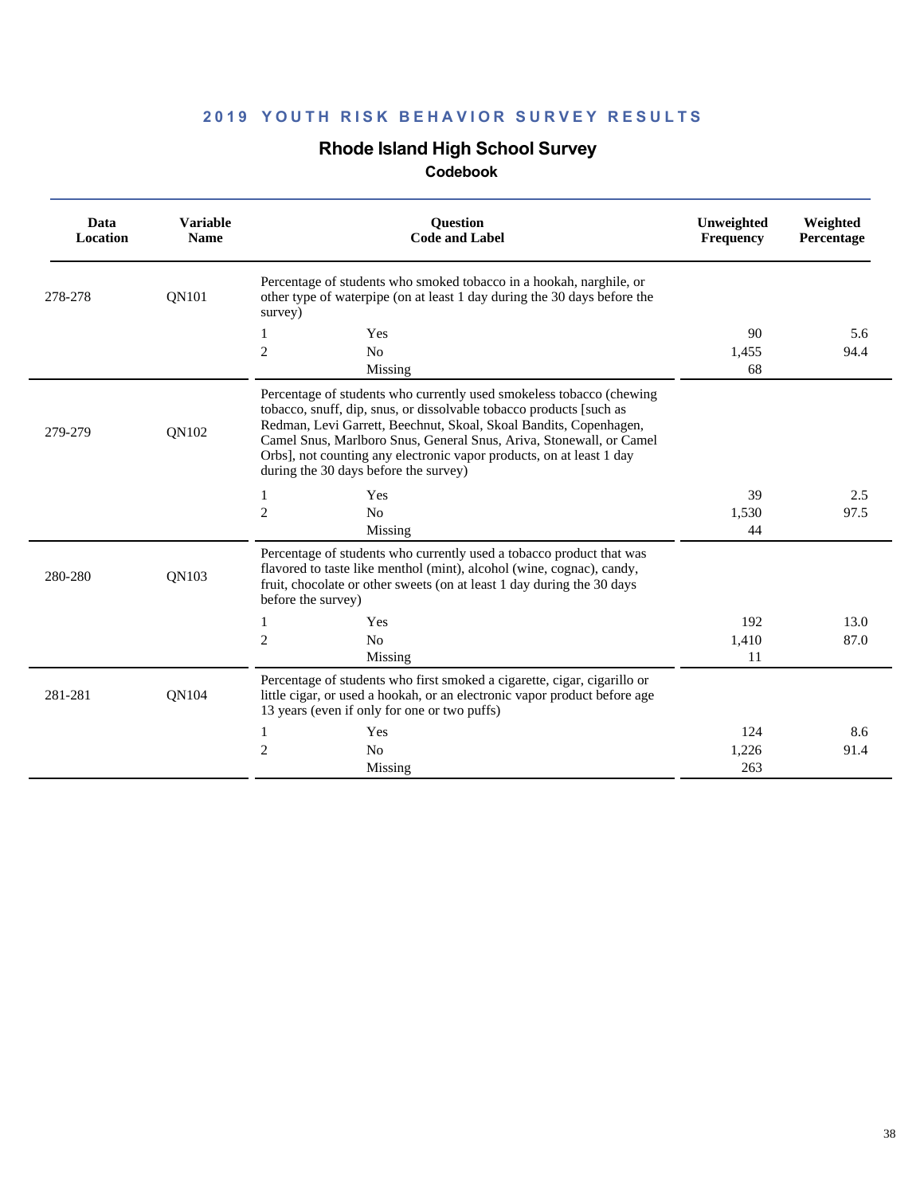## 2019 YOUTH RISK BEHAVIOR SURVEY RESULTS

# Rhode Island High School Survey

### Codebook

| Data Location | Variable Name | Question Code and Label | | Unweighted Frequency | Weighted Percentage |
|---|---|---|---|---|---|
| 278-278 | QN101 | Percentage of students who smoked tobacco in a hookah, narghile, or other type of waterpipe (on at least 1 day during the 30 days before the survey) | | | |
| | | 1 | Yes | 90 | 5.6 |
| | | 2 | No | 1,455 | 94.4 |
| | | | Missing | 68 | |
| 279-279 | QN102 | Percentage of students who currently used smokeless tobacco (chewing tobacco, snuff, dip, snus, or dissolvable tobacco products [such as Redman, Levi Garrett, Beechnut, Skoal, Skoal Bandits, Copenhagen, Camel Snus, Marlboro Snus, General Snus, Ariva, Stonewall, or Camel Orbs], not counting any electronic vapor products, on at least 1 day during the 30 days before the survey) | | | |
| | | 1 | Yes | 39 | 2.5 |
| | | 2 | No | 1,530 | 97.5 |
| | | | Missing | 44 | |
| 280-280 | QN103 | Percentage of students who currently used a tobacco product that was flavored to taste like menthol (mint), alcohol (wine, cognac), candy, fruit, chocolate or other sweets (on at least 1 day during the 30 days before the survey) | | | |
| | | 1 | Yes | 192 | 13.0 |
| | | 2 | No | 1,410 | 87.0 |
| | | | Missing | 11 | |
| 281-281 | QN104 | Percentage of students who first smoked a cigarette, cigar, cigarillo or little cigar, or used a hookah, or an electronic vapor product before age 13 years (even if only for one or two puffs) | | | |
| | | 1 | Yes | 124 | 8.6 |
| | | 2 | No | 1,226 | 91.4 |
| | | | Missing | 263 | |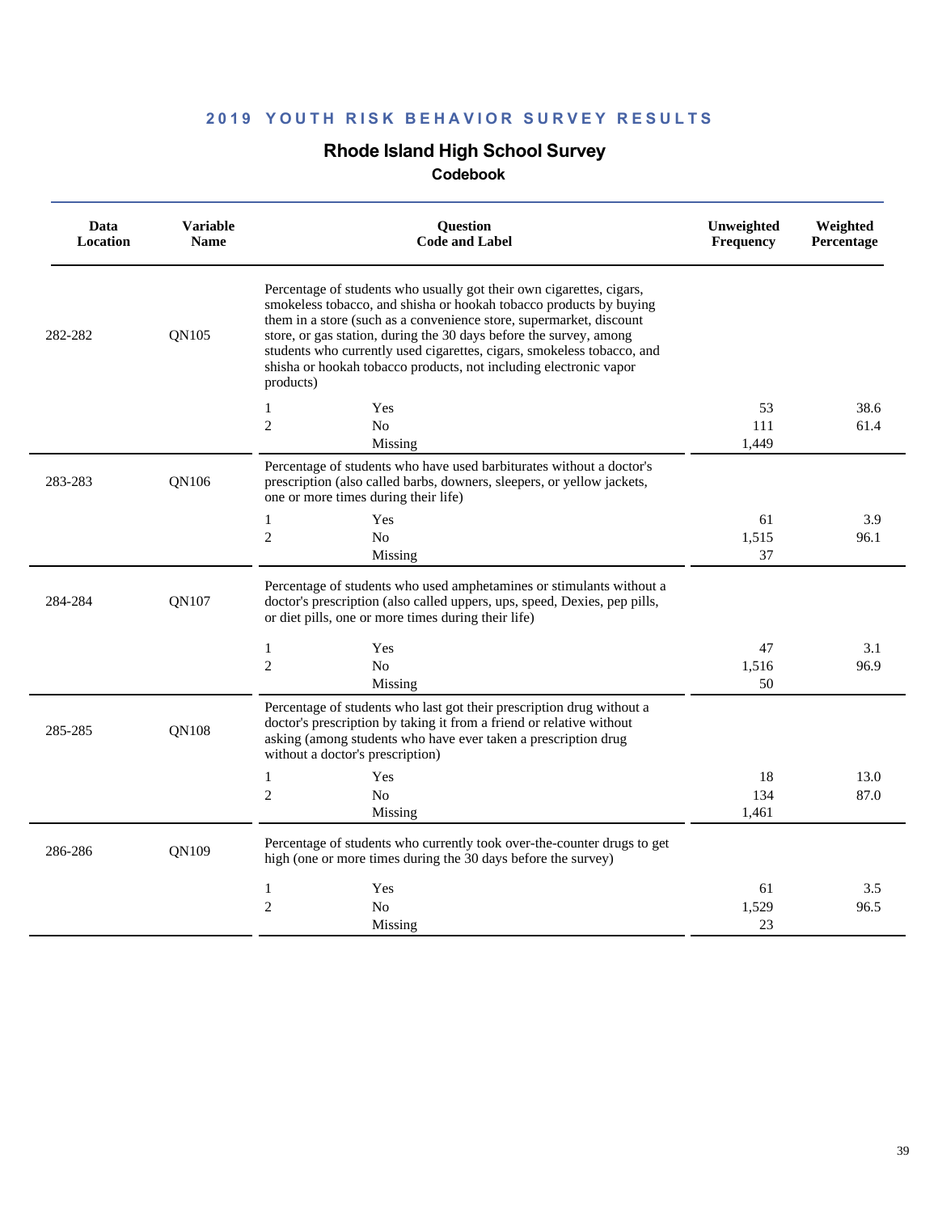## 2019 YOUTH RISK BEHAVIOR SURVEY RESULTS

# Rhode Island High School Survey

### Codebook

| Data Location | Variable Name | Question Code and Label | | Unweighted Frequency | Weighted Percentage |
|---|---|---|---|---|---|
| 282-282 | QN105 | Percentage of students who usually got their own cigarettes, cigars, smokeless tobacco, and shisha or hookah tobacco products by buying them in a store (such as a convenience store, supermarket, discount store, or gas station, during the 30 days before the survey, among students who currently used cigarettes, cigars, smokeless tobacco, and shisha or hookah tobacco products, not including electronic vapor products) | | | |
| | | 1 | Yes | 53 | 38.6 |
| | | 2 | No | 111 | 61.4 |
| | | | Missing | 1,449 | |
| 283-283 | QN106 | Percentage of students who have used barbiturates without a doctor's prescription (also called barbs, downers, sleepers, or yellow jackets, one or more times during their life) | | | |
| | | 1 | Yes | 61 | 3.9 |
| | | 2 | No | 1,515 | 96.1 |
| | | | Missing | 37 | |
| 284-284 | QN107 | Percentage of students who used amphetamines or stimulants without a doctor's prescription (also called uppers, ups, speed, Dexies, pep pills, or diet pills, one or more times during their life) | | | |
| | | 1 | Yes | 47 | 3.1 |
| | | 2 | No | 1,516 | 96.9 |
| | | | Missing | 50 | |
| 285-285 | QN108 | Percentage of students who last got their prescription drug without a doctor's prescription by taking it from a friend or relative without asking (among students who have ever taken a prescription drug without a doctor's prescription) | | | |
| | | 1 | Yes | 18 | 13.0 |
| | | 2 | No | 134 | 87.0 |
| | | | Missing | 1,461 | |
| 286-286 | QN109 | Percentage of students who currently took over-the-counter drugs to get high (one or more times during the 30 days before the survey) | | | |
| | | 1 | Yes | 61 | 3.5 |
| | | 2 | No | 1,529 | 96.5 |
| | | | Missing | 23 | |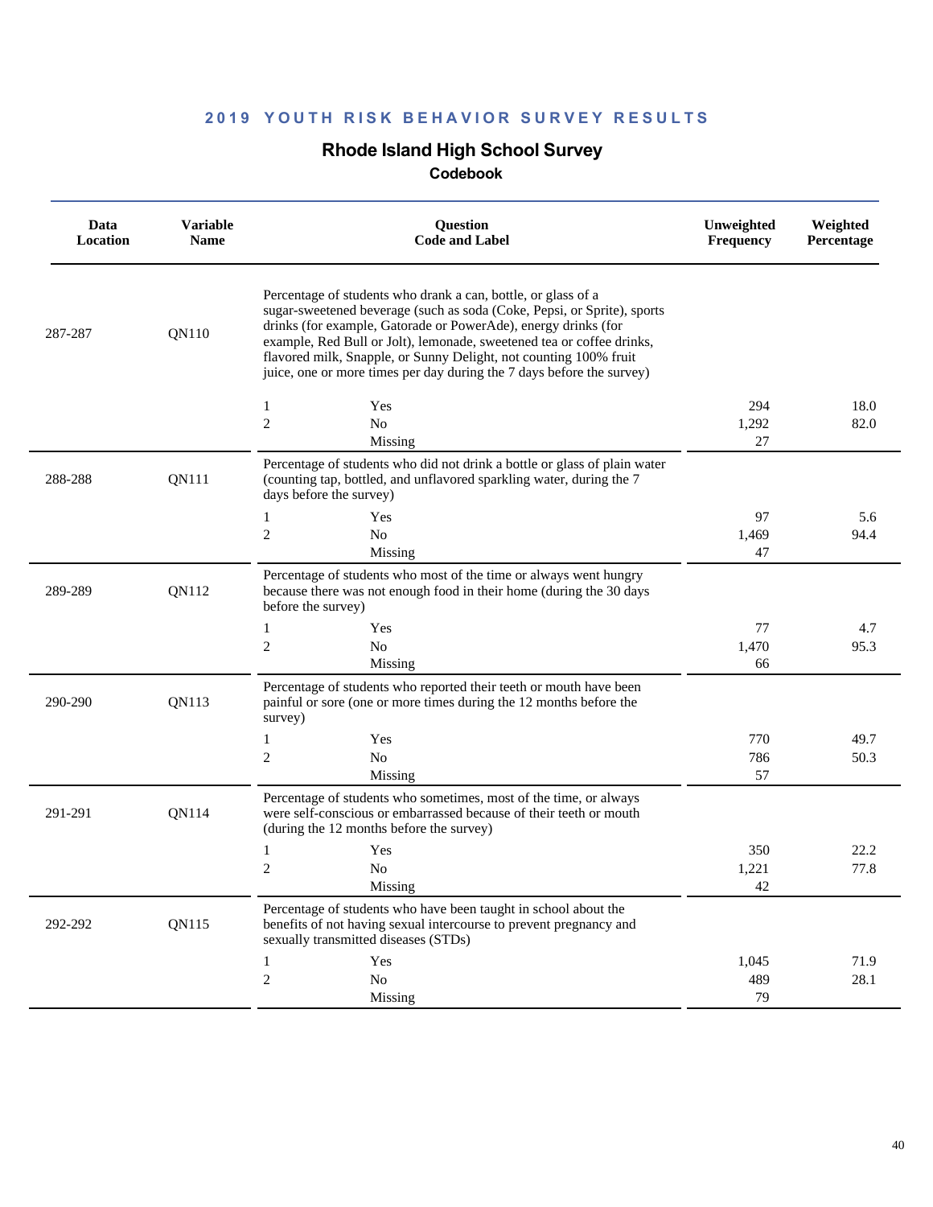## 2019 YOUTH RISK BEHAVIOR SURVEY RESULTS

### Rhode Island High School Survey

**Codebook**

| Data Location | Variable Name | Question Code and Label | | Unweighted Frequency | Weighted Percentage |
|---|---|---|---|---|---|
| 287-287 | QN110 | Percentage of students who drank a can, bottle, or glass of a sugar-sweetened beverage (such as soda (Coke, Pepsi, or Sprite), sports drinks (for example, Gatorade or PowerAde), energy drinks (for example, Red Bull or Jolt), lemonade, sweetened tea or coffee drinks, flavored milk, Snapple, or Sunny Delight, not counting 100% fruit juice, one or more times per day during the 7 days before the survey) | | | |
| | | 1 | Yes | 294 | 18.0 |
| | | 2 | No | 1,292 | 82.0 |
| | | | Missing | 27 | |
| 288-288 | QN111 | Percentage of students who did not drink a bottle or glass of plain water (counting tap, bottled, and unflavored sparkling water, during the 7 days before the survey) | | | |
| | | 1 | Yes | 97 | 5.6 |
| | | 2 | No | 1,469 | 94.4 |
| | | | Missing | 47 | |
| 289-289 | QN112 | Percentage of students who most of the time or always went hungry because there was not enough food in their home (during the 30 days before the survey) | | | |
| | | 1 | Yes | 77 | 4.7 |
| | | 2 | No | 1,470 | 95.3 |
| | | | Missing | 66 | |
| 290-290 | QN113 | Percentage of students who reported their teeth or mouth have been painful or sore (one or more times during the 12 months before the survey) | | | |
| | | 1 | Yes | 770 | 49.7 |
| | | 2 | No | 786 | 50.3 |
| | | | Missing | 57 | |
| 291-291 | QN114 | Percentage of students who sometimes, most of the time, or always were self-conscious or embarrassed because of their teeth or mouth (during the 12 months before the survey) | | | |
| | | 1 | Yes | 350 | 22.2 |
| | | 2 | No | 1,221 | 77.8 |
| | | | Missing | 42 | |
| 292-292 | QN115 | Percentage of students who have been taught in school about the benefits of not having sexual intercourse to prevent pregnancy and sexually transmitted diseases (STDs) | | | |
| | | 1 | Yes | 1,045 | 71.9 |
| | | 2 | No | 489 | 28.1 |
| | | | Missing | 79 | |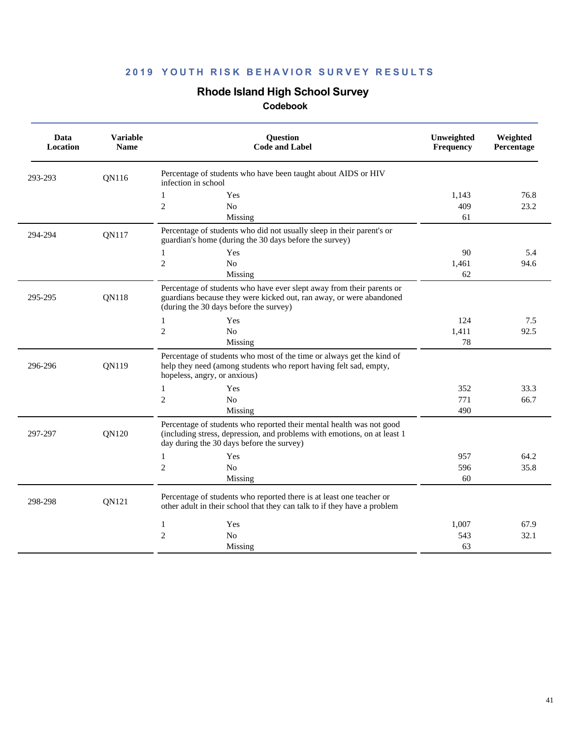## 2019 YOUTH RISK BEHAVIOR SURVEY RESULTS

### Rhode Island High School Survey

#### Codebook

| Data Location | Variable Name | Question Code and Label | | Unweighted Frequency | Weighted Percentage |
|---|---|---|---|---|---|
| 293-293 | QN116 | Percentage of students who have been taught about AIDS or HIV infection in school | | | |
| | | 1 | Yes | 1,143 | 76.8 |
| | | 2 | No | 409 | 23.2 |
| | | | Missing | 61 | |
| 294-294 | QN117 | Percentage of students who did not usually sleep in their parent's or guardian's home (during the 30 days before the survey) | | | |
| | | 1 | Yes | 90 | 5.4 |
| | | 2 | No | 1,461 | 94.6 |
| | | | Missing | 62 | |
| 295-295 | QN118 | Percentage of students who have ever slept away from their parents or guardians because they were kicked out, ran away, or were abandoned (during the 30 days before the survey) | | | |
| | | 1 | Yes | 124 | 7.5 |
| | | 2 | No | 1,411 | 92.5 |
| | | | Missing | 78 | |
| 296-296 | QN119 | Percentage of students who most of the time or always get the kind of help they need (among students who report having felt sad, empty, hopeless, angry, or anxious) | | | |
| | | 1 | Yes | 352 | 33.3 |
| | | 2 | No | 771 | 66.7 |
| | | | Missing | 490 | |
| 297-297 | QN120 | Percentage of students who reported their mental health was not good (including stress, depression, and problems with emotions, on at least 1 day during the 30 days before the survey) | | | |
| | | 1 | Yes | 957 | 64.2 |
| | | 2 | No | 596 | 35.8 |
| | | | Missing | 60 | |
| 298-298 | QN121 | Percentage of students who reported there is at least one teacher or other adult in their school that they can talk to if they have a problem | | | |
| | | 1 | Yes | 1,007 | 67.9 |
| | | 2 | No | 543 | 32.1 |
| | | | Missing | 63 | |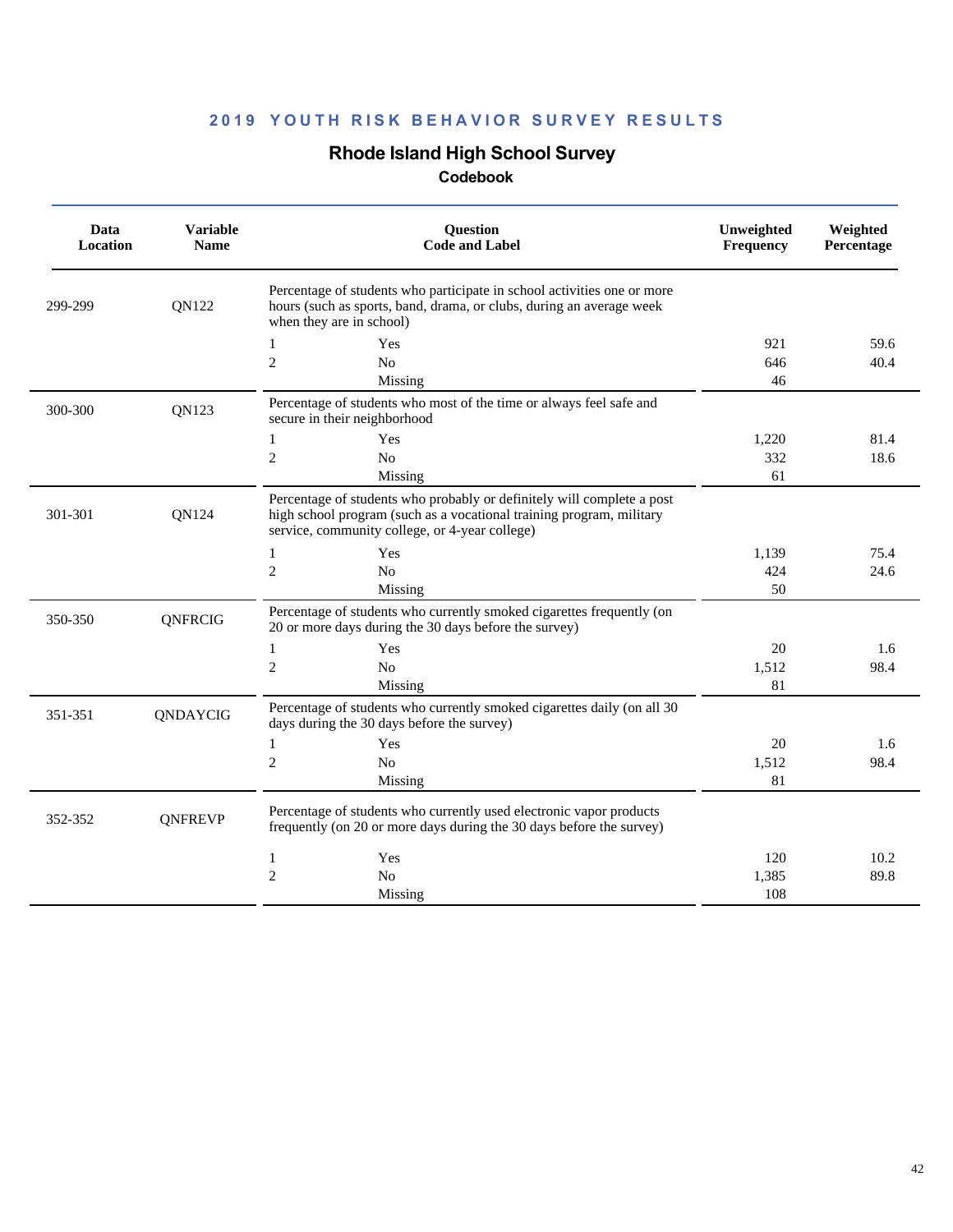## 2019 YOUTH RISK BEHAVIOR SURVEY RESULTS

# Rhode Island High School Survey

### Codebook

| Data Location | Variable Name | Question Code and Label | | Unweighted Frequency | Weighted Percentage |
|---|---|---|---|---|---|
| 299-299 | QN122 | Percentage of students who participate in school activities one or more hours (such as sports, band, drama, or clubs, during an average week when they are in school) | | | |
| | | 1 | Yes | 921 | 59.6 |
| | | 2 | No | 646 | 40.4 |
| | | | Missing | 46 | |
| 300-300 | QN123 | Percentage of students who most of the time or always feel safe and secure in their neighborhood | | | |
| | | 1 | Yes | 1,220 | 81.4 |
| | | 2 | No | 332 | 18.6 |
| | | | Missing | 61 | |
| 301-301 | QN124 | Percentage of students who probably or definitely will complete a post high school program (such as a vocational training program, military service, community college, or 4-year college) | | | |
| | | 1 | Yes | 1,139 | 75.4 |
| | | 2 | No | 424 | 24.6 |
| | | | Missing | 50 | |
| 350-350 | QNFRCIG | Percentage of students who currently smoked cigarettes frequently (on 20 or more days during the 30 days before the survey) | | | |
| | | 1 | Yes | 20 | 1.6 |
| | | 2 | No | 1,512 | 98.4 |
| | | | Missing | 81 | |
| 351-351 | QNDAYCIG | Percentage of students who currently smoked cigarettes daily (on all 30 days during the 30 days before the survey) | | | |
| | | 1 | Yes | 20 | 1.6 |
| | | 2 | No | 1,512 | 98.4 |
| | | | Missing | 81 | |
| 352-352 | QNFREVP | Percentage of students who currently used electronic vapor products frequently (on 20 or more days during the 30 days before the survey) | | | |
| | | 1 | Yes | 120 | 10.2 |
| | | 2 | No | 1,385 | 89.8 |
| | | | Missing | 108 | |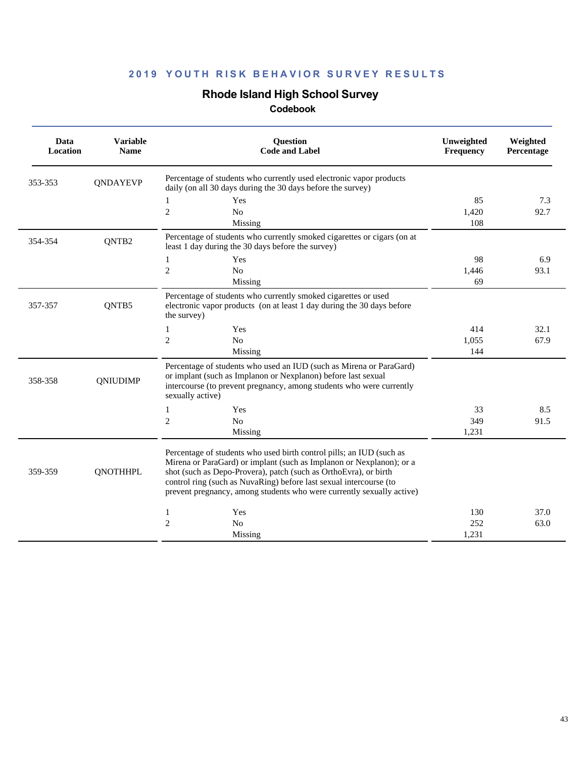# 2019 YOUTH RISK BEHAVIOR SURVEY RESULTS

## Rhode Island High School Survey

### Codebook

| Data Location | Variable Name | Question Code and Label | | Unweighted Frequency | Weighted Percentage |
|---|---|---|---|---|---|
| 353-353 | QNDAYEVP | Percentage of students who currently used electronic vapor products daily (on all 30 days during the 30 days before the survey) | | | |
| | | 1 | Yes | 85 | 7.3 |
| | | 2 | No | 1,420 | 92.7 |
| | | | Missing | 108 | |
| 354-354 | QNTB2 | Percentage of students who currently smoked cigarettes or cigars (on at least 1 day during the 30 days before the survey) | | | |
| | | 1 | Yes | 98 | 6.9 |
| | | 2 | No | 1,446 | 93.1 |
| | | | Missing | 69 | |
| 357-357 | QNTB5 | Percentage of students who currently smoked cigarettes or used electronic vapor products (on at least 1 day during the 30 days before the survey) | | | |
| | | 1 | Yes | 414 | 32.1 |
| | | 2 | No | 1,055 | 67.9 |
| | | | Missing | 144 | |
| 358-358 | QNIUDIMP | Percentage of students who used an IUD (such as Mirena or ParaGard) or implant (such as Implanon or Nexplanon) before last sexual intercourse (to prevent pregnancy, among students who were currently sexually active) | | | |
| | | 1 | Yes | 33 | 8.5 |
| | | 2 | No | 349 | 91.5 |
| | | | Missing | 1,231 | |
| 359-359 | QNOTHHPL | Percentage of students who used birth control pills; an IUD (such as Mirena or ParaGard) or implant (such as Implanon or Nexplanon); or a shot (such as Depo-Provera), patch (such as OrthoEvra), or birth control ring (such as NuvaRing) before last sexual intercourse (to prevent pregnancy, among students who were currently sexually active) | | | |
| | | 1 | Yes | 130 | 37.0 |
| | | 2 | No | 252 | 63.0 |
| | | | Missing | 1,231 | |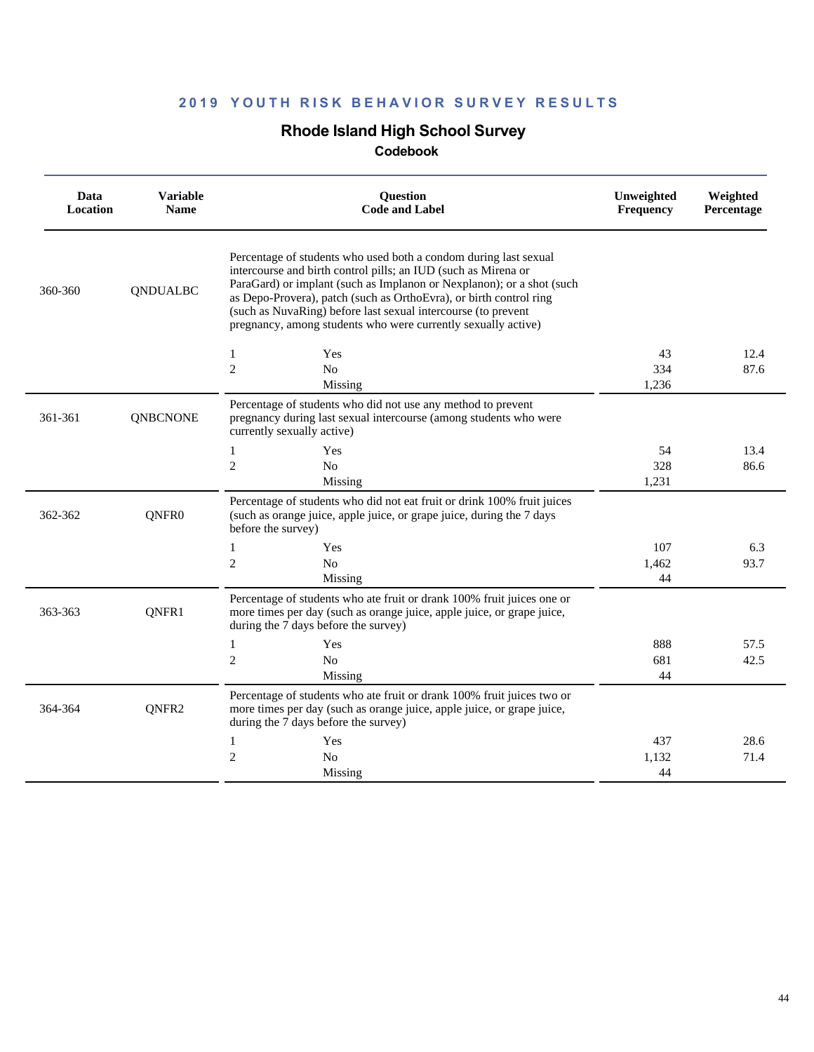## 2019 YOUTH RISK BEHAVIOR SURVEY RESULTS

### Rhode Island High School Survey

**Codebook**

| Data Location | Variable Name | Question Code and Label | | Unweighted Frequency | Weighted Percentage |
|---|---|---|---|---|---|
| 360-360 | QNDUALBC | Percentage of students who used both a condom during last sexual intercourse and birth control pills; an IUD (such as Mirena or ParaGard) or implant (such as Implanon or Nexplanon); or a shot (such as Depo-Provera), patch (such as OrthoEvra), or birth control ring (such as NuvaRing) before last sexual intercourse (to prevent pregnancy, among students who were currently sexually active) | | | |
| | | 1 | Yes | 43 | 12.4 |
| | | 2 | No | 334 | 87.6 |
| | | | Missing | 1,236 | |
| 361-361 | QNBCNONE | Percentage of students who did not use any method to prevent pregnancy during last sexual intercourse (among students who were currently sexually active) | | | |
| | | 1 | Yes | 54 | 13.4 |
| | | 2 | No | 328 | 86.6 |
| | | | Missing | 1,231 | |
| 362-362 | QNFR0 | Percentage of students who did not eat fruit or drink 100% fruit juices (such as orange juice, apple juice, or grape juice, during the 7 days before the survey) | | | |
| | | 1 | Yes | 107 | 6.3 |
| | | 2 | No | 1,462 | 93.7 |
| | | | Missing | 44 | |
| 363-363 | QNFR1 | Percentage of students who ate fruit or drank 100% fruit juices one or more times per day (such as orange juice, apple juice, or grape juice, during the 7 days before the survey) | | | |
| | | 1 | Yes | 888 | 57.5 |
| | | 2 | No | 681 | 42.5 |
| | | | Missing | 44 | |
| 364-364 | QNFR2 | Percentage of students who ate fruit or drank 100% fruit juices two or more times per day (such as orange juice, apple juice, or grape juice, during the 7 days before the survey) | | | |
| | | 1 | Yes | 437 | 28.6 |
| | | 2 | No | 1,132 | 71.4 |
| | | | Missing | 44 | |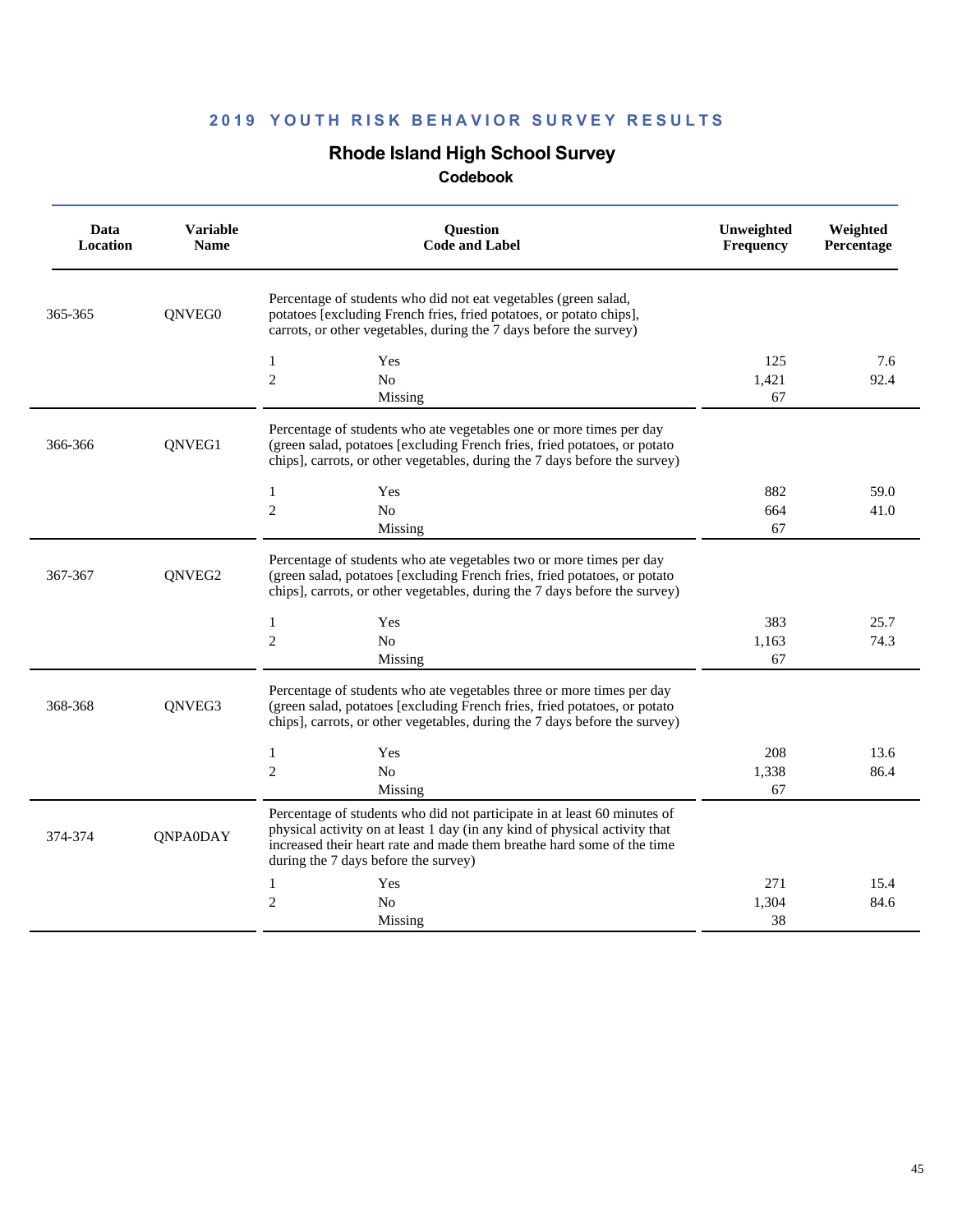## 2019 YOUTH RISK BEHAVIOR SURVEY RESULTS

# Rhode Island High School Survey

### Codebook

| Data Location | Variable Name | Question Code and Label | | Unweighted Frequency | Weighted Percentage |
|---|---|---|---|---|---|
| 365-365 | QNVEG0 | Percentage of students who did not eat vegetables (green salad, potatoes [excluding French fries, fried potatoes, or potato chips], carrots, or other vegetables, during the 7 days before the survey) | | | |
| | | 1 | Yes | 125 | 7.6 |
| | | 2 | No | 1,421 | 92.4 |
| | | | Missing | 67 | |
| 366-366 | QNVEG1 | Percentage of students who ate vegetables one or more times per day (green salad, potatoes [excluding French fries, fried potatoes, or potato chips], carrots, or other vegetables, during the 7 days before the survey) | | | |
| | | 1 | Yes | 882 | 59.0 |
| | | 2 | No | 664 | 41.0 |
| | | | Missing | 67 | |
| 367-367 | QNVEG2 | Percentage of students who ate vegetables two or more times per day (green salad, potatoes [excluding French fries, fried potatoes, or potato chips], carrots, or other vegetables, during the 7 days before the survey) | | | |
| | | 1 | Yes | 383 | 25.7 |
| | | 2 | No | 1,163 | 74.3 |
| | | | Missing | 67 | |
| 368-368 | QNVEG3 | Percentage of students who ate vegetables three or more times per day (green salad, potatoes [excluding French fries, fried potatoes, or potato chips], carrots, or other vegetables, during the 7 days before the survey) | | | |
| | | 1 | Yes | 208 | 13.6 |
| | | 2 | No | 1,338 | 86.4 |
| | | | Missing | 67 | |
| 374-374 | QNPA0DAY | Percentage of students who did not participate in at least 60 minutes of physical activity on at least 1 day (in any kind of physical activity that increased their heart rate and made them breathe hard some of the time during the 7 days before the survey) | | | |
| | | 1 | Yes | 271 | 15.4 |
| | | 2 | No | 1,304 | 84.6 |
| | | | Missing | 38 | |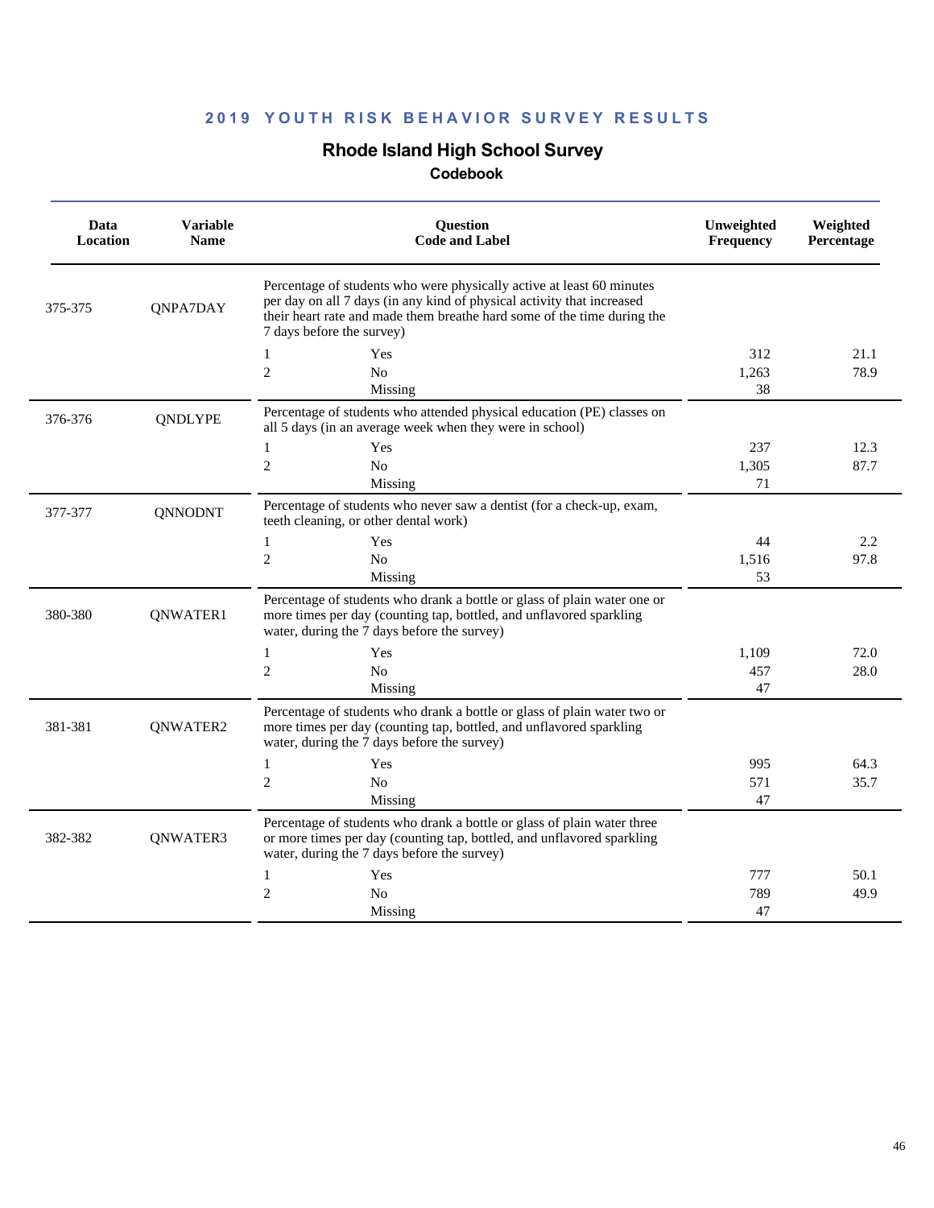## 2019 YOUTH RISK BEHAVIOR SURVEY RESULTS

### Rhode Island High School Survey

#### Codebook

| Data Location | Variable Name | Question Code and Label | | Unweighted Frequency | Weighted Percentage |
|---|---|---|---|---|---|
| 375-375 | QNPA7DAY | Percentage of students who were physically active at least 60 minutes per day on all 7 days (in any kind of physical activity that increased their heart rate and made them breathe hard some of the time during the 7 days before the survey) | | | |
| | | 1 | Yes | 312 | 21.1 |
| | | 2 | No | 1,263 | 78.9 |
| | | | Missing | 38 | |
| 376-376 | QNDLYPE | Percentage of students who attended physical education (PE) classes on all 5 days (in an average week when they were in school) | | | |
| | | 1 | Yes | 237 | 12.3 |
| | | 2 | No | 1,305 | 87.7 |
| | | | Missing | 71 | |
| 377-377 | QNNODNT | Percentage of students who never saw a dentist (for a check-up, exam, teeth cleaning, or other dental work) | | | |
| | | 1 | Yes | 44 | 2.2 |
| | | 2 | No | 1,516 | 97.8 |
| | | | Missing | 53 | |
| 380-380 | QNWATER1 | Percentage of students who drank a bottle or glass of plain water one or more times per day (counting tap, bottled, and unflavored sparkling water, during the 7 days before the survey) | | | |
| | | 1 | Yes | 1,109 | 72.0 |
| | | 2 | No | 457 | 28.0 |
| | | | Missing | 47 | |
| 381-381 | QNWATER2 | Percentage of students who drank a bottle or glass of plain water two or more times per day (counting tap, bottled, and unflavored sparkling water, during the 7 days before the survey) | | | |
| | | 1 | Yes | 995 | 64.3 |
| | | 2 | No | 571 | 35.7 |
| | | | Missing | 47 | |
| 382-382 | QNWATER3 | Percentage of students who drank a bottle or glass of plain water three or more times per day (counting tap, bottled, and unflavored sparkling water, during the 7 days before the survey) | | | |
| | | 1 | Yes | 777 | 50.1 |
| | | 2 | No | 789 | 49.9 |
| | | | Missing | 47 | |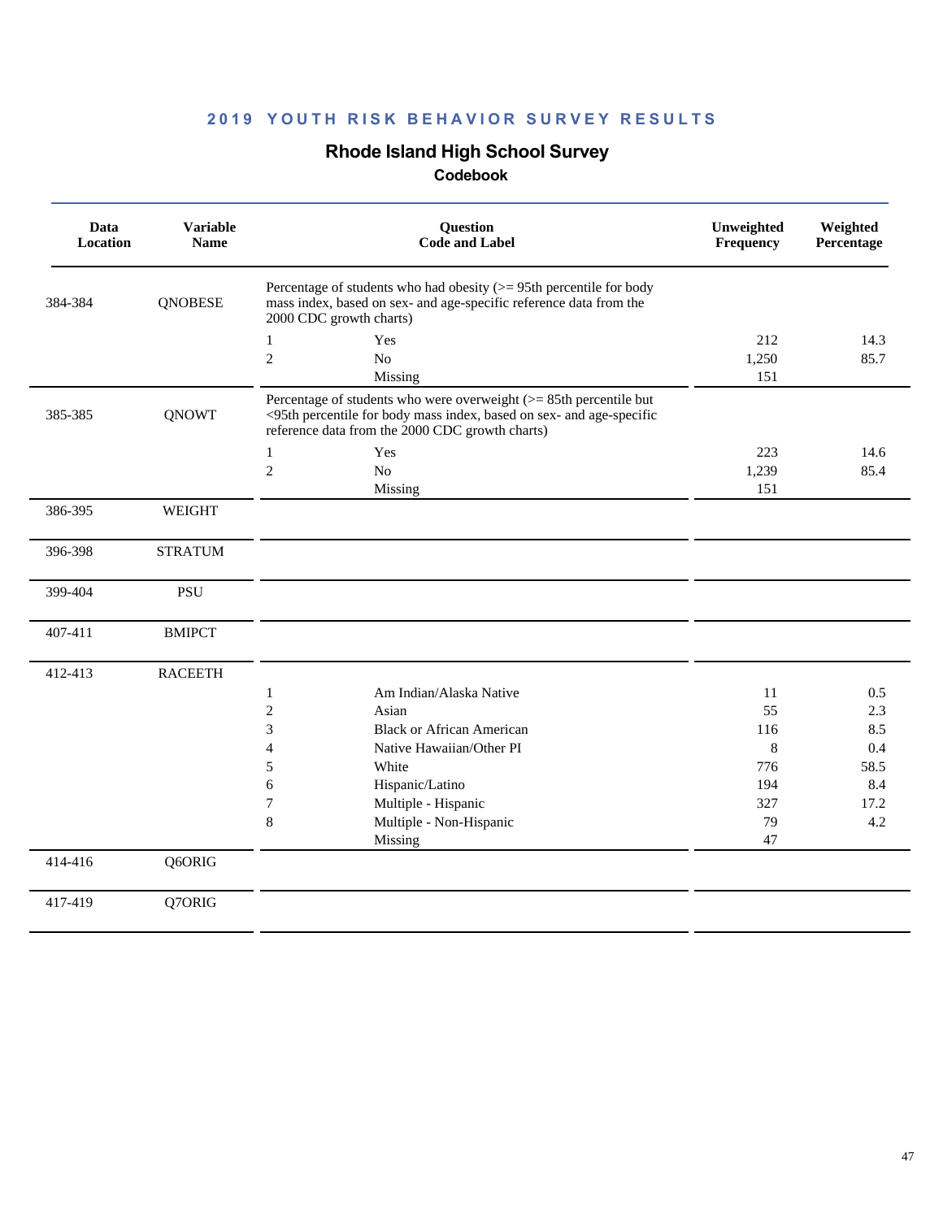## 2019 YOUTH RISK BEHAVIOR SURVEY RESULTS

## Rhode Island High School Survey

### Codebook

| Data Location | Variable Name | Question Code and Label | | Unweighted Frequency | Weighted Percentage |
|---|---|---|---|---|---|
| 384-384 | QNOBESE | Percentage of students who had obesity (>= 95th percentile for body mass index, based on sex- and age-specific reference data from the 2000 CDC growth charts) | | | |
| | | 1 | Yes | 212 | 14.3 |
| | | 2 | No | 1,250 | 85.7 |
| | | | Missing | 151 | |
| 385-385 | QNOWT | Percentage of students who were overweight (>= 85th percentile but <95th percentile for body mass index, based on sex- and age-specific reference data from the 2000 CDC growth charts) | | | |
| | | 1 | Yes | 223 | 14.6 |
| | | 2 | No | 1,239 | 85.4 |
| | | | Missing | 151 | |
| 386-395 | WEIGHT | | | | |
| 396-398 | STRATUM | | | | |
| 399-404 | PSU | | | | |
| 407-411 | BMIPCT | | | | |
| 412-413 | RACEETH | | | | |
| | | 1 | Am Indian/Alaska Native | 11 | 0.5 |
| | | 2 | Asian | 55 | 2.3 |
| | | 3 | Black or African American | 116 | 8.5 |
| | | 4 | Native Hawaiian/Other PI | 8 | 0.4 |
| | | 5 | White | 776 | 58.5 |
| | | 6 | Hispanic/Latino | 194 | 8.4 |
| | | 7 | Multiple - Hispanic | 327 | 17.2 |
| | | 8 | Multiple - Non-Hispanic | 79 | 4.2 |
| | | | Missing | 47 | |
| 414-416 | Q6ORIG | | | | |
| 417-419 | Q7ORIG | | | | |